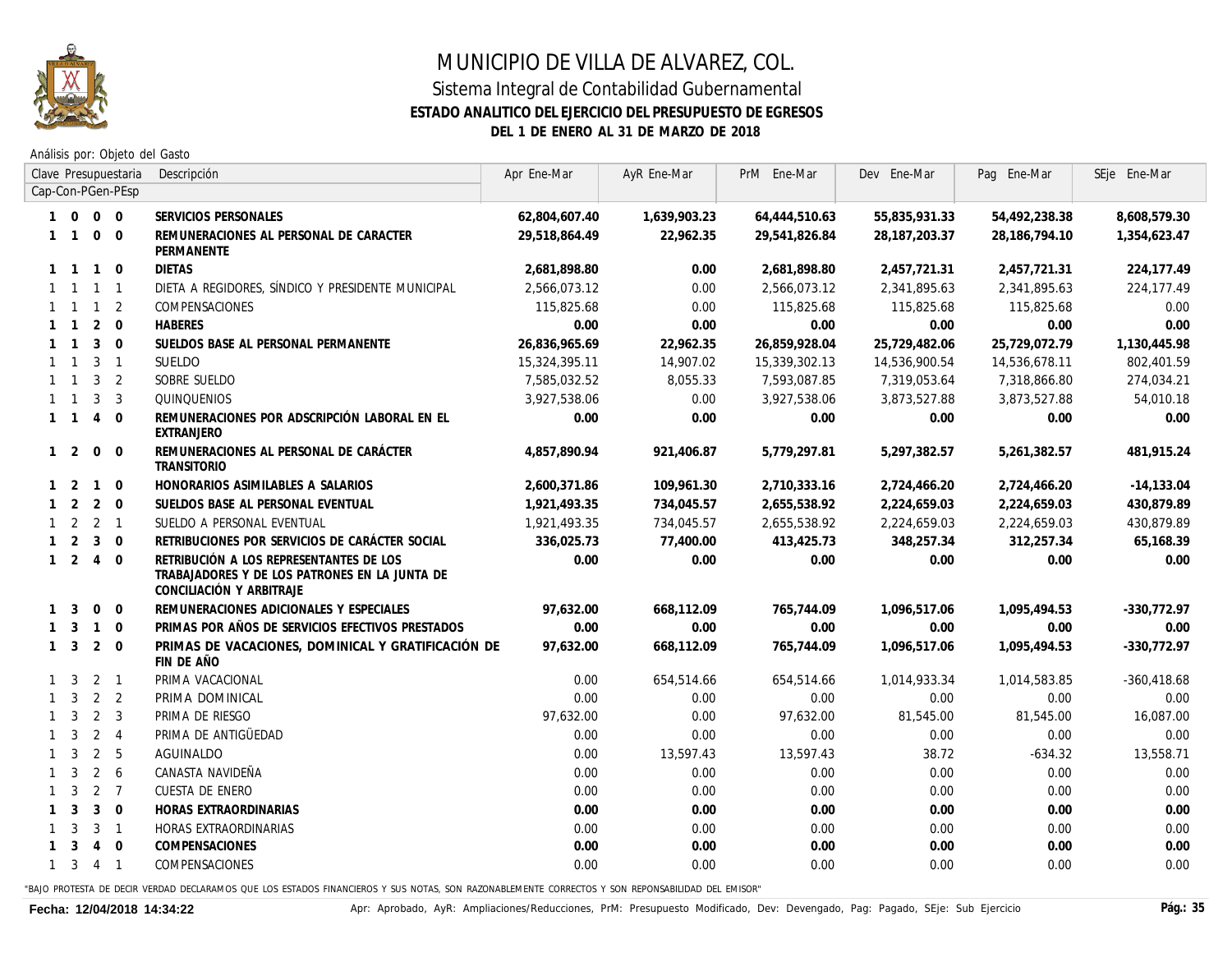# MUNICIPIO DE VILLA DE ALVAREZ, COL.

## Sistema Integral de Contabilidad Gubernamental

### ESTADO ANALITICO DEL EJERCICIO DEL PRESUPUESTO DE EGRESOS

### DEL 1 DE ENERO AL 31 DE MARZO DE 2018

Análisis por: Objeto del Gasto

| Clave Presupuestaria Cap-Con-PGen-PEsp | Descripción | Apr Ene-Mar | AyR Ene-Mar | PrM Ene-Mar | Dev Ene-Mar | Pag Ene-Mar | SEje Ene-Mar |
|---|---|---|---|---|---|---|---|
| **1 0 0 0** | **SERVICIOS PERSONALES** | **62,804,607.40** | **1,639,903.23** | **64,444,510.63** | **55,835,931.33** | **54,492,238.38** | **8,608,579.30** |
| **1 1 0 0** | **REMUNERACIONES AL PERSONAL DE CARACTER PERMANENTE** | **29,518,864.49** | **22,962.35** | **29,541,826.84** | **28,187,203.37** | **28,186,794.10** | **1,354,623.47** |
| **1 1 1 0** | **DIETAS** | **2,681,898.80** | **0.00** | **2,681,898.80** | **2,457,721.31** | **2,457,721.31** | **224,177.49** |
| 1 1 1 1 | DIETA A REGIDORES, SÍNDICO Y PRESIDENTE MUNICIPAL | 2,566,073.12 | 0.00 | 2,566,073.12 | 2,341,895.63 | 2,341,895.63 | 224,177.49 |
| 1 1 1 2 | COMPENSACIONES | 115,825.68 | 0.00 | 115,825.68 | 115,825.68 | 115,825.68 | 0.00 |
| **1 1 2 0** | **HABERES** | **0.00** | **0.00** | **0.00** | **0.00** | **0.00** | **0.00** |
| **1 1 3 0** | **SUELDOS BASE AL PERSONAL PERMANENTE** | **26,836,965.69** | **22,962.35** | **26,859,928.04** | **25,729,482.06** | **25,729,072.79** | **1,130,445.98** |
| 1 1 3 1 | SUELDO | 15,324,395.11 | 14,907.02 | 15,339,302.13 | 14,536,900.54 | 14,536,678.11 | 802,401.59 |
| 1 1 3 2 | SOBRE SUELDO | 7,585,032.52 | 8,055.33 | 7,593,087.85 | 7,319,053.64 | 7,318,866.80 | 274,034.21 |
| 1 1 3 3 | QUINQUENIOS | 3,927,538.06 | 0.00 | 3,927,538.06 | 3,873,527.88 | 3,873,527.88 | 54,010.18 |
| **1 1 4 0** | **REMUNERACIONES POR ADSCRIPCIÓN LABORAL EN EL EXTRANJERO** | **0.00** | **0.00** | **0.00** | **0.00** | **0.00** | **0.00** |
| **1 2 0 0** | **REMUNERACIONES AL PERSONAL DE CARÁCTER TRANSITORIO** | **4,857,890.94** | **921,406.87** | **5,779,297.81** | **5,297,382.57** | **5,261,382.57** | **481,915.24** |
| **1 2 1 0** | **HONORARIOS ASIMILABLES A SALARIOS** | **2,600,371.86** | **109,961.30** | **2,710,333.16** | **2,724,466.20** | **2,724,466.20** | **-14,133.04** |
| **1 2 2 0** | **SUELDOS BASE AL PERSONAL EVENTUAL** | **1,921,493.35** | **734,045.57** | **2,655,538.92** | **2,224,659.03** | **2,224,659.03** | **430,879.89** |
| 1 2 2 1 | SUELDO A PERSONAL EVENTUAL | 1,921,493.35 | 734,045.57 | 2,655,538.92 | 2,224,659.03 | 2,224,659.03 | 430,879.89 |
| **1 2 3 0** | **RETRIBUCIONES POR SERVICIOS DE CARÁCTER SOCIAL** | **336,025.73** | **77,400.00** | **413,425.73** | **348,257.34** | **312,257.34** | **65,168.39** |
| **1 2 4 0** | **RETRIBUCIÓN A LOS REPRESENTANTES DE LOS TRABAJADORES Y DE LOS PATRONES EN LA JUNTA DE CONCILIACIÓN Y ARBITRAJE** | **0.00** | **0.00** | **0.00** | **0.00** | **0.00** | **0.00** |
| **1 3 0 0** | **REMUNERACIONES ADICIONALES Y ESPECIALES** | **97,632.00** | **668,112.09** | **765,744.09** | **1,096,517.06** | **1,095,494.53** | **-330,772.97** |
| **1 3 1 0** | **PRIMAS POR AÑOS DE SERVICIOS EFECTIVOS PRESTADOS** | **0.00** | **0.00** | **0.00** | **0.00** | **0.00** | **0.00** |
| **1 3 2 0** | **PRIMAS DE VACACIONES, DOMINICAL Y GRATIFICACIÓN DE FIN DE AÑO** | **97,632.00** | **668,112.09** | **765,744.09** | **1,096,517.06** | **1,095,494.53** | **-330,772.97** |
| 1 3 2 1 | PRIMA VACACIONAL | 0.00 | 654,514.66 | 654,514.66 | 1,014,933.34 | 1,014,583.85 | -360,418.68 |
| 1 3 2 2 | PRIMA DOMINICAL | 0.00 | 0.00 | 0.00 | 0.00 | 0.00 | 0.00 |
| 1 3 2 3 | PRIMA DE RIESGO | 97,632.00 | 0.00 | 97,632.00 | 81,545.00 | 81,545.00 | 16,087.00 |
| 1 3 2 4 | PRIMA DE ANTIGÜEDAD | 0.00 | 0.00 | 0.00 | 0.00 | 0.00 | 0.00 |
| 1 3 2 5 | AGUINALDO | 0.00 | 13,597.43 | 13,597.43 | 38.72 | -634.32 | 13,558.71 |
| 1 3 2 6 | CANASTA NAVIDEÑA | 0.00 | 0.00 | 0.00 | 0.00 | 0.00 | 0.00 |
| 1 3 2 7 | CUESTA DE ENERO | 0.00 | 0.00 | 0.00 | 0.00 | 0.00 | 0.00 |
| **1 3 3 0** | **HORAS EXTRAORDINARIAS** | **0.00** | **0.00** | **0.00** | **0.00** | **0.00** | **0.00** |
| 1 3 3 1 | HORAS EXTRAORDINARIAS | 0.00 | 0.00 | 0.00 | 0.00 | 0.00 | 0.00 |
| **1 3 4 0** | **COMPENSACIONES** | **0.00** | **0.00** | **0.00** | **0.00** | **0.00** | **0.00** |
| 1 3 4 1 | COMPENSACIONES | 0.00 | 0.00 | 0.00 | 0.00 | 0.00 | 0.00 |

"BAJO PROTESTA DE DECIR VERDAD DECLARAMOS QUE LOS ESTADOS FINANCIEROS Y SUS NOTAS, SON RAZONABLEMENTE CORRECTOS Y SON REPONSABILIDAD DEL EMISOR"

**Fecha: 12/04/2018 14:34:22**

Apr: Aprobado, AyR: Ampliaciones/Reducciones, PrM: Presupuesto Modificado, Dev: Devengado, Pag: Pagado, SEje: Sub Ejercicio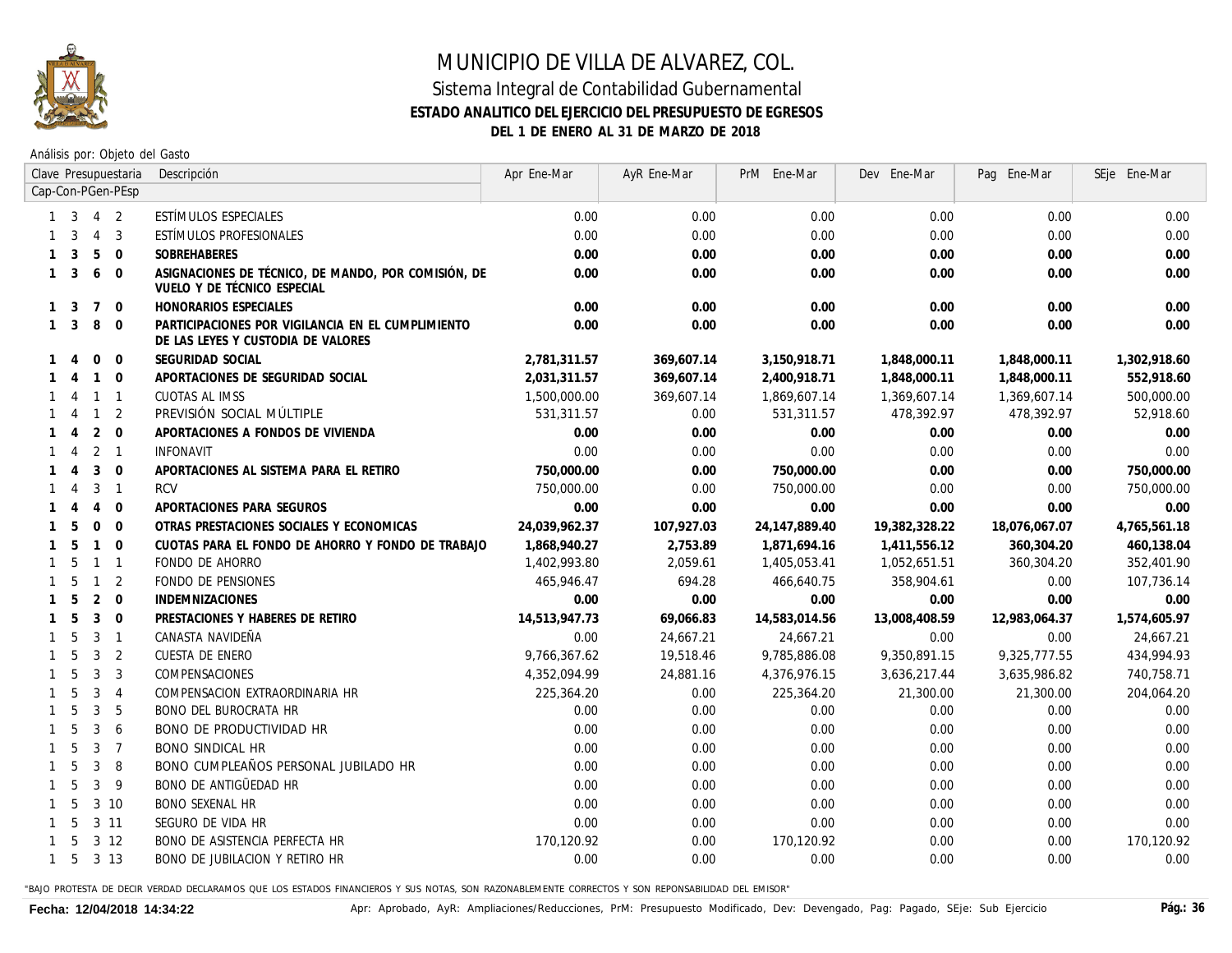# MUNICIPIO DE VILLA DE ALVAREZ, COL.

## Sistema Integral de Contabilidad Gubernamental

### ESTADO ANALITICO DEL EJERCICIO DEL PRESUPUESTO DE EGRESOS

### DEL 1 DE ENERO AL 31 DE MARZO DE 2018

Análisis por: Objeto del Gasto

| Clave Presupuestaria Cap-Con-PGen-PEsp | Descripción | Apr Ene-Mar | AyR Ene-Mar | PrM Ene-Mar | Dev Ene-Mar | Pag Ene-Mar | SEje Ene-Mar |
|---|---|---|---|---|---|---|---|
| 1 3 4 2 | ESTÍMULOS ESPECIALES | 0.00 | 0.00 | 0.00 | 0.00 | 0.00 | 0.00 |
| 1 3 4 3 | ESTÍMULOS PROFESIONALES | 0.00 | 0.00 | 0.00 | 0.00 | 0.00 | 0.00 |
| **1 3 5 0** | **SOBREHABERES** | **0.00** | **0.00** | **0.00** | **0.00** | **0.00** | **0.00** |
| **1 3 6 0** | **ASIGNACIONES DE TÉCNICO, DE MANDO, POR COMISIÓN, DE VUELO Y DE TÉCNICO ESPECIAL** | **0.00** | **0.00** | **0.00** | **0.00** | **0.00** | **0.00** |
| **1 3 7 0** | **HONORARIOS ESPECIALES** | **0.00** | **0.00** | **0.00** | **0.00** | **0.00** | **0.00** |
| **1 3 8 0** | **PARTICIPACIONES POR VIGILANCIA EN EL CUMPLIMIENTO DE LAS LEYES Y CUSTODIA DE VALORES** | **0.00** | **0.00** | **0.00** | **0.00** | **0.00** | **0.00** |
| **1 4 0 0** | **SEGURIDAD SOCIAL** | **2,781,311.57** | **369,607.14** | **3,150,918.71** | **1,848,000.11** | **1,848,000.11** | **1,302,918.60** |
| **1 4 1 0** | **APORTACIONES DE SEGURIDAD SOCIAL** | **2,031,311.57** | **369,607.14** | **2,400,918.71** | **1,848,000.11** | **1,848,000.11** | **552,918.60** |
| 1 4 1 1 | CUOTAS AL IMSS | 1,500,000.00 | 369,607.14 | 1,869,607.14 | 1,369,607.14 | 1,369,607.14 | 500,000.00 |
| 1 4 1 2 | PREVISIÓN SOCIAL MÚLTIPLE | 531,311.57 | 0.00 | 531,311.57 | 478,392.97 | 478,392.97 | 52,918.60 |
| **1 4 2 0** | **APORTACIONES A FONDOS DE VIVIENDA** | **0.00** | **0.00** | **0.00** | **0.00** | **0.00** | **0.00** |
| 1 4 2 1 | INFONAVIT | 0.00 | 0.00 | 0.00 | 0.00 | 0.00 | 0.00 |
| **1 4 3 0** | **APORTACIONES AL SISTEMA PARA EL RETIRO** | **750,000.00** | **0.00** | **750,000.00** | **0.00** | **0.00** | **750,000.00** |
| 1 4 3 1 | RCV | 750,000.00 | 0.00 | 750,000.00 | 0.00 | 0.00 | 750,000.00 |
| **1 4 4 0** | **APORTACIONES PARA SEGUROS** | **0.00** | **0.00** | **0.00** | **0.00** | **0.00** | **0.00** |
| **1 5 0 0** | **OTRAS PRESTACIONES SOCIALES Y ECONOMICAS** | **24,039,962.37** | **107,927.03** | **24,147,889.40** | **19,382,328.22** | **18,076,067.07** | **4,765,561.18** |
| **1 5 1 0** | **CUOTAS PARA EL FONDO DE AHORRO Y FONDO DE TRABAJO** | **1,868,940.27** | **2,753.89** | **1,871,694.16** | **1,411,556.12** | **360,304.20** | **460,138.04** |
| 1 5 1 1 | FONDO DE AHORRO | 1,402,993.80 | 2,059.61 | 1,405,053.41 | 1,052,651.51 | 360,304.20 | 352,401.90 |
| 1 5 1 2 | FONDO DE PENSIONES | 465,946.47 | 694.28 | 466,640.75 | 358,904.61 | 0.00 | 107,736.14 |
| **1 5 2 0** | **INDEMNIZACIONES** | **0.00** | **0.00** | **0.00** | **0.00** | **0.00** | **0.00** |
| **1 5 3 0** | **PRESTACIONES Y HABERES DE RETIRO** | **14,513,947.73** | **69,066.83** | **14,583,014.56** | **13,008,408.59** | **12,983,064.37** | **1,574,605.97** |
| 1 5 3 1 | CANASTA NAVIDEÑA | 0.00 | 24,667.21 | 24,667.21 | 0.00 | 0.00 | 24,667.21 |
| 1 5 3 2 | CUESTA DE ENERO | 9,766,367.62 | 19,518.46 | 9,785,886.08 | 9,350,891.15 | 9,325,777.55 | 434,994.93 |
| 1 5 3 3 | COMPENSACIONES | 4,352,094.99 | 24,881.16 | 4,376,976.15 | 3,636,217.44 | 3,635,986.82 | 740,758.71 |
| 1 5 3 4 | COMPENSACION EXTRAORDINARIA HR | 225,364.20 | 0.00 | 225,364.20 | 21,300.00 | 21,300.00 | 204,064.20 |
| 1 5 3 5 | BONO DEL BUROCRATA HR | 0.00 | 0.00 | 0.00 | 0.00 | 0.00 | 0.00 |
| 1 5 3 6 | BONO DE PRODUCTIVIDAD HR | 0.00 | 0.00 | 0.00 | 0.00 | 0.00 | 0.00 |
| 1 5 3 7 | BONO SINDICAL HR | 0.00 | 0.00 | 0.00 | 0.00 | 0.00 | 0.00 |
| 1 5 3 8 | BONO CUMPLEAÑOS PERSONAL JUBILADO HR | 0.00 | 0.00 | 0.00 | 0.00 | 0.00 | 0.00 |
| 1 5 3 9 | BONO DE ANTIGÜEDAD HR | 0.00 | 0.00 | 0.00 | 0.00 | 0.00 | 0.00 |
| 1 5 3 10 | BONO SEXENAL HR | 0.00 | 0.00 | 0.00 | 0.00 | 0.00 | 0.00 |
| 1 5 3 11 | SEGURO DE VIDA HR | 0.00 | 0.00 | 0.00 | 0.00 | 0.00 | 0.00 |
| 1 5 3 12 | BONO DE ASISTENCIA PERFECTA HR | 170,120.92 | 0.00 | 170,120.92 | 0.00 | 0.00 | 170,120.92 |
| 1 5 3 13 | BONO DE JUBILACION Y RETIRO HR | 0.00 | 0.00 | 0.00 | 0.00 | 0.00 | 0.00 |

"BAJO PROTESTA DE DECIR VERDAD DECLARAMOS QUE LOS ESTADOS FINANCIEROS Y SUS NOTAS, SON RAZONABLEMENTE CORRECTOS Y SON REPONSABILIDAD DEL EMISOR"

Fecha: 12/04/2018 14:34:22

Apr: Aprobado, AyR: Ampliaciones/Reducciones, PrM: Presupuesto Modificado, Dev: Devengado, Pag: Pagado, SEje: Sub Ejercicio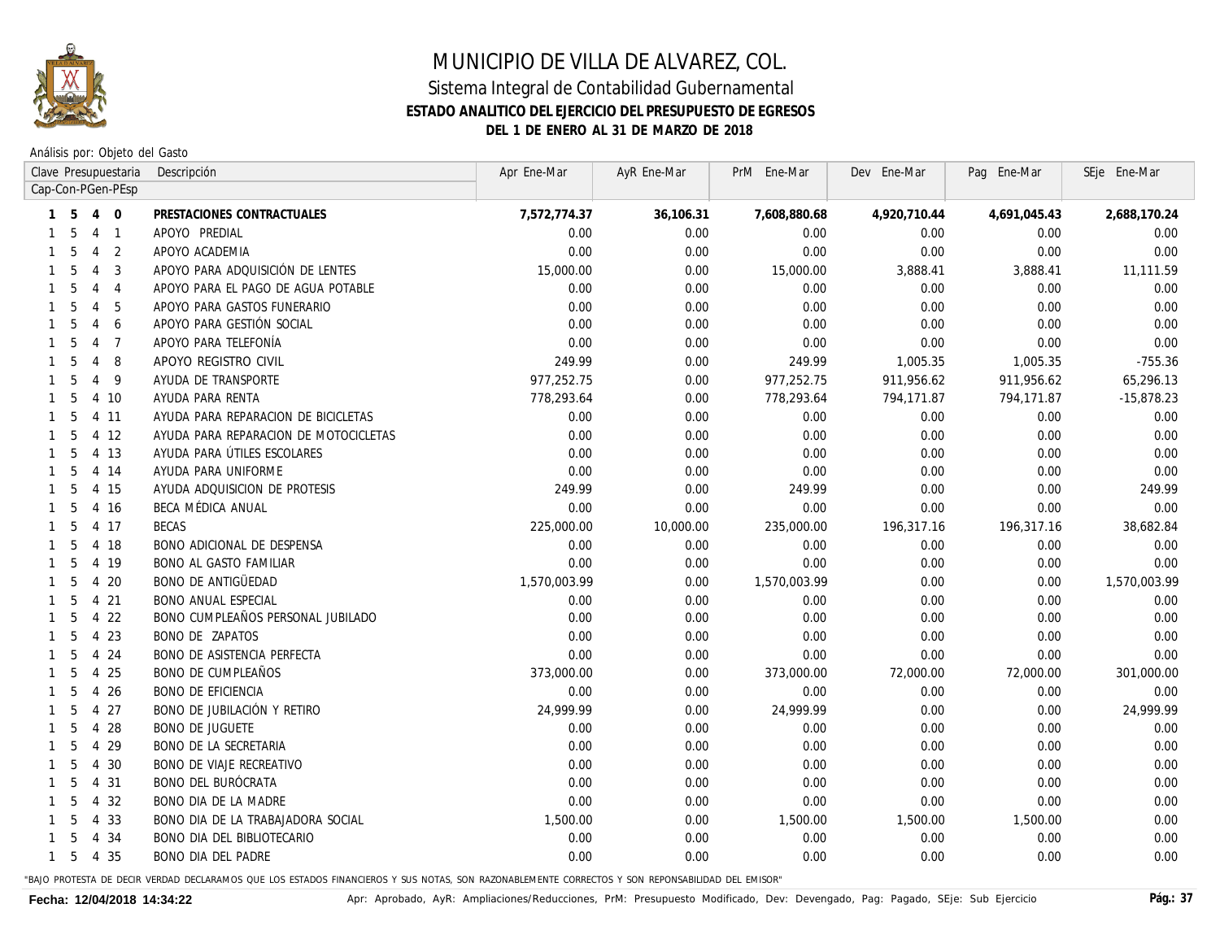# MUNICIPIO DE VILLA DE ALVAREZ, COL.

## Sistema Integral de Contabilidad Gubernamental

### ESTADO ANALITICO DEL EJERCICIO DEL PRESUPUESTO DE EGRESOS

### DEL 1 DE ENERO AL 31 DE MARZO DE 2018

Análisis por: Objeto del Gasto

| Clave Presupuestaria Cap-Con-PGen-PEsp | Descripción | Apr Ene-Mar | AyR Ene-Mar | PrM Ene-Mar | Dev Ene-Mar | Pag Ene-Mar | SEje Ene-Mar |
|---|---|---|---|---|---|---|---|
| **1 5 4 0** | **PRESTACIONES CONTRACTUALES** | **7,572,774.37** | **36,106.31** | **7,608,880.68** | **4,920,710.44** | **4,691,045.43** | **2,688,170.24** |
| 1 5 4 1 | APOYO PREDIAL | 0.00 | 0.00 | 0.00 | 0.00 | 0.00 | 0.00 |
| 1 5 4 2 | APOYO ACADEMIA | 0.00 | 0.00 | 0.00 | 0.00 | 0.00 | 0.00 |
| 1 5 4 3 | APOYO PARA ADQUISICIÓN DE LENTES | 15,000.00 | 0.00 | 15,000.00 | 3,888.41 | 3,888.41 | 11,111.59 |
| 1 5 4 4 | APOYO PARA EL PAGO DE AGUA POTABLE | 0.00 | 0.00 | 0.00 | 0.00 | 0.00 | 0.00 |
| 1 5 4 5 | APOYO PARA GASTOS FUNERARIO | 0.00 | 0.00 | 0.00 | 0.00 | 0.00 | 0.00 |
| 1 5 4 6 | APOYO PARA GESTIÓN SOCIAL | 0.00 | 0.00 | 0.00 | 0.00 | 0.00 | 0.00 |
| 1 5 4 7 | APOYO PARA TELEFONÍA | 0.00 | 0.00 | 0.00 | 0.00 | 0.00 | 0.00 |
| 1 5 4 8 | APOYO REGISTRO CIVIL | 249.99 | 0.00 | 249.99 | 1,005.35 | 1,005.35 | -755.36 |
| 1 5 4 9 | AYUDA DE TRANSPORTE | 977,252.75 | 0.00 | 977,252.75 | 911,956.62 | 911,956.62 | 65,296.13 |
| 1 5 4 10 | AYUDA PARA RENTA | 778,293.64 | 0.00 | 778,293.64 | 794,171.87 | 794,171.87 | -15,878.23 |
| 1 5 4 11 | AYUDA PARA REPARACION DE BICICLETAS | 0.00 | 0.00 | 0.00 | 0.00 | 0.00 | 0.00 |
| 1 5 4 12 | AYUDA PARA REPARACION DE MOTOCICLETAS | 0.00 | 0.00 | 0.00 | 0.00 | 0.00 | 0.00 |
| 1 5 4 13 | AYUDA PARA ÚTILES ESCOLARES | 0.00 | 0.00 | 0.00 | 0.00 | 0.00 | 0.00 |
| 1 5 4 14 | AYUDA PARA UNIFORME | 0.00 | 0.00 | 0.00 | 0.00 | 0.00 | 0.00 |
| 1 5 4 15 | AYUDA ADQUISICION DE PROTESIS | 249.99 | 0.00 | 249.99 | 0.00 | 0.00 | 249.99 |
| 1 5 4 16 | BECA MÉDICA ANUAL | 0.00 | 0.00 | 0.00 | 0.00 | 0.00 | 0.00 |
| 1 5 4 17 | BECAS | 225,000.00 | 10,000.00 | 235,000.00 | 196,317.16 | 196,317.16 | 38,682.84 |
| 1 5 4 18 | BONO ADICIONAL DE DESPENSA | 0.00 | 0.00 | 0.00 | 0.00 | 0.00 | 0.00 |
| 1 5 4 19 | BONO AL GASTO FAMILIAR | 0.00 | 0.00 | 0.00 | 0.00 | 0.00 | 0.00 |
| 1 5 4 20 | BONO DE ANTIGÜEDAD | 1,570,003.99 | 0.00 | 1,570,003.99 | 0.00 | 0.00 | 1,570,003.99 |
| 1 5 4 21 | BONO ANUAL ESPECIAL | 0.00 | 0.00 | 0.00 | 0.00 | 0.00 | 0.00 |
| 1 5 4 22 | BONO CUMPLEAÑOS PERSONAL JUBILADO | 0.00 | 0.00 | 0.00 | 0.00 | 0.00 | 0.00 |
| 1 5 4 23 | BONO DE ZAPATOS | 0.00 | 0.00 | 0.00 | 0.00 | 0.00 | 0.00 |
| 1 5 4 24 | BONO DE ASISTENCIA PERFECTA | 0.00 | 0.00 | 0.00 | 0.00 | 0.00 | 0.00 |
| 1 5 4 25 | BONO DE CUMPLEAÑOS | 373,000.00 | 0.00 | 373,000.00 | 72,000.00 | 72,000.00 | 301,000.00 |
| 1 5 4 26 | BONO DE EFICIENCIA | 0.00 | 0.00 | 0.00 | 0.00 | 0.00 | 0.00 |
| 1 5 4 27 | BONO DE JUBILACIÓN Y RETIRO | 24,999.99 | 0.00 | 24,999.99 | 0.00 | 0.00 | 24,999.99 |
| 1 5 4 28 | BONO DE JUGUETE | 0.00 | 0.00 | 0.00 | 0.00 | 0.00 | 0.00 |
| 1 5 4 29 | BONO DE LA SECRETARIA | 0.00 | 0.00 | 0.00 | 0.00 | 0.00 | 0.00 |
| 1 5 4 30 | BONO DE VIAJE RECREATIVO | 0.00 | 0.00 | 0.00 | 0.00 | 0.00 | 0.00 |
| 1 5 4 31 | BONO DEL BURÓCRATA | 0.00 | 0.00 | 0.00 | 0.00 | 0.00 | 0.00 |
| 1 5 4 32 | BONO DIA DE LA MADRE | 0.00 | 0.00 | 0.00 | 0.00 | 0.00 | 0.00 |
| 1 5 4 33 | BONO DIA DE LA TRABAJADORA SOCIAL | 1,500.00 | 0.00 | 1,500.00 | 1,500.00 | 1,500.00 | 0.00 |
| 1 5 4 34 | BONO DIA DEL BIBLIOTECARIO | 0.00 | 0.00 | 0.00 | 0.00 | 0.00 | 0.00 |
| 1 5 4 35 | BONO DIA DEL PADRE | 0.00 | 0.00 | 0.00 | 0.00 | 0.00 | 0.00 |

"BAJO PROTESTA DE DECIR VERDAD DECLARAMOS QUE LOS ESTADOS FINANCIEROS Y SUS NOTAS, SON RAZONABLEMENTE CORRECTOS Y SON REPONSABILIDAD DEL EMISOR"

**Fecha: 12/04/2018 14:34:22**

Apr: Aprobado, AyR: Ampliaciones/Reducciones, PrM: Presupuesto Modificado, Dev: Devengado, Pag: Pagado, SEje: Sub Ejercicio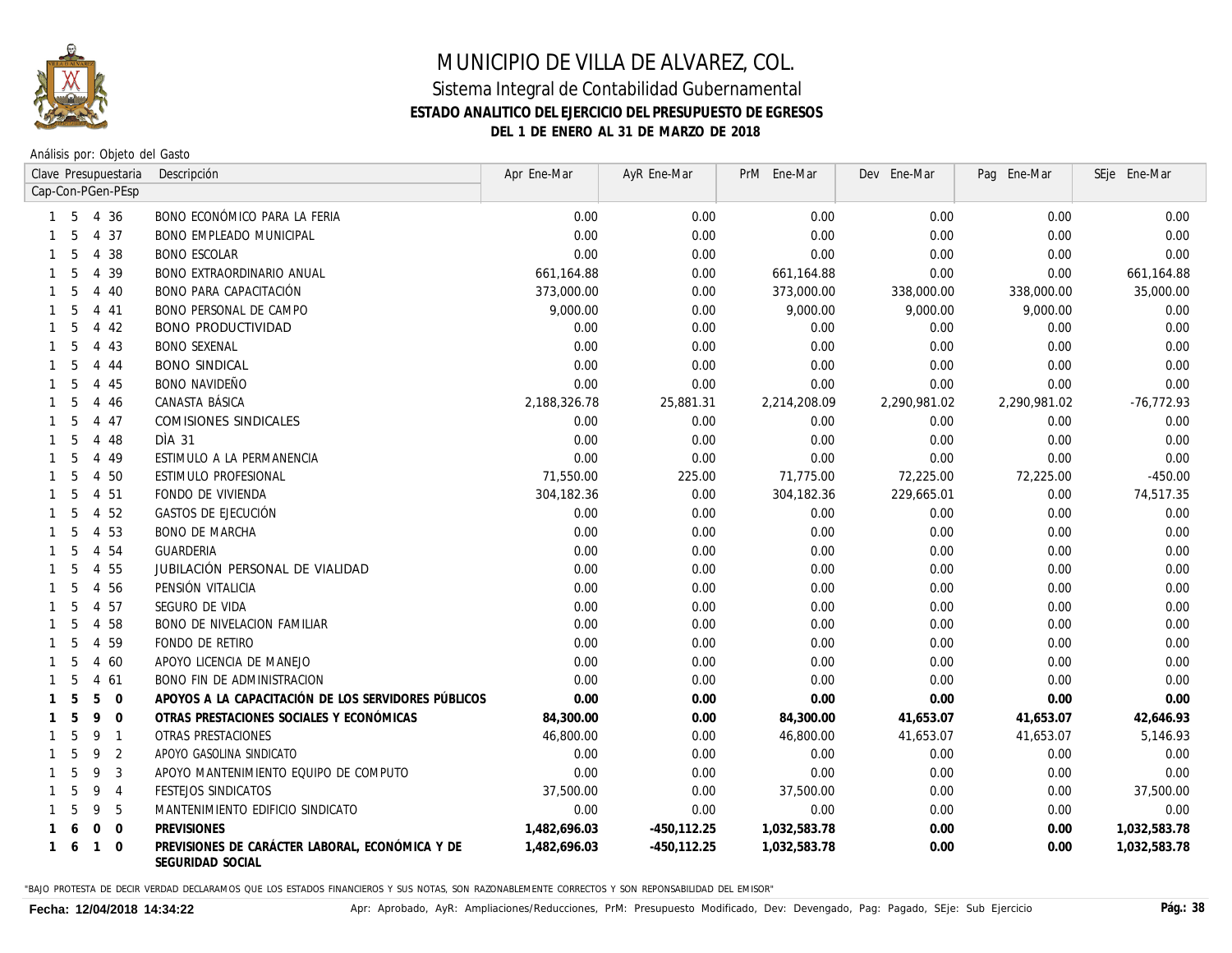# MUNICIPIO DE VILLA DE ALVAREZ, COL.

## Sistema Integral de Contabilidad Gubernamental

**ESTADO ANALITICO DEL EJERCICIO DEL PRESUPUESTO DE EGRESOS**

**DEL 1 DE ENERO AL 31 DE MARZO DE 2018**

Análisis por: Objeto del Gasto

| Clave Presupuestaria Cap-Con-PGen-PEsp | Descripción | Apr Ene-Mar | AyR Ene-Mar | PrM Ene-Mar | Dev Ene-Mar | Pag Ene-Mar | SEje Ene-Mar |
|---|---|---|---|---|---|---|---|
| 1 5 4 36 | BONO ECONÓMICO PARA LA FERIA | 0.00 | 0.00 | 0.00 | 0.00 | 0.00 | 0.00 |
| 1 5 4 37 | BONO EMPLEADO MUNICIPAL | 0.00 | 0.00 | 0.00 | 0.00 | 0.00 | 0.00 |
| 1 5 4 38 | BONO ESCOLAR | 0.00 | 0.00 | 0.00 | 0.00 | 0.00 | 0.00 |
| 1 5 4 39 | BONO EXTRAORDINARIO ANUAL | 661,164.88 | 0.00 | 661,164.88 | 0.00 | 0.00 | 661,164.88 |
| 1 5 4 40 | BONO PARA CAPACITACIÓN | 373,000.00 | 0.00 | 373,000.00 | 338,000.00 | 338,000.00 | 35,000.00 |
| 1 5 4 41 | BONO PERSONAL DE CAMPO | 9,000.00 | 0.00 | 9,000.00 | 9,000.00 | 9,000.00 | 0.00 |
| 1 5 4 42 | BONO PRODUCTIVIDAD | 0.00 | 0.00 | 0.00 | 0.00 | 0.00 | 0.00 |
| 1 5 4 43 | BONO SEXENAL | 0.00 | 0.00 | 0.00 | 0.00 | 0.00 | 0.00 |
| 1 5 4 44 | BONO SINDICAL | 0.00 | 0.00 | 0.00 | 0.00 | 0.00 | 0.00 |
| 1 5 4 45 | BONO NAVIDEÑO | 0.00 | 0.00 | 0.00 | 0.00 | 0.00 | 0.00 |
| 1 5 4 46 | CANASTA BÁSICA | 2,188,326.78 | 25,881.31 | 2,214,208.09 | 2,290,981.02 | 2,290,981.02 | -76,772.93 |
| 1 5 4 47 | COMISIONES SINDICALES | 0.00 | 0.00 | 0.00 | 0.00 | 0.00 | 0.00 |
| 1 5 4 48 | DÌA 31 | 0.00 | 0.00 | 0.00 | 0.00 | 0.00 | 0.00 |
| 1 5 4 49 | ESTIMULO A LA PERMANENCIA | 0.00 | 0.00 | 0.00 | 0.00 | 0.00 | 0.00 |
| 1 5 4 50 | ESTIMULO PROFESIONAL | 71,550.00 | 225.00 | 71,775.00 | 72,225.00 | 72,225.00 | -450.00 |
| 1 5 4 51 | FONDO DE VIVIENDA | 304,182.36 | 0.00 | 304,182.36 | 229,665.01 | 0.00 | 74,517.35 |
| 1 5 4 52 | GASTOS DE EJECUCIÓN | 0.00 | 0.00 | 0.00 | 0.00 | 0.00 | 0.00 |
| 1 5 4 53 | BONO DE MARCHA | 0.00 | 0.00 | 0.00 | 0.00 | 0.00 | 0.00 |
| 1 5 4 54 | GUARDERIA | 0.00 | 0.00 | 0.00 | 0.00 | 0.00 | 0.00 |
| 1 5 4 55 | JUBILACIÓN PERSONAL DE VIALIDAD | 0.00 | 0.00 | 0.00 | 0.00 | 0.00 | 0.00 |
| 1 5 4 56 | PENSIÓN VITALICIA | 0.00 | 0.00 | 0.00 | 0.00 | 0.00 | 0.00 |
| 1 5 4 57 | SEGURO DE VIDA | 0.00 | 0.00 | 0.00 | 0.00 | 0.00 | 0.00 |
| 1 5 4 58 | BONO DE NIVELACION FAMILIAR | 0.00 | 0.00 | 0.00 | 0.00 | 0.00 | 0.00 |
| 1 5 4 59 | FONDO DE RETIRO | 0.00 | 0.00 | 0.00 | 0.00 | 0.00 | 0.00 |
| 1 5 4 60 | APOYO LICENCIA DE MANEJO | 0.00 | 0.00 | 0.00 | 0.00 | 0.00 | 0.00 |
| 1 5 4 61 | BONO FIN DE ADMINISTRACION | 0.00 | 0.00 | 0.00 | 0.00 | 0.00 | 0.00 |
| **1 5 5 0** | **APOYOS A LA CAPACITACIÓN DE LOS SERVIDORES PÚBLICOS** | **0.00** | **0.00** | **0.00** | **0.00** | **0.00** | **0.00** |
| **1 5 9 0** | **OTRAS PRESTACIONES SOCIALES Y ECONÓMICAS** | **84,300.00** | **0.00** | **84,300.00** | **41,653.07** | **41,653.07** | **42,646.93** |
| 1 5 9 1 | OTRAS PRESTACIONES | 46,800.00 | 0.00 | 46,800.00 | 41,653.07 | 41,653.07 | 5,146.93 |
| 1 5 9 2 | APOYO GASOLINA SINDICATO | 0.00 | 0.00 | 0.00 | 0.00 | 0.00 | 0.00 |
| 1 5 9 3 | APOYO MANTENIMIENTO EQUIPO DE COMPUTO | 0.00 | 0.00 | 0.00 | 0.00 | 0.00 | 0.00 |
| 1 5 9 4 | FESTEJOS SINDICATOS | 37,500.00 | 0.00 | 37,500.00 | 0.00 | 0.00 | 37,500.00 |
| 1 5 9 5 | MANTENIMIENTO EDIFICIO SINDICATO | 0.00 | 0.00 | 0.00 | 0.00 | 0.00 | 0.00 |
| **1 6 0 0** | **PREVISIONES** | **1,482,696.03** | **-450,112.25** | **1,032,583.78** | **0.00** | **0.00** | **1,032,583.78** |
| **1 6 1 0** | **PREVISIONES DE CARÁCTER LABORAL, ECONÓMICA Y DE SEGURIDAD SOCIAL** | **1,482,696.03** | **-450,112.25** | **1,032,583.78** | **0.00** | **0.00** | **1,032,583.78** |

"BAJO PROTESTA DE DECIR VERDAD DECLARAMOS QUE LOS ESTADOS FINANCIEROS Y SUS NOTAS, SON RAZONABLEMENTE CORRECTOS Y SON REPONSABILIDAD DEL EMISOR"

**Fecha: 12/04/2018 14:34:22**

Apr: Aprobado, AyR: Ampliaciones/Reducciones, PrM: Presupuesto Modificado, Dev: Devengado, Pag: Pagado, SEje: Sub Ejercicio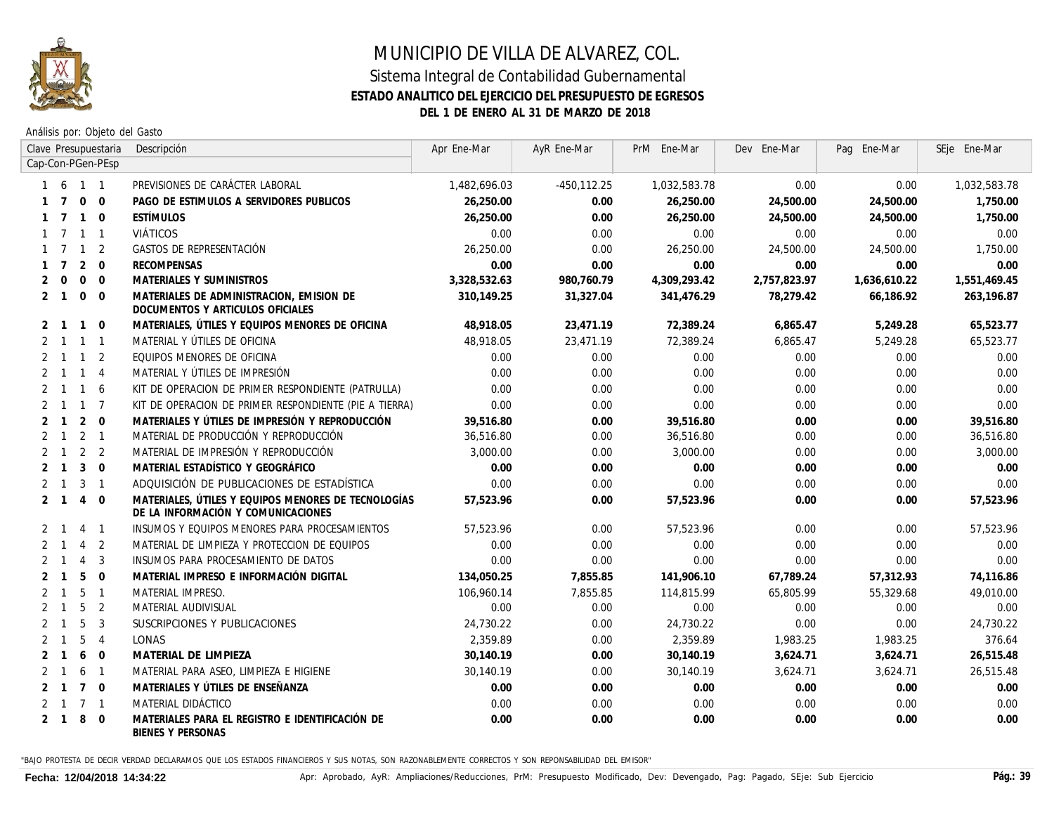# MUNICIPIO DE VILLA DE ALVAREZ, COL.

## Sistema Integral de Contabilidad Gubernamental

### ESTADO ANALITICO DEL EJERCICIO DEL PRESUPUESTO DE EGRESOS

### DEL 1 DE ENERO AL 31 DE MARZO DE 2018

Análisis por: Objeto del Gasto

| Clave Presupuestaria Cap-Con-PGen-PEsp | Descripción | Apr Ene-Mar | AyR Ene-Mar | PrM Ene-Mar | Dev Ene-Mar | Pag Ene-Mar | SEje Ene-Mar |
|---|---|---|---|---|---|---|---|
| 1 6 1 1 | PREVISIONES DE CARÁCTER LABORAL | 1,482,696.03 | -450,112.25 | 1,032,583.78 | 0.00 | 0.00 | 1,032,583.78 |
| **1 7 0 0** | **PAGO DE ESTIMULOS A SERVIDORES PUBLICOS** | **26,250.00** | **0.00** | **26,250.00** | **24,500.00** | **24,500.00** | **1,750.00** |
| **1 7 1 0** | **ESTÍMULOS** | **26,250.00** | **0.00** | **26,250.00** | **24,500.00** | **24,500.00** | **1,750.00** |
| 1 7 1 1 | VIÁTICOS | 0.00 | 0.00 | 0.00 | 0.00 | 0.00 | 0.00 |
| 1 7 1 2 | GASTOS DE REPRESENTACIÓN | 26,250.00 | 0.00 | 26,250.00 | 24,500.00 | 24,500.00 | 1,750.00 |
| **1 7 2 0** | **RECOMPENSAS** | **0.00** | **0.00** | **0.00** | **0.00** | **0.00** | **0.00** |
| **2 0 0 0** | **MATERIALES Y SUMINISTROS** | **3,328,532.63** | **980,760.79** | **4,309,293.42** | **2,757,823.97** | **1,636,610.22** | **1,551,469.45** |
| **2 1 0 0** | **MATERIALES DE ADMINISTRACION, EMISION DE DOCUMENTOS Y ARTICULOS OFICIALES** | **310,149.25** | **31,327.04** | **341,476.29** | **78,279.42** | **66,186.92** | **263,196.87** |
| **2 1 1 0** | **MATERIALES, ÚTILES Y EQUIPOS MENORES DE OFICINA** | **48,918.05** | **23,471.19** | **72,389.24** | **6,865.47** | **5,249.28** | **65,523.77** |
| 2 1 1 1 | MATERIAL Y ÚTILES DE OFICINA | 48,918.05 | 23,471.19 | 72,389.24 | 6,865.47 | 5,249.28 | 65,523.77 |
| 2 1 1 2 | EQUIPOS MENORES DE OFICINA | 0.00 | 0.00 | 0.00 | 0.00 | 0.00 | 0.00 |
| 2 1 1 4 | MATERIAL Y ÚTILES DE IMPRESIÓN | 0.00 | 0.00 | 0.00 | 0.00 | 0.00 | 0.00 |
| 2 1 1 6 | KIT DE OPERACION DE PRIMER RESPONDIENTE (PATRULLA) | 0.00 | 0.00 | 0.00 | 0.00 | 0.00 | 0.00 |
| 2 1 1 7 | KIT DE OPERACION DE PRIMER RESPONDIENTE (PIE A TIERRA) | 0.00 | 0.00 | 0.00 | 0.00 | 0.00 | 0.00 |
| **2 1 2 0** | **MATERIALES Y ÚTILES DE IMPRESIÓN Y REPRODUCCIÓN** | **39,516.80** | **0.00** | **39,516.80** | **0.00** | **0.00** | **39,516.80** |
| 2 1 2 1 | MATERIAL DE PRODUCCIÓN Y REPRODUCCIÓN | 36,516.80 | 0.00 | 36,516.80 | 0.00 | 0.00 | 36,516.80 |
| 2 1 2 2 | MATERIAL DE IMPRESIÓN Y REPRODUCCIÓN | 3,000.00 | 0.00 | 3,000.00 | 0.00 | 0.00 | 3,000.00 |
| **2 1 3 0** | **MATERIAL ESTADÍSTICO Y GEOGRÁFICO** | **0.00** | **0.00** | **0.00** | **0.00** | **0.00** | **0.00** |
| 2 1 3 1 | ADQUISICIÓN DE PUBLICACIONES DE ESTADÍSTICA | 0.00 | 0.00 | 0.00 | 0.00 | 0.00 | 0.00 |
| **2 1 4 0** | **MATERIALES, ÚTILES Y EQUIPOS MENORES DE TECNOLOGÍAS DE LA INFORMACIÓN Y COMUNICACIONES** | **57,523.96** | **0.00** | **57,523.96** | **0.00** | **0.00** | **57,523.96** |
| 2 1 4 1 | INSUMOS Y EQUIPOS MENORES PARA PROCESAMIENTOS | 57,523.96 | 0.00 | 57,523.96 | 0.00 | 0.00 | 57,523.96 |
| 2 1 4 2 | MATERIAL DE LIMPIEZA Y PROTECCION DE EQUIPOS | 0.00 | 0.00 | 0.00 | 0.00 | 0.00 | 0.00 |
| 2 1 4 3 | INSUMOS PARA PROCESAMIENTO DE DATOS | 0.00 | 0.00 | 0.00 | 0.00 | 0.00 | 0.00 |
| **2 1 5 0** | **MATERIAL IMPRESO E INFORMACIÓN DIGITAL** | **134,050.25** | **7,855.85** | **141,906.10** | **67,789.24** | **57,312.93** | **74,116.86** |
| 2 1 5 1 | MATERIAL IMPRESO. | 106,960.14 | 7,855.85 | 114,815.99 | 65,805.99 | 55,329.68 | 49,010.00 |
| 2 1 5 2 | MATERIAL AUDIVISUAL | 0.00 | 0.00 | 0.00 | 0.00 | 0.00 | 0.00 |
| 2 1 5 3 | SUSCRIPCIONES Y PUBLICACIONES | 24,730.22 | 0.00 | 24,730.22 | 0.00 | 0.00 | 24,730.22 |
| 2 1 5 4 | LONAS | 2,359.89 | 0.00 | 2,359.89 | 1,983.25 | 1,983.25 | 376.64 |
| **2 1 6 0** | **MATERIAL DE LIMPIEZA** | **30,140.19** | **0.00** | **30,140.19** | **3,624.71** | **3,624.71** | **26,515.48** |
| 2 1 6 1 | MATERIAL PARA ASEO, LIMPIEZA E HIGIENE | 30,140.19 | 0.00 | 30,140.19 | 3,624.71 | 3,624.71 | 26,515.48 |
| **2 1 7 0** | **MATERIALES Y ÚTILES DE ENSEÑANZA** | **0.00** | **0.00** | **0.00** | **0.00** | **0.00** | **0.00** |
| 2 1 7 1 | MATERIAL DIDÁCTICO | 0.00 | 0.00 | 0.00 | 0.00 | 0.00 | 0.00 |
| **2 1 8 0** | **MATERIALES PARA EL REGISTRO E IDENTIFICACIÓN DE BIENES Y PERSONAS** | **0.00** | **0.00** | **0.00** | **0.00** | **0.00** | **0.00** |

"BAJO PROTESTA DE DECIR VERDAD DECLARAMOS QUE LOS ESTADOS FINANCIEROS Y SUS NOTAS, SON RAZONABLEMENTE CORRECTOS Y SON REPONSABILIDAD DEL EMISOR"

**Fecha: 12/04/2018 14:34:22**

Apr: Aprobado, AyR: Ampliaciones/Reducciones, PrM: Presupuesto Modificado, Dev: Devengado, Pag: Pagado, SEje: Sub Ejercicio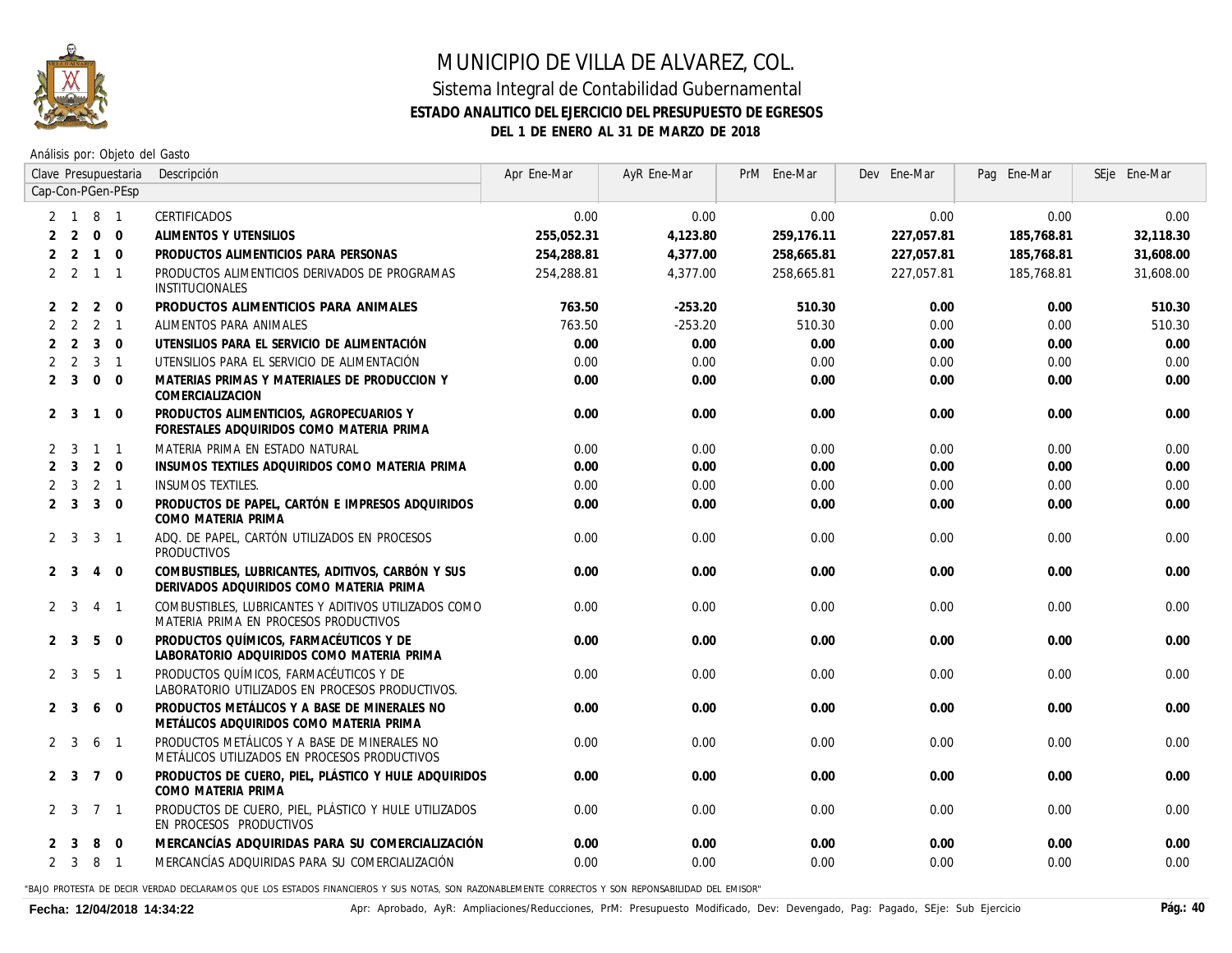# MUNICIPIO DE VILLA DE ALVAREZ, COL.

## Sistema Integral de Contabilidad Gubernamental

### ESTADO ANALITICO DEL EJERCICIO DEL PRESUPUESTO DE EGRESOS

### DEL 1 DE ENERO AL 31 DE MARZO DE 2018

Análisis por: Objeto del Gasto

| Clave Presupuestaria Cap-Con-PGen-PEsp | Descripción | Apr Ene-Mar | AyR Ene-Mar | PrM Ene-Mar | Dev Ene-Mar | Pag Ene-Mar | SEje Ene-Mar |
|---|---|---|---|---|---|---|---|
| 2 1 8 1 | CERTIFICADOS | 0.00 | 0.00 | 0.00 | 0.00 | 0.00 | 0.00 |
| **2 2 0 0** | **ALIMENTOS Y UTENSILIOS** | **255,052.31** | **4,123.80** | **259,176.11** | **227,057.81** | **185,768.81** | **32,118.30** |
| **2 2 1 0** | **PRODUCTOS ALIMENTICIOS PARA PERSONAS** | **254,288.81** | **4,377.00** | **258,665.81** | **227,057.81** | **185,768.81** | **31,608.00** |
| 2 2 1 1 | PRODUCTOS ALIMENTICIOS DERIVADOS DE PROGRAMAS INSTITUCIONALES | 254,288.81 | 4,377.00 | 258,665.81 | 227,057.81 | 185,768.81 | 31,608.00 |
| **2 2 2 0** | **PRODUCTOS ALIMENTICIOS PARA ANIMALES** | **763.50** | **-253.20** | **510.30** | **0.00** | **0.00** | **510.30** |
| 2 2 2 1 | ALIMENTOS PARA ANIMALES | 763.50 | -253.20 | 510.30 | 0.00 | 0.00 | 510.30 |
| **2 2 3 0** | **UTENSILIOS PARA EL SERVICIO DE ALIMENTACIÓN** | **0.00** | **0.00** | **0.00** | **0.00** | **0.00** | **0.00** |
| 2 2 3 1 | UTENSILIOS PARA EL SERVICIO DE ALIMENTACIÓN | 0.00 | 0.00 | 0.00 | 0.00 | 0.00 | 0.00 |
| **2 3 0 0** | **MATERIAS PRIMAS Y MATERIALES DE PRODUCCION Y COMERCIALIZACION** | **0.00** | **0.00** | **0.00** | **0.00** | **0.00** | **0.00** |
| **2 3 1 0** | **PRODUCTOS ALIMENTICIOS, AGROPECUARIOS Y FORESTALES ADQUIRIDOS COMO MATERIA PRIMA** | **0.00** | **0.00** | **0.00** | **0.00** | **0.00** | **0.00** |
| 2 3 1 1 | MATERIA PRIMA EN ESTADO NATURAL | 0.00 | 0.00 | 0.00 | 0.00 | 0.00 | 0.00 |
| **2 3 2 0** | **INSUMOS TEXTILES ADQUIRIDOS COMO MATERIA PRIMA** | **0.00** | **0.00** | **0.00** | **0.00** | **0.00** | **0.00** |
| 2 3 2 1 | INSUMOS TEXTILES. | 0.00 | 0.00 | 0.00 | 0.00 | 0.00 | 0.00 |
| **2 3 3 0** | **PRODUCTOS DE PAPEL, CARTÓN E IMPRESOS ADQUIRIDOS COMO MATERIA PRIMA** | **0.00** | **0.00** | **0.00** | **0.00** | **0.00** | **0.00** |
| 2 3 3 1 | ADQ. DE PAPEL, CARTÓN UTILIZADOS EN PROCESOS PRODUCTIVOS | 0.00 | 0.00 | 0.00 | 0.00 | 0.00 | 0.00 |
| **2 3 4 0** | **COMBUSTIBLES, LUBRICANTES, ADITIVOS, CARBÓN Y SUS DERIVADOS ADQUIRIDOS COMO MATERIA PRIMA** | **0.00** | **0.00** | **0.00** | **0.00** | **0.00** | **0.00** |
| 2 3 4 1 | COMBUSTIBLES, LUBRICANTES Y ADITIVOS UTILIZADOS COMO MATERIA PRIMA EN PROCESOS PRODUCTIVOS | 0.00 | 0.00 | 0.00 | 0.00 | 0.00 | 0.00 |
| **2 3 5 0** | **PRODUCTOS QUÍMICOS, FARMACÉUTICOS Y DE LABORATORIO ADQUIRIDOS COMO MATERIA PRIMA** | **0.00** | **0.00** | **0.00** | **0.00** | **0.00** | **0.00** |
| 2 3 5 1 | PRODUCTOS QUÍMICOS, FARMACÉUTICOS Y DE LABORATORIO UTILIZADOS EN PROCESOS PRODUCTIVOS. | 0.00 | 0.00 | 0.00 | 0.00 | 0.00 | 0.00 |
| **2 3 6 0** | **PRODUCTOS METÁLICOS Y A BASE DE MINERALES NO METÁLICOS ADQUIRIDOS COMO MATERIA PRIMA** | **0.00** | **0.00** | **0.00** | **0.00** | **0.00** | **0.00** |
| 2 3 6 1 | PRODUCTOS METÁLICOS Y A BASE DE MINERALES NO METÁLICOS UTILIZADOS EN PROCESOS PRODUCTIVOS | 0.00 | 0.00 | 0.00 | 0.00 | 0.00 | 0.00 |
| **2 3 7 0** | **PRODUCTOS DE CUERO, PIEL, PLÁSTICO Y HULE ADQUIRIDOS COMO MATERIA PRIMA** | **0.00** | **0.00** | **0.00** | **0.00** | **0.00** | **0.00** |
| 2 3 7 1 | PRODUCTOS DE CUERO, PIEL, PLÁSTICO Y HULE UTILIZADOS EN PROCESOS PRODUCTIVOS | 0.00 | 0.00 | 0.00 | 0.00 | 0.00 | 0.00 |
| **2 3 8 0** | **MERCANCÍAS ADQUIRIDAS PARA SU COMERCIALIZACIÓN** | **0.00** | **0.00** | **0.00** | **0.00** | **0.00** | **0.00** |
| 2 3 8 1 | MERCANCÍAS ADQUIRIDAS PARA SU COMERCIALIZACIÓN | 0.00 | 0.00 | 0.00 | 0.00 | 0.00 | 0.00 |

"BAJO PROTESTA DE DECIR VERDAD DECLARAMOS QUE LOS ESTADOS FINANCIEROS Y SUS NOTAS, SON RAZONABLEMENTE CORRECTOS Y SON REPONSABILIDAD DEL EMISOR"

**Fecha: 12/04/2018 14:34:22**

Apr: Aprobado, AyR: Ampliaciones/Reducciones, PrM: Presupuesto Modificado, Dev: Devengado, Pag: Pagado, SEje: Sub Ejercicio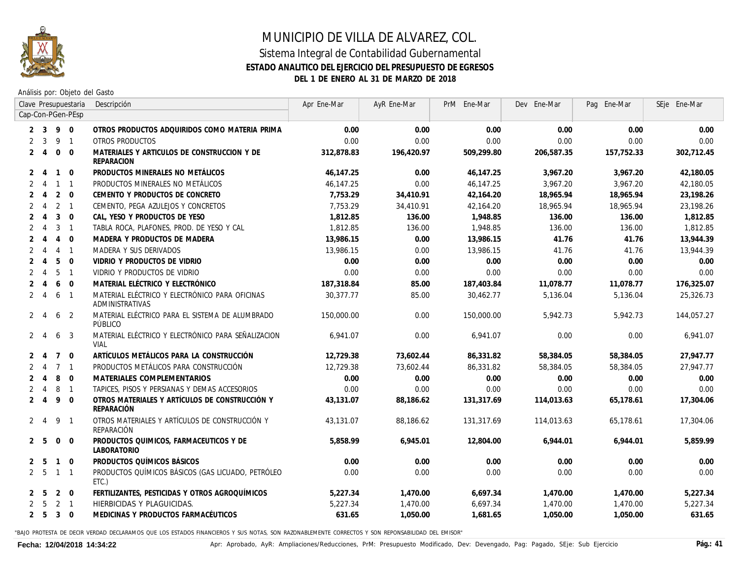# MUNICIPIO DE VILLA DE ALVAREZ, COL.

## Sistema Integral de Contabilidad Gubernamental

### ESTADO ANALITICO DEL EJERCICIO DEL PRESUPUESTO DE EGRESOS

### DEL 1 DE ENERO AL 31 DE MARZO DE 2018

Análisis por: Objeto del Gasto

| Clave Presupuestaria Cap-Con-PGen-PEsp | Descripción | Apr Ene-Mar | AyR Ene-Mar | PrM Ene-Mar | Dev Ene-Mar | Pag Ene-Mar | SEje Ene-Mar |
|---|---|---|---|---|---|---|---|
| **2 3 9 0** | **OTROS PRODUCTOS ADQUIRIDOS COMO MATERIA PRIMA** | **0.00** | **0.00** | **0.00** | **0.00** | **0.00** | **0.00** |
| 2 3 9 1 | OTROS PRODUCTOS | 0.00 | 0.00 | 0.00 | 0.00 | 0.00 | 0.00 |
| **2 4 0 0** | **MATERIALES Y ARTICULOS DE CONSTRUCCION Y DE REPARACION** | **312,878.83** | **196,420.97** | **509,299.80** | **206,587.35** | **157,752.33** | **302,712.45** |
| **2 4 1 0** | **PRODUCTOS MINERALES NO METÁLICOS** | **46,147.25** | **0.00** | **46,147.25** | **3,967.20** | **3,967.20** | **42,180.05** |
| 2 4 1 1 | PRODUCTOS MINERALES NO METÁLICOS | 46,147.25 | 0.00 | 46,147.25 | 3,967.20 | 3,967.20 | 42,180.05 |
| **2 4 2 0** | **CEMENTO Y PRODUCTOS DE CONCRETO** | **7,753.29** | **34,410.91** | **42,164.20** | **18,965.94** | **18,965.94** | **23,198.26** |
| 2 4 2 1 | CEMENTO, PEGA AZULEJOS Y CONCRETOS | 7,753.29 | 34,410.91 | 42,164.20 | 18,965.94 | 18,965.94 | 23,198.26 |
| **2 4 3 0** | **CAL, YESO Y PRODUCTOS DE YESO** | **1,812.85** | **136.00** | **1,948.85** | **136.00** | **136.00** | **1,812.85** |
| 2 4 3 1 | TABLA ROCA, PLAFONES, PROD. DE YESO Y CAL | 1,812.85 | 136.00 | 1,948.85 | 136.00 | 136.00 | 1,812.85 |
| **2 4 4 0** | **MADERA Y PRODUCTOS DE MADERA** | **13,986.15** | **0.00** | **13,986.15** | **41.76** | **41.76** | **13,944.39** |
| 2 4 4 1 | MADERA Y SUS DERIVADOS | 13,986.15 | 0.00 | 13,986.15 | 41.76 | 41.76 | 13,944.39 |
| **2 4 5 0** | **VIDRIO Y PRODUCTOS DE VIDRIO** | **0.00** | **0.00** | **0.00** | **0.00** | **0.00** | **0.00** |
| 2 4 5 1 | VIDRIO Y PRODUCTOS DE VIDRIO | 0.00 | 0.00 | 0.00 | 0.00 | 0.00 | 0.00 |
| **2 4 6 0** | **MATERIAL ELÉCTRICO Y ELECTRÓNICO** | **187,318.84** | **85.00** | **187,403.84** | **11,078.77** | **11,078.77** | **176,325.07** |
| 2 4 6 1 | MATERIAL ELÉCTRICO Y ELECTRÓNICO PARA OFICINAS ADMINISTRATIVAS | 30,377.77 | 85.00 | 30,462.77 | 5,136.04 | 5,136.04 | 25,326.73 |
| 2 4 6 2 | MATERIAL ELÉCTRICO PARA EL SISTEMA DE ALUMBRADO PÚBLICO | 150,000.00 | 0.00 | 150,000.00 | 5,942.73 | 5,942.73 | 144,057.27 |
| 2 4 6 3 | MATERIAL ELÉCTRICO Y ELECTRÓNICO PARA SEÑALIZACION VIAL | 6,941.07 | 0.00 | 6,941.07 | 0.00 | 0.00 | 6,941.07 |
| **2 4 7 0** | **ARTÍCULOS METÁLICOS PARA LA CONSTRUCCIÓN** | **12,729.38** | **73,602.44** | **86,331.82** | **58,384.05** | **58,384.05** | **27,947.77** |
| 2 4 7 1 | PRODUCTOS METÁLICOS PARA CONSTRUCCIÓN | 12,729.38 | 73,602.44 | 86,331.82 | 58,384.05 | 58,384.05 | 27,947.77 |
| **2 4 8 0** | **MATERIALES COMPLEMENTARIOS** | **0.00** | **0.00** | **0.00** | **0.00** | **0.00** | **0.00** |
| 2 4 8 1 | TAPICES, PISOS Y PERSIANAS Y DEMAS ACCESORIOS | 0.00 | 0.00 | 0.00 | 0.00 | 0.00 | 0.00 |
| **2 4 9 0** | **OTROS MATERIALES Y ARTÍCULOS DE CONSTRUCCIÓN Y REPARACIÓN** | **43,131.07** | **88,186.62** | **131,317.69** | **114,013.63** | **65,178.61** | **17,304.06** |
| 2 4 9 1 | OTROS MATERIALES Y ARTÍCULOS DE CONSTRUCCIÓN Y REPARACIÓN | 43,131.07 | 88,186.62 | 131,317.69 | 114,013.63 | 65,178.61 | 17,304.06 |
| **2 5 0 0** | **PRODUCTOS QUIMICOS, FARMACEUTICOS Y DE LABORATORIO** | **5,858.99** | **6,945.01** | **12,804.00** | **6,944.01** | **6,944.01** | **5,859.99** |
| **2 5 1 0** | **PRODUCTOS QUÍMICOS BÁSICOS** | **0.00** | **0.00** | **0.00** | **0.00** | **0.00** | **0.00** |
| 2 5 1 1 | PRODUCTOS QUÍMICOS BÁSICOS (GAS LICUADO, PETRÓLEO ETC.) | 0.00 | 0.00 | 0.00 | 0.00 | 0.00 | 0.00 |
| **2 5 2 0** | **FERTILIZANTES, PESTICIDAS Y OTROS AGROQUÍMICOS** | **5,227.34** | **1,470.00** | **6,697.34** | **1,470.00** | **1,470.00** | **5,227.34** |
| 2 5 2 1 | HIERBICIDAS Y PLAGUICIDAS. | 5,227.34 | 1,470.00 | 6,697.34 | 1,470.00 | 1,470.00 | 5,227.34 |
| **2 5 3 0** | **MEDICINAS Y PRODUCTOS FARMACÉUTICOS** | **631.65** | **1,050.00** | **1,681.65** | **1,050.00** | **1,050.00** | **631.65** |

"BAJO PROTESTA DE DECIR VERDAD DECLARAMOS QUE LOS ESTADOS FINANCIEROS Y SUS NOTAS, SON RAZONABLEMENTE CORRECTOS Y SON REPONSABILIDAD DEL EMISOR"

**Fecha: 12/04/2018 14:34:22**

Apr: Aprobado, AyR: Ampliaciones/Reducciones, PrM: Presupuesto Modificado, Dev: Devengado, Pag: Pagado, SEje: Sub Ejercicio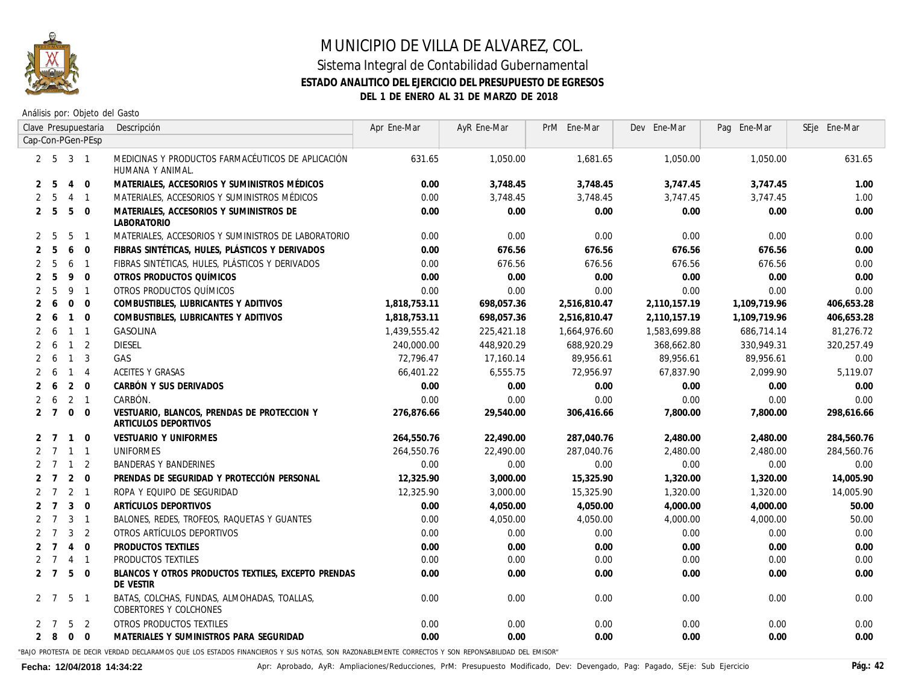# MUNICIPIO DE VILLA DE ALVAREZ, COL.

## Sistema Integral de Contabilidad Gubernamental

### ESTADO ANALITICO DEL EJERCICIO DEL PRESUPUESTO DE EGRESOS

### DEL 1 DE ENERO AL 31 DE MARZO DE 2018

Análisis por: Objeto del Gasto

| Clave Presupuestaria Cap-Con-PGen-PEsp | Descripción | Apr Ene-Mar | AyR Ene-Mar | PrM Ene-Mar | Dev Ene-Mar | Pag Ene-Mar | SEje Ene-Mar |
|---|---|---|---|---|---|---|---|
| 2 5 3 1 | MEDICINAS Y PRODUCTOS FARMACÉUTICOS DE APLICACIÓN HUMANA Y ANIMAL. | 631.65 | 1,050.00 | 1,681.65 | 1,050.00 | 1,050.00 | 631.65 |
| **2 5 4 0** | **MATERIALES, ACCESORIOS Y SUMINISTROS MÉDICOS** | **0.00** | **3,748.45** | **3,748.45** | **3,747.45** | **3,747.45** | **1.00** |
| 2 5 4 1 | MATERIALES, ACCESORIOS Y SUMINISTROS MÉDICOS | 0.00 | 3,748.45 | 3,748.45 | 3,747.45 | 3,747.45 | 1.00 |
| **2 5 5 0** | **MATERIALES, ACCESORIOS Y SUMINISTROS DE LABORATORIO** | **0.00** | **0.00** | **0.00** | **0.00** | **0.00** | **0.00** |
| 2 5 5 1 | MATERIALES, ACCESORIOS Y SUMINISTROS DE LABORATORIO | 0.00 | 0.00 | 0.00 | 0.00 | 0.00 | 0.00 |
| **2 5 6 0** | **FIBRAS SINTÉTICAS, HULES, PLÁSTICOS Y DERIVADOS** | **0.00** | **676.56** | **676.56** | **676.56** | **676.56** | **0.00** |
| 2 5 6 1 | FIBRAS SINTÉTICAS, HULES, PLÁSTICOS Y DERIVADOS | 0.00 | 676.56 | 676.56 | 676.56 | 676.56 | 0.00 |
| **2 5 9 0** | **OTROS PRODUCTOS QUÍMICOS** | **0.00** | **0.00** | **0.00** | **0.00** | **0.00** | **0.00** |
| 2 5 9 1 | OTROS PRODUCTOS QUÍMICOS | 0.00 | 0.00 | 0.00 | 0.00 | 0.00 | 0.00 |
| **2 6 0 0** | **COMBUSTIBLES, LUBRICANTES Y ADITIVOS** | **1,818,753.11** | **698,057.36** | **2,516,810.47** | **2,110,157.19** | **1,109,719.96** | **406,653.28** |
| **2 6 1 0** | **COMBUSTIBLES, LUBRICANTES Y ADITIVOS** | **1,818,753.11** | **698,057.36** | **2,516,810.47** | **2,110,157.19** | **1,109,719.96** | **406,653.28** |
| 2 6 1 1 | GASOLINA | 1,439,555.42 | 225,421.18 | 1,664,976.60 | 1,583,699.88 | 686,714.14 | 81,276.72 |
| 2 6 1 2 | DIESEL | 240,000.00 | 448,920.29 | 688,920.29 | 368,662.80 | 330,949.31 | 320,257.49 |
| 2 6 1 3 | GAS | 72,796.47 | 17,160.14 | 89,956.61 | 89,956.61 | 89,956.61 | 0.00 |
| 2 6 1 4 | ACEITES Y GRASAS | 66,401.22 | 6,555.75 | 72,956.97 | 67,837.90 | 2,099.90 | 5,119.07 |
| **2 6 2 0** | **CARBÓN Y SUS DERIVADOS** | **0.00** | **0.00** | **0.00** | **0.00** | **0.00** | **0.00** |
| 2 6 2 1 | CARBÓN. | 0.00 | 0.00 | 0.00 | 0.00 | 0.00 | 0.00 |
| **2 7 0 0** | **VESTUARIO, BLANCOS, PRENDAS DE PROTECCION Y ARTICULOS DEPORTIVOS** | **276,876.66** | **29,540.00** | **306,416.66** | **7,800.00** | **7,800.00** | **298,616.66** |
| **2 7 1 0** | **VESTUARIO Y UNIFORMES** | **264,550.76** | **22,490.00** | **287,040.76** | **2,480.00** | **2,480.00** | **284,560.76** |
| 2 7 1 1 | UNIFORMES | 264,550.76 | 22,490.00 | 287,040.76 | 2,480.00 | 2,480.00 | 284,560.76 |
| 2 7 1 2 | BANDERAS Y BANDERINES | 0.00 | 0.00 | 0.00 | 0.00 | 0.00 | 0.00 |
| **2 7 2 0** | **PRENDAS DE SEGURIDAD Y PROTECCIÓN PERSONAL** | **12,325.90** | **3,000.00** | **15,325.90** | **1,320.00** | **1,320.00** | **14,005.90** |
| 2 7 2 1 | ROPA Y EQUIPO DE SEGURIDAD | 12,325.90 | 3,000.00 | 15,325.90 | 1,320.00 | 1,320.00 | 14,005.90 |
| **2 7 3 0** | **ARTÍCULOS DEPORTIVOS** | **0.00** | **4,050.00** | **4,050.00** | **4,000.00** | **4,000.00** | **50.00** |
| 2 7 3 1 | BALONES, REDES, TROFEOS, RAQUETAS Y GUANTES | 0.00 | 4,050.00 | 4,050.00 | 4,000.00 | 4,000.00 | 50.00 |
| 2 7 3 2 | OTROS ARTÍCULOS DEPORTIVOS | 0.00 | 0.00 | 0.00 | 0.00 | 0.00 | 0.00 |
| **2 7 4 0** | **PRODUCTOS TEXTILES** | **0.00** | **0.00** | **0.00** | **0.00** | **0.00** | **0.00** |
| 2 7 4 1 | PRODUCTOS TEXTILES | 0.00 | 0.00 | 0.00 | 0.00 | 0.00 | 0.00 |
| **2 7 5 0** | **BLANCOS Y OTROS PRODUCTOS TEXTILES, EXCEPTO PRENDAS DE VESTIR** | **0.00** | **0.00** | **0.00** | **0.00** | **0.00** | **0.00** |
| 2 7 5 1 | BATAS, COLCHAS, FUNDAS, ALMOHADAS, TOALLAS, COBERTORES Y COLCHONES | 0.00 | 0.00 | 0.00 | 0.00 | 0.00 | 0.00 |
| 2 7 5 2 | OTROS PRODUCTOS TEXTILES | 0.00 | 0.00 | 0.00 | 0.00 | 0.00 | 0.00 |
| **2 8 0 0** | **MATERIALES Y SUMINISTROS PARA SEGURIDAD** | **0.00** | **0.00** | **0.00** | **0.00** | **0.00** | **0.00** |

"BAJO PROTESTA DE DECIR VERDAD DECLARAMOS QUE LOS ESTADOS FINANCIEROS Y SUS NOTAS, SON RAZONABLEMENTE CORRECTOS Y SON REPONSABILIDAD DEL EMISOR"

Fecha: 12/04/2018 14:34:22 — Apr: Aprobado, AyR: Ampliaciones/Reducciones, PrM: Presupuesto Modificado, Dev: Devengado, Pag: Pagado, SEje: Sub Ejercicio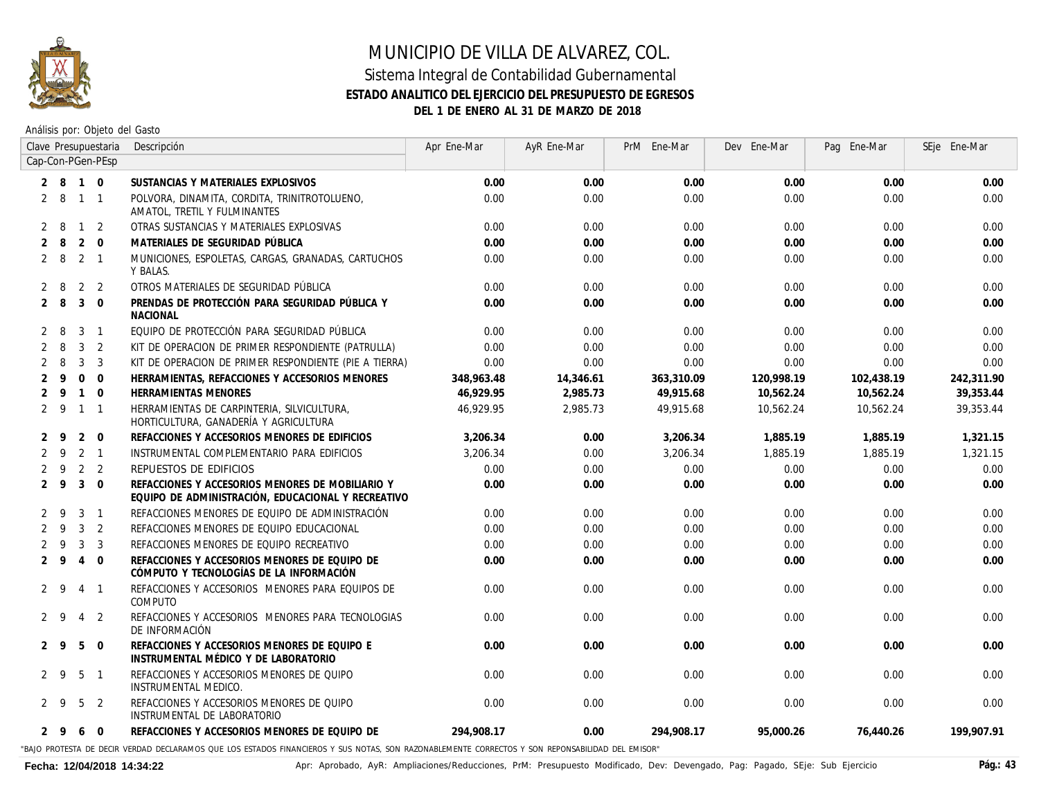# MUNICIPIO DE VILLA DE ALVAREZ, COL.

## Sistema Integral de Contabilidad Gubernamental

### ESTADO ANALITICO DEL EJERCICIO DEL PRESUPUESTO DE EGRESOS

### DEL 1 DE ENERO AL 31 DE MARZO DE 2018

Análisis por: Objeto del Gasto

| Clave Presupuestaria Cap-Con-PGen-PEsp | Descripción | Apr Ene-Mar | AyR Ene-Mar | PrM Ene-Mar | Dev Ene-Mar | Pag Ene-Mar | SEje Ene-Mar |
|---|---|---|---|---|---|---|---|
| **2 8 1 0** | **SUSTANCIAS Y MATERIALES EXPLOSIVOS** | **0.00** | **0.00** | **0.00** | **0.00** | **0.00** | **0.00** |
| 2 8 1 1 | POLVORA, DINAMITA, CORDITA, TRINITROTOLUENO, AMATOL, TRETIL Y FULMINANTES | 0.00 | 0.00 | 0.00 | 0.00 | 0.00 | 0.00 |
| 2 8 1 2 | OTRAS SUSTANCIAS Y MATERIALES EXPLOSIVAS | 0.00 | 0.00 | 0.00 | 0.00 | 0.00 | 0.00 |
| **2 8 2 0** | **MATERIALES DE SEGURIDAD PÚBLICA** | **0.00** | **0.00** | **0.00** | **0.00** | **0.00** | **0.00** |
| 2 8 2 1 | MUNICIONES, ESPOLETAS, CARGAS, GRANADAS, CARTUCHOS Y BALAS. | 0.00 | 0.00 | 0.00 | 0.00 | 0.00 | 0.00 |
| 2 8 2 2 | OTROS MATERIALES DE SEGURIDAD PÚBLICA | 0.00 | 0.00 | 0.00 | 0.00 | 0.00 | 0.00 |
| **2 8 3 0** | **PRENDAS DE PROTECCIÓN PARA SEGURIDAD PÚBLICA Y NACIONAL** | **0.00** | **0.00** | **0.00** | **0.00** | **0.00** | **0.00** |
| 2 8 3 1 | EQUIPO DE PROTECCIÓN PARA SEGURIDAD PÚBLICA | 0.00 | 0.00 | 0.00 | 0.00 | 0.00 | 0.00 |
| 2 8 3 2 | KIT DE OPERACION DE PRIMER RESPONDIENTE (PATRULLA) | 0.00 | 0.00 | 0.00 | 0.00 | 0.00 | 0.00 |
| 2 8 3 3 | KIT DE OPERACION DE PRIMER RESPONDIENTE (PIE A TIERRA) | 0.00 | 0.00 | 0.00 | 0.00 | 0.00 | 0.00 |
| **2 9 0 0** | **HERRAMIENTAS, REFACCIONES Y ACCESORIOS MENORES** | **348,963.48** | **14,346.61** | **363,310.09** | **120,998.19** | **102,438.19** | **242,311.90** |
| **2 9 1 0** | **HERRAMIENTAS MENORES** | **46,929.95** | **2,985.73** | **49,915.68** | **10,562.24** | **10,562.24** | **39,353.44** |
| 2 9 1 1 | HERRAMIENTAS DE CARPINTERIA, SILVICULTURA, HORTICULTURA, GANADERÍA Y AGRICULTURA | 46,929.95 | 2,985.73 | 49,915.68 | 10,562.24 | 10,562.24 | 39,353.44 |
| **2 9 2 0** | **REFACCIONES Y ACCESORIOS MENORES DE EDIFICIOS** | **3,206.34** | **0.00** | **3,206.34** | **1,885.19** | **1,885.19** | **1,321.15** |
| 2 9 2 1 | INSTRUMENTAL COMPLEMENTARIO PARA EDIFICIOS | 3,206.34 | 0.00 | 3,206.34 | 1,885.19 | 1,885.19 | 1,321.15 |
| 2 9 2 2 | REPUESTOS DE EDIFICIOS | 0.00 | 0.00 | 0.00 | 0.00 | 0.00 | 0.00 |
| **2 9 3 0** | **REFACCIONES Y ACCESORIOS MENORES DE MOBILIARIO Y EQUIPO DE ADMINISTRACIÓN, EDUCACIONAL Y RECREATIVO** | **0.00** | **0.00** | **0.00** | **0.00** | **0.00** | **0.00** |
| 2 9 3 1 | REFACCIONES MENORES DE EQUIPO DE ADMINISTRACIÓN | 0.00 | 0.00 | 0.00 | 0.00 | 0.00 | 0.00 |
| 2 9 3 2 | REFACCIONES MENORES DE EQUIPO EDUCACIONAL | 0.00 | 0.00 | 0.00 | 0.00 | 0.00 | 0.00 |
| 2 9 3 3 | REFACCIONES MENORES DE EQUIPO RECREATIVO | 0.00 | 0.00 | 0.00 | 0.00 | 0.00 | 0.00 |
| **2 9 4 0** | **REFACCIONES Y ACCESORIOS MENORES DE EQUIPO DE CÓMPUTO Y TECNOLOGÍAS DE LA INFORMACIÓN** | **0.00** | **0.00** | **0.00** | **0.00** | **0.00** | **0.00** |
| 2 9 4 1 | REFACCIONES Y ACCESORIOS MENORES PARA EQUIPOS DE COMPUTO | 0.00 | 0.00 | 0.00 | 0.00 | 0.00 | 0.00 |
| 2 9 4 2 | REFACCIONES Y ACCESORIOS MENORES PARA TECNOLOGIAS DE INFORMACIÓN | 0.00 | 0.00 | 0.00 | 0.00 | 0.00 | 0.00 |
| **2 9 5 0** | **REFACCIONES Y ACCESORIOS MENORES DE EQUIPO E INSTRUMENTAL MÉDICO Y DE LABORATORIO** | **0.00** | **0.00** | **0.00** | **0.00** | **0.00** | **0.00** |
| 2 9 5 1 | REFACCIONES Y ACCESORIOS MENORES DE QUIPO INSTRUMENTAL MEDICO. | 0.00 | 0.00 | 0.00 | 0.00 | 0.00 | 0.00 |
| 2 9 5 2 | REFACCIONES Y ACCESORIOS MENORES DE QUIPO INSTRUMENTAL DE LABORATORIO | 0.00 | 0.00 | 0.00 | 0.00 | 0.00 | 0.00 |
| **2 9 6 0** | **REFACCIONES Y ACCESORIOS MENORES DE EQUIPO DE** | **294,908.17** | **0.00** | **294,908.17** | **95,000.26** | **76,440.26** | **199,907.91** |

"BAJO PROTESTA DE DECIR VERDAD DECLARAMOS QUE LOS ESTADOS FINANCIEROS Y SUS NOTAS, SON RAZONABLEMENTE CORRECTOS Y SON REPONSABILIDAD DEL EMISOR"

Fecha: 12/04/2018 14:34:22

Apr: Aprobado, AyR: Ampliaciones/Reducciones, PrM: Presupuesto Modificado, Dev: Devengado, Pag: Pagado, SEje: Sub Ejercicio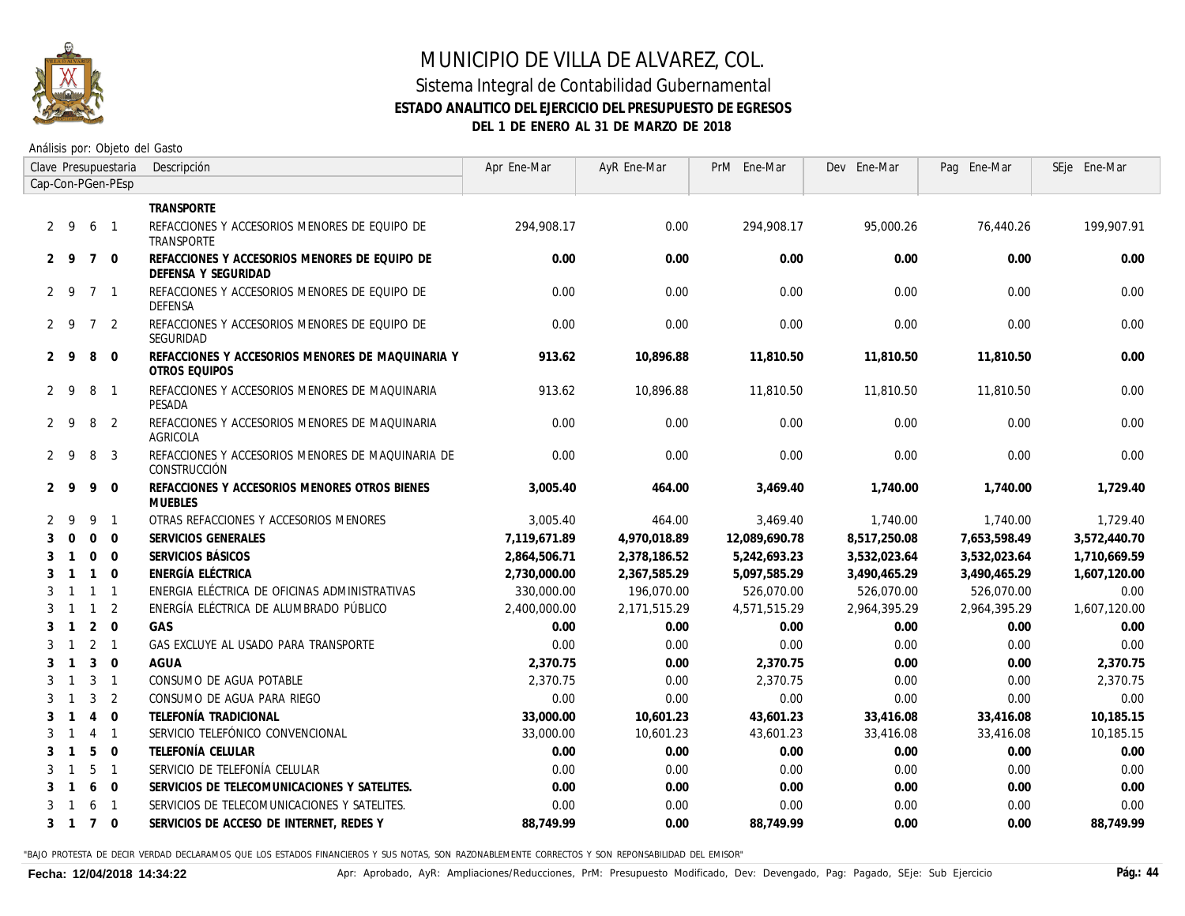# MUNICIPIO DE VILLA DE ALVAREZ, COL.

## Sistema Integral de Contabilidad Gubernamental

### ESTADO ANALITICO DEL EJERCICIO DEL PRESUPUESTO DE EGRESOS

### DEL 1 DE ENERO AL 31 DE MARZO DE 2018

Análisis por: Objeto del Gasto

| Clave Presupuestaria Cap-Con-PGen-PEsp | Descripción | Apr Ene-Mar | AyR Ene-Mar | PrM Ene-Mar | Dev Ene-Mar | Pag Ene-Mar | SEje Ene-Mar |
|---|---|---|---|---|---|---|---|
| | **TRANSPORTE** | | | | | | |
| 2 9 6 1 | REFACCIONES Y ACCESORIOS MENORES DE EQUIPO DE TRANSPORTE | 294,908.17 | 0.00 | 294,908.17 | 95,000.26 | 76,440.26 | 199,907.91 |
| **2 9 7 0** | **REFACCIONES Y ACCESORIOS MENORES DE EQUIPO DE DEFENSA Y SEGURIDAD** | **0.00** | **0.00** | **0.00** | **0.00** | **0.00** | **0.00** |
| 2 9 7 1 | REFACCIONES Y ACCESORIOS MENORES DE EQUIPO DE DEFENSA | 0.00 | 0.00 | 0.00 | 0.00 | 0.00 | 0.00 |
| 2 9 7 2 | REFACCIONES Y ACCESORIOS MENORES DE EQUIPO DE SEGURIDAD | 0.00 | 0.00 | 0.00 | 0.00 | 0.00 | 0.00 |
| **2 9 8 0** | **REFACCIONES Y ACCESORIOS MENORES DE MAQUINARIA Y OTROS EQUIPOS** | **913.62** | **10,896.88** | **11,810.50** | **11,810.50** | **11,810.50** | **0.00** |
| 2 9 8 1 | REFACCIONES Y ACCESORIOS MENORES DE MAQUINARIA PESADA | 913.62 | 10,896.88 | 11,810.50 | 11,810.50 | 11,810.50 | 0.00 |
| 2 9 8 2 | REFACCIONES Y ACCESORIOS MENORES DE MAQUINARIA AGRICOLA | 0.00 | 0.00 | 0.00 | 0.00 | 0.00 | 0.00 |
| 2 9 8 3 | REFACCIONES Y ACCESORIOS MENORES DE MAQUINARIA DE CONSTRUCCIÓN | 0.00 | 0.00 | 0.00 | 0.00 | 0.00 | 0.00 |
| **2 9 9 0** | **REFACCIONES Y ACCESORIOS MENORES OTROS BIENES MUEBLES** | **3,005.40** | **464.00** | **3,469.40** | **1,740.00** | **1,740.00** | **1,729.40** |
| 2 9 9 1 | OTRAS REFACCIONES Y ACCESORIOS MENORES | 3,005.40 | 464.00 | 3,469.40 | 1,740.00 | 1,740.00 | 1,729.40 |
| **3 0 0 0** | **SERVICIOS GENERALES** | **7,119,671.89** | **4,970,018.89** | **12,089,690.78** | **8,517,250.08** | **7,653,598.49** | **3,572,440.70** |
| **3 1 0 0** | **SERVICIOS BÁSICOS** | **2,864,506.71** | **2,378,186.52** | **5,242,693.23** | **3,532,023.64** | **3,532,023.64** | **1,710,669.59** |
| **3 1 1 0** | **ENERGÍA ELÉCTRICA** | **2,730,000.00** | **2,367,585.29** | **5,097,585.29** | **3,490,465.29** | **3,490,465.29** | **1,607,120.00** |
| 3 1 1 1 | ENERGIA ELÉCTRICA DE OFICINAS ADMINISTRATIVAS | 330,000.00 | 196,070.00 | 526,070.00 | 526,070.00 | 526,070.00 | 0.00 |
| 3 1 1 2 | ENERGÍA ELÉCTRICA DE ALUMBRADO PÚBLICO | 2,400,000.00 | 2,171,515.29 | 4,571,515.29 | 2,964,395.29 | 2,964,395.29 | 1,607,120.00 |
| **3 1 2 0** | **GAS** | **0.00** | **0.00** | **0.00** | **0.00** | **0.00** | **0.00** |
| 3 1 2 1 | GAS EXCLUYE AL USADO PARA TRANSPORTE | 0.00 | 0.00 | 0.00 | 0.00 | 0.00 | 0.00 |
| **3 1 3 0** | **AGUA** | **2,370.75** | **0.00** | **2,370.75** | **0.00** | **0.00** | **2,370.75** |
| 3 1 3 1 | CONSUMO DE AGUA POTABLE | 2,370.75 | 0.00 | 2,370.75 | 0.00 | 0.00 | 2,370.75 |
| 3 1 3 2 | CONSUMO DE AGUA PARA RIEGO | 0.00 | 0.00 | 0.00 | 0.00 | 0.00 | 0.00 |
| **3 1 4 0** | **TELEFONÍA TRADICIONAL** | **33,000.00** | **10,601.23** | **43,601.23** | **33,416.08** | **33,416.08** | **10,185.15** |
| 3 1 4 1 | SERVICIO TELEFÓNICO CONVENCIONAL | 33,000.00 | 10,601.23 | 43,601.23 | 33,416.08 | 33,416.08 | 10,185.15 |
| **3 1 5 0** | **TELEFONÍA CELULAR** | **0.00** | **0.00** | **0.00** | **0.00** | **0.00** | **0.00** |
| 3 1 5 1 | SERVICIO DE TELEFONÍA CELULAR | 0.00 | 0.00 | 0.00 | 0.00 | 0.00 | 0.00 |
| **3 1 6 0** | **SERVICIOS DE TELECOMUNICACIONES Y SATELITES.** | **0.00** | **0.00** | **0.00** | **0.00** | **0.00** | **0.00** |
| 3 1 6 1 | SERVICIOS DE TELECOMUNICACIONES Y SATELITES. | 0.00 | 0.00 | 0.00 | 0.00 | 0.00 | 0.00 |
| **3 1 7 0** | **SERVICIOS DE ACCESO DE INTERNET, REDES Y** | **88,749.99** | **0.00** | **88,749.99** | **0.00** | **0.00** | **88,749.99** |

"BAJO PROTESTA DE DECIR VERDAD DECLARAMOS QUE LOS ESTADOS FINANCIEROS Y SUS NOTAS, SON RAZONABLEMENTE CORRECTOS Y SON REPONSABILIDAD DEL EMISOR"

Fecha: 12/04/2018 14:34:22 — Apr: Aprobado, AyR: Ampliaciones/Reducciones, PrM: Presupuesto Modificado, Dev: Devengado, Pag: Pagado, SEje: Sub Ejercicio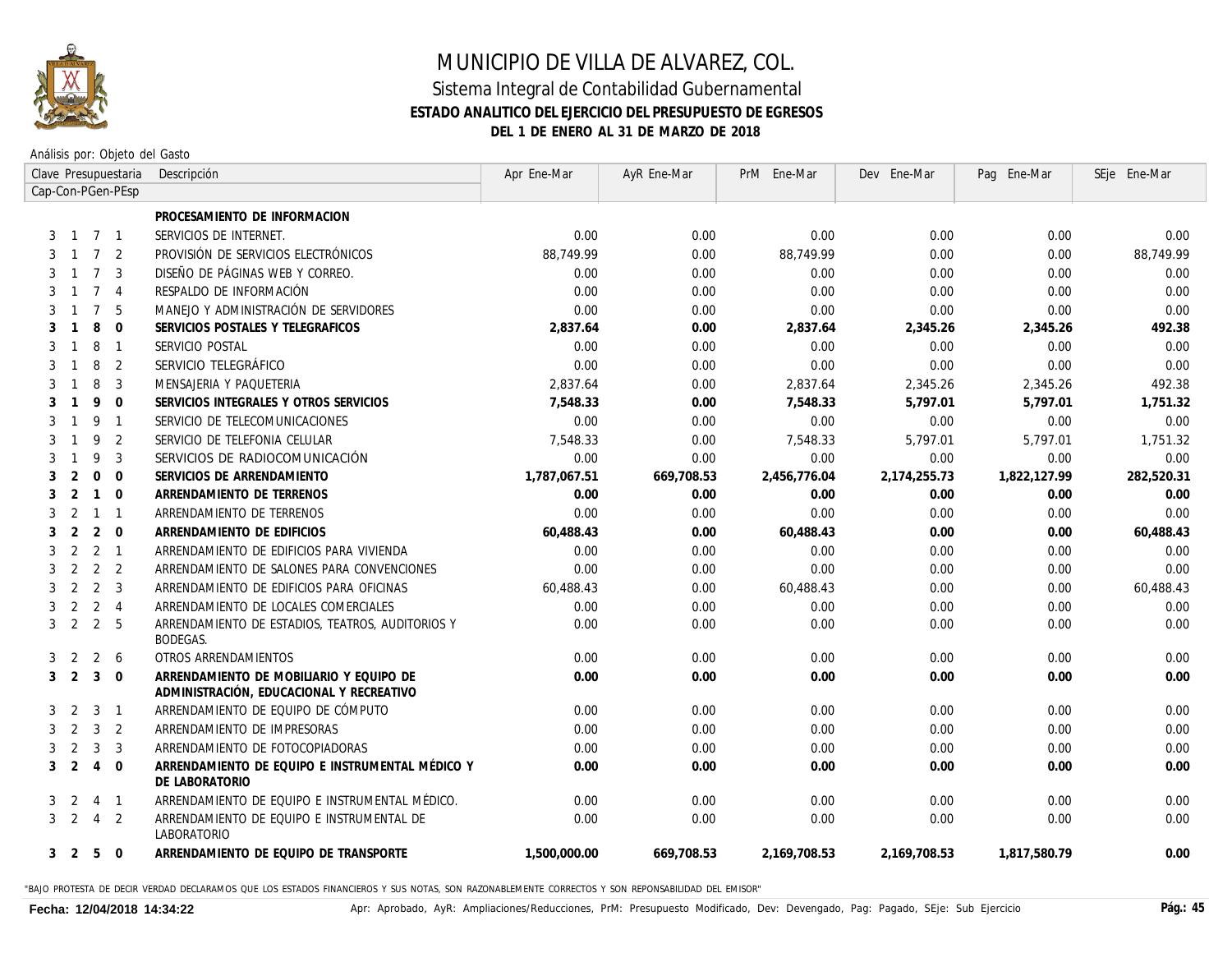# MUNICIPIO DE VILLA DE ALVAREZ, COL.

## Sistema Integral de Contabilidad Gubernamental

### ESTADO ANALITICO DEL EJERCICIO DEL PRESUPUESTO DE EGRESOS

### DEL 1 DE ENERO AL 31 DE MARZO DE 2018

Análisis por: Objeto del Gasto

| Clave Presupuestaria Cap-Con-PGen-PEsp | Descripción | Apr Ene-Mar | AyR Ene-Mar | PrM Ene-Mar | Dev Ene-Mar | Pag Ene-Mar | SEje Ene-Mar |
|---|---|---|---|---|---|---|---|
| | **PROCESAMIENTO DE INFORMACION** | | | | | | |
| 3 1 7 1 | SERVICIOS DE INTERNET. | 0.00 | 0.00 | 0.00 | 0.00 | 0.00 | 0.00 |
| 3 1 7 2 | PROVISIÓN DE SERVICIOS ELECTRÓNICOS | 88,749.99 | 0.00 | 88,749.99 | 0.00 | 0.00 | 88,749.99 |
| 3 1 7 3 | DISEÑO DE PÁGINAS WEB Y CORREO. | 0.00 | 0.00 | 0.00 | 0.00 | 0.00 | 0.00 |
| 3 1 7 4 | RESPALDO DE INFORMACIÓN | 0.00 | 0.00 | 0.00 | 0.00 | 0.00 | 0.00 |
| 3 1 7 5 | MANEJO Y ADMINISTRACIÓN DE SERVIDORES | 0.00 | 0.00 | 0.00 | 0.00 | 0.00 | 0.00 |
| **3 1 8 0** | **SERVICIOS POSTALES Y TELEGRAFICOS** | **2,837.64** | **0.00** | **2,837.64** | **2,345.26** | **2,345.26** | **492.38** |
| 3 1 8 1 | SERVICIO POSTAL | 0.00 | 0.00 | 0.00 | 0.00 | 0.00 | 0.00 |
| 3 1 8 2 | SERVICIO TELEGRÁFICO | 0.00 | 0.00 | 0.00 | 0.00 | 0.00 | 0.00 |
| 3 1 8 3 | MENSAJERIA Y PAQUETERIA | 2,837.64 | 0.00 | 2,837.64 | 2,345.26 | 2,345.26 | 492.38 |
| **3 1 9 0** | **SERVICIOS INTEGRALES Y OTROS SERVICIOS** | **7,548.33** | **0.00** | **7,548.33** | **5,797.01** | **5,797.01** | **1,751.32** |
| 3 1 9 1 | SERVICIO DE TELECOMUNICACIONES | 0.00 | 0.00 | 0.00 | 0.00 | 0.00 | 0.00 |
| 3 1 9 2 | SERVICIO DE TELEFONIA CELULAR | 7,548.33 | 0.00 | 7,548.33 | 5,797.01 | 5,797.01 | 1,751.32 |
| 3 1 9 3 | SERVICIOS DE RADIOCOMUNICACIÓN | 0.00 | 0.00 | 0.00 | 0.00 | 0.00 | 0.00 |
| **3 2 0 0** | **SERVICIOS DE ARRENDAMIENTO** | **1,787,067.51** | **669,708.53** | **2,456,776.04** | **2,174,255.73** | **1,822,127.99** | **282,520.31** |
| **3 2 1 0** | **ARRENDAMIENTO DE TERRENOS** | **0.00** | **0.00** | **0.00** | **0.00** | **0.00** | **0.00** |
| 3 2 1 1 | ARRENDAMIENTO DE TERRENOS | 0.00 | 0.00 | 0.00 | 0.00 | 0.00 | 0.00 |
| **3 2 2 0** | **ARRENDAMIENTO DE EDIFICIOS** | **60,488.43** | **0.00** | **60,488.43** | **0.00** | **0.00** | **60,488.43** |
| 3 2 2 1 | ARRENDAMIENTO DE EDIFICIOS PARA VIVIENDA | 0.00 | 0.00 | 0.00 | 0.00 | 0.00 | 0.00 |
| 3 2 2 2 | ARRENDAMIENTO DE SALONES PARA CONVENCIONES | 0.00 | 0.00 | 0.00 | 0.00 | 0.00 | 0.00 |
| 3 2 2 3 | ARRENDAMIENTO DE EDIFICIOS PARA OFICINAS | 60,488.43 | 0.00 | 60,488.43 | 0.00 | 0.00 | 60,488.43 |
| 3 2 2 4 | ARRENDAMIENTO DE LOCALES COMERCIALES | 0.00 | 0.00 | 0.00 | 0.00 | 0.00 | 0.00 |
| 3 2 2 5 | ARRENDAMIENTO DE ESTADIOS, TEATROS, AUDITORIOS Y BODEGAS. | 0.00 | 0.00 | 0.00 | 0.00 | 0.00 | 0.00 |
| 3 2 2 6 | OTROS ARRENDAMIENTOS | 0.00 | 0.00 | 0.00 | 0.00 | 0.00 | 0.00 |
| **3 2 3 0** | **ARRENDAMIENTO DE MOBILIARIO Y EQUIPO DE ADMINISTRACIÓN, EDUCACIONAL Y RECREATIVO** | **0.00** | **0.00** | **0.00** | **0.00** | **0.00** | **0.00** |
| 3 2 3 1 | ARRENDAMIENTO DE EQUIPO DE CÓMPUTO | 0.00 | 0.00 | 0.00 | 0.00 | 0.00 | 0.00 |
| 3 2 3 2 | ARRENDAMIENTO DE IMPRESORAS | 0.00 | 0.00 | 0.00 | 0.00 | 0.00 | 0.00 |
| 3 2 3 3 | ARRENDAMIENTO DE FOTOCOPIADORAS | 0.00 | 0.00 | 0.00 | 0.00 | 0.00 | 0.00 |
| **3 2 4 0** | **ARRENDAMIENTO DE EQUIPO E INSTRUMENTAL MÉDICO Y DE LABORATORIO** | **0.00** | **0.00** | **0.00** | **0.00** | **0.00** | **0.00** |
| 3 2 4 1 | ARRENDAMIENTO DE EQUIPO E INSTRUMENTAL MÉDICO. | 0.00 | 0.00 | 0.00 | 0.00 | 0.00 | 0.00 |
| 3 2 4 2 | ARRENDAMIENTO DE EQUIPO E INSTRUMENTAL DE LABORATORIO | 0.00 | 0.00 | 0.00 | 0.00 | 0.00 | 0.00 |
| **3 2 5 0** | **ARRENDAMIENTO DE EQUIPO DE TRANSPORTE** | **1,500,000.00** | **669,708.53** | **2,169,708.53** | **2,169,708.53** | **1,817,580.79** | **0.00** |

"BAJO PROTESTA DE DECIR VERDAD DECLARAMOS QUE LOS ESTADOS FINANCIEROS Y SUS NOTAS, SON RAZONABLEMENTE CORRECTOS Y SON REPONSABILIDAD DEL EMISOR"

Fecha: 12/04/2018 14:34:22 — Apr: Aprobado, AyR: Ampliaciones/Reducciones, PrM: Presupuesto Modificado, Dev: Devengado, Pag: Pagado, SEje: Sub Ejercicio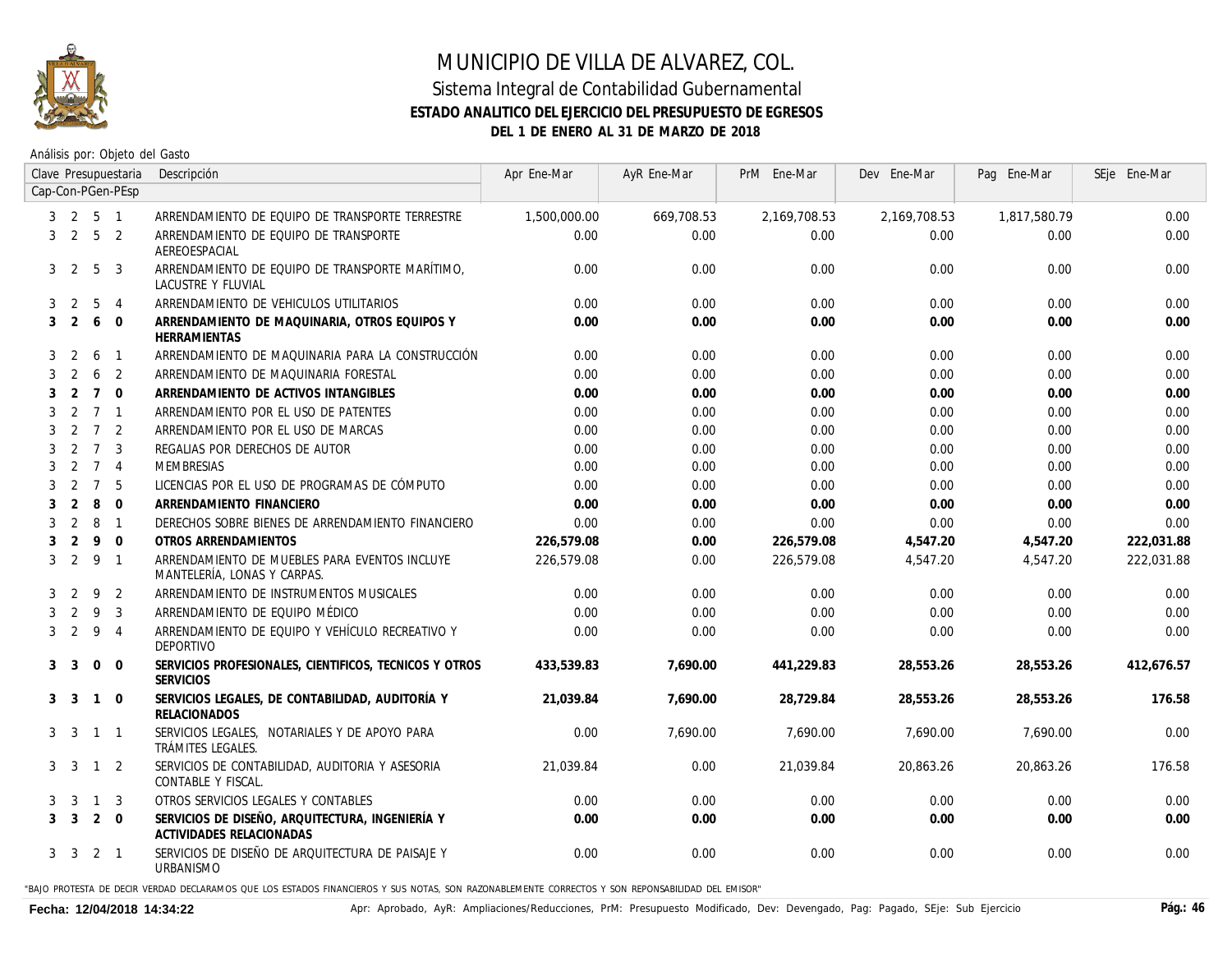# MUNICIPIO DE VILLA DE ALVAREZ, COL.

## Sistema Integral de Contabilidad Gubernamental

### ESTADO ANALITICO DEL EJERCICIO DEL PRESUPUESTO DE EGRESOS

### DEL 1 DE ENERO AL 31 DE MARZO DE 2018

Análisis por: Objeto del Gasto

| Clave Presupuestaria Cap-Con-PGen-PEsp | Descripción | Apr Ene-Mar | AyR Ene-Mar | PrM Ene-Mar | Dev Ene-Mar | Pag Ene-Mar | SEje Ene-Mar |
|---|---|---|---|---|---|---|---|
| 3 2 5 1 | ARRENDAMIENTO DE EQUIPO DE TRANSPORTE TERRESTRE | 1,500,000.00 | 669,708.53 | 2,169,708.53 | 2,169,708.53 | 1,817,580.79 | 0.00 |
| 3 2 5 2 | ARRENDAMIENTO DE EQUIPO DE TRANSPORTE AEREOESPACIAL | 0.00 | 0.00 | 0.00 | 0.00 | 0.00 | 0.00 |
| 3 2 5 3 | ARRENDAMIENTO DE EQUIPO DE TRANSPORTE MARÍTIMO, LACUSTRE Y FLUVIAL | 0.00 | 0.00 | 0.00 | 0.00 | 0.00 | 0.00 |
| 3 2 5 4 | ARRENDAMIENTO DE VEHICULOS UTILITARIOS | 0.00 | 0.00 | 0.00 | 0.00 | 0.00 | 0.00 |
| **3 2 6 0** | **ARRENDAMIENTO DE MAQUINARIA, OTROS EQUIPOS Y HERRAMIENTAS** | **0.00** | **0.00** | **0.00** | **0.00** | **0.00** | **0.00** |
| 3 2 6 1 | ARRENDAMIENTO DE MAQUINARIA PARA LA CONSTRUCCIÓN | 0.00 | 0.00 | 0.00 | 0.00 | 0.00 | 0.00 |
| 3 2 6 2 | ARRENDAMIENTO DE MAQUINARIA FORESTAL | 0.00 | 0.00 | 0.00 | 0.00 | 0.00 | 0.00 |
| **3 2 7 0** | **ARRENDAMIENTO DE ACTIVOS INTANGIBLES** | **0.00** | **0.00** | **0.00** | **0.00** | **0.00** | **0.00** |
| 3 2 7 1 | ARRENDAMIENTO POR EL USO DE PATENTES | 0.00 | 0.00 | 0.00 | 0.00 | 0.00 | 0.00 |
| 3 2 7 2 | ARRENDAMIENTO POR EL USO DE MARCAS | 0.00 | 0.00 | 0.00 | 0.00 | 0.00 | 0.00 |
| 3 2 7 3 | REGALIAS POR DERECHOS DE AUTOR | 0.00 | 0.00 | 0.00 | 0.00 | 0.00 | 0.00 |
| 3 2 7 4 | MEMBRESIAS | 0.00 | 0.00 | 0.00 | 0.00 | 0.00 | 0.00 |
| 3 2 7 5 | LICENCIAS POR EL USO DE PROGRAMAS DE CÓMPUTO | 0.00 | 0.00 | 0.00 | 0.00 | 0.00 | 0.00 |
| **3 2 8 0** | **ARRENDAMIENTO FINANCIERO** | **0.00** | **0.00** | **0.00** | **0.00** | **0.00** | **0.00** |
| 3 2 8 1 | DERECHOS SOBRE BIENES DE ARRENDAMIENTO FINANCIERO | 0.00 | 0.00 | 0.00 | 0.00 | 0.00 | 0.00 |
| **3 2 9 0** | **OTROS ARRENDAMIENTOS** | **226,579.08** | **0.00** | **226,579.08** | **4,547.20** | **4,547.20** | **222,031.88** |
| 3 2 9 1 | ARRENDAMIENTO DE MUEBLES PARA EVENTOS INCLUYE MANTELERÍA, LONAS Y CARPAS. | 226,579.08 | 0.00 | 226,579.08 | 4,547.20 | 4,547.20 | 222,031.88 |
| 3 2 9 2 | ARRENDAMIENTO DE INSTRUMENTOS MUSICALES | 0.00 | 0.00 | 0.00 | 0.00 | 0.00 | 0.00 |
| 3 2 9 3 | ARRENDAMIENTO DE EQUIPO MÉDICO | 0.00 | 0.00 | 0.00 | 0.00 | 0.00 | 0.00 |
| 3 2 9 4 | ARRENDAMIENTO DE EQUIPO Y VEHÍCULO RECREATIVO Y DEPORTIVO | 0.00 | 0.00 | 0.00 | 0.00 | 0.00 | 0.00 |
| **3 3 0 0** | **SERVICIOS PROFESIONALES, CIENTIFICOS, TECNICOS Y OTROS SERVICIOS** | **433,539.83** | **7,690.00** | **441,229.83** | **28,553.26** | **28,553.26** | **412,676.57** |
| **3 3 1 0** | **SERVICIOS LEGALES, DE CONTABILIDAD, AUDITORÍA Y RELACIONADOS** | **21,039.84** | **7,690.00** | **28,729.84** | **28,553.26** | **28,553.26** | **176.58** |
| 3 3 1 1 | SERVICIOS LEGALES, NOTARIALES Y DE APOYO PARA TRÁMITES LEGALES. | 0.00 | 7,690.00 | 7,690.00 | 7,690.00 | 7,690.00 | 0.00 |
| 3 3 1 2 | SERVICIOS DE CONTABILIDAD, AUDITORIA Y ASESORIA CONTABLE Y FISCAL. | 21,039.84 | 0.00 | 21,039.84 | 20,863.26 | 20,863.26 | 176.58 |
| 3 3 1 3 | OTROS SERVICIOS LEGALES Y CONTABLES | 0.00 | 0.00 | 0.00 | 0.00 | 0.00 | 0.00 |
| **3 3 2 0** | **SERVICIOS DE DISEÑO, ARQUITECTURA, INGENIERÍA Y ACTIVIDADES RELACIONADAS** | **0.00** | **0.00** | **0.00** | **0.00** | **0.00** | **0.00** |
| 3 3 2 1 | SERVICIOS DE DISEÑO DE ARQUITECTURA DE PAISAJE Y URBANISMO | 0.00 | 0.00 | 0.00 | 0.00 | 0.00 | 0.00 |

"BAJO PROTESTA DE DECIR VERDAD DECLARAMOS QUE LOS ESTADOS FINANCIEROS Y SUS NOTAS, SON RAZONABLEMENTE CORRECTOS Y SON REPONSABILIDAD DEL EMISOR"

Fecha: 12/04/2018 14:34:22

Apr: Aprobado, AyR: Ampliaciones/Reducciones, PrM: Presupuesto Modificado, Dev: Devengado, Pag: Pagado, SEje: Sub Ejercicio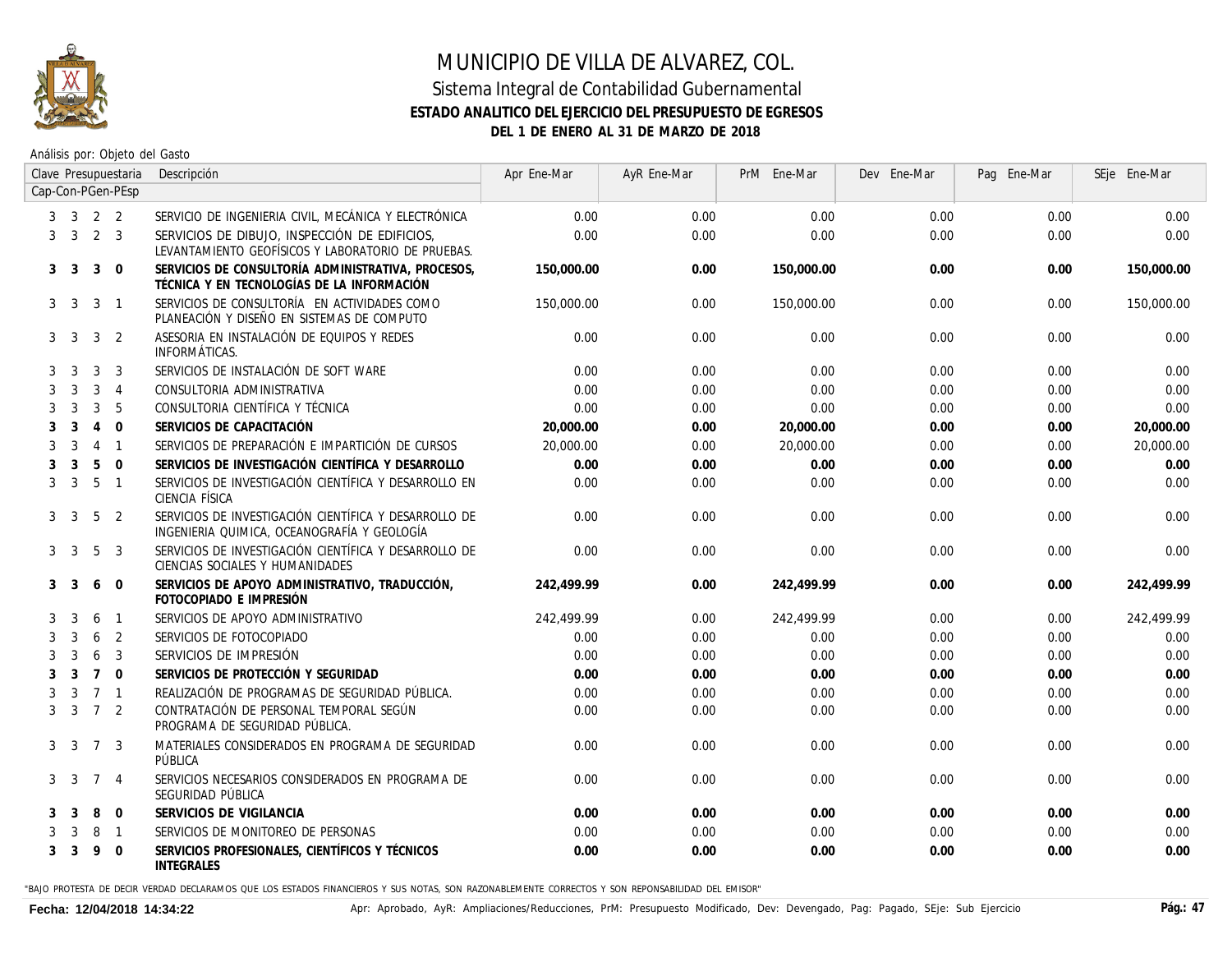# MUNICIPIO DE VILLA DE ALVAREZ, COL.

## Sistema Integral de Contabilidad Gubernamental

### ESTADO ANALITICO DEL EJERCICIO DEL PRESUPUESTO DE EGRESOS

### DEL 1 DE ENERO AL 31 DE MARZO DE 2018

Análisis por: Objeto del Gasto

| Clave Presupuestaria Cap-Con-PGen-PEsp | Descripción | Apr Ene-Mar | AyR Ene-Mar | PrM Ene-Mar | Dev Ene-Mar | Pag Ene-Mar | SEje Ene-Mar |
|---|---|---|---|---|---|---|---|
| 3 3 2 2 | SERVICIO DE INGENIERIA CIVIL, MECÁNICA Y ELECTRÓNICA | 0.00 | 0.00 | 0.00 | 0.00 | 0.00 | 0.00 |
| 3 3 2 3 | SERVICIOS DE DIBUJO, INSPECCIÓN DE EDIFICIOS, LEVANTAMIENTO GEOFÍSICOS Y LABORATORIO DE PRUEBAS. | 0.00 | 0.00 | 0.00 | 0.00 | 0.00 | 0.00 |
| **3 3 3 0** | **SERVICIOS DE CONSULTORÍA ADMINISTRATIVA, PROCESOS, TÉCNICA Y EN TECNOLOGÍAS DE LA INFORMACIÓN** | **150,000.00** | **0.00** | **150,000.00** | **0.00** | **0.00** | **150,000.00** |
| 3 3 3 1 | SERVICIOS DE CONSULTORÍA EN ACTIVIDADES COMO PLANEACIÓN Y DISEÑO EN SISTEMAS DE COMPUTO | 150,000.00 | 0.00 | 150,000.00 | 0.00 | 0.00 | 150,000.00 |
| 3 3 3 2 | ASESORIA EN INSTALACIÓN DE EQUIPOS Y REDES INFORMÁTICAS. | 0.00 | 0.00 | 0.00 | 0.00 | 0.00 | 0.00 |
| 3 3 3 3 | SERVICIOS DE INSTALACIÓN DE SOFT WARE | 0.00 | 0.00 | 0.00 | 0.00 | 0.00 | 0.00 |
| 3 3 3 4 | CONSULTORIA ADMINISTRATIVA | 0.00 | 0.00 | 0.00 | 0.00 | 0.00 | 0.00 |
| 3 3 3 5 | CONSULTORIA CIENTÍFICA Y TÉCNICA | 0.00 | 0.00 | 0.00 | 0.00 | 0.00 | 0.00 |
| **3 3 4 0** | **SERVICIOS DE CAPACITACIÓN** | **20,000.00** | **0.00** | **20,000.00** | **0.00** | **0.00** | **20,000.00** |
| 3 3 4 1 | SERVICIOS DE PREPARACIÓN E IMPARTICIÓN DE CURSOS | 20,000.00 | 0.00 | 20,000.00 | 0.00 | 0.00 | 20,000.00 |
| **3 3 5 0** | **SERVICIOS DE INVESTIGACIÓN CIENTÍFICA Y DESARROLLO** | **0.00** | **0.00** | **0.00** | **0.00** | **0.00** | **0.00** |
| 3 3 5 1 | SERVICIOS DE INVESTIGACIÓN CIENTÍFICA Y DESARROLLO EN CIENCIA FÍSICA | 0.00 | 0.00 | 0.00 | 0.00 | 0.00 | 0.00 |
| 3 3 5 2 | SERVICIOS DE INVESTIGACIÓN CIENTÍFICA Y DESARROLLO DE INGENIERIA QUIMICA, OCEANOGRAFÍA Y GEOLOGÍA | 0.00 | 0.00 | 0.00 | 0.00 | 0.00 | 0.00 |
| 3 3 5 3 | SERVICIOS DE INVESTIGACIÓN CIENTÍFICA Y DESARROLLO DE CIENCIAS SOCIALES Y HUMANIDADES | 0.00 | 0.00 | 0.00 | 0.00 | 0.00 | 0.00 |
| **3 3 6 0** | **SERVICIOS DE APOYO ADMINISTRATIVO, TRADUCCIÓN, FOTOCOPIADO E IMPRESIÓN** | **242,499.99** | **0.00** | **242,499.99** | **0.00** | **0.00** | **242,499.99** |
| 3 3 6 1 | SERVICIOS DE APOYO ADMINISTRATIVO | 242,499.99 | 0.00 | 242,499.99 | 0.00 | 0.00 | 242,499.99 |
| 3 3 6 2 | SERVICIOS DE FOTOCOPIADO | 0.00 | 0.00 | 0.00 | 0.00 | 0.00 | 0.00 |
| 3 3 6 3 | SERVICIOS DE IMPRESIÓN | 0.00 | 0.00 | 0.00 | 0.00 | 0.00 | 0.00 |
| **3 3 7 0** | **SERVICIOS DE PROTECCIÓN Y SEGURIDAD** | **0.00** | **0.00** | **0.00** | **0.00** | **0.00** | **0.00** |
| 3 3 7 1 | REALIZACIÓN DE PROGRAMAS DE SEGURIDAD PÚBLICA. | 0.00 | 0.00 | 0.00 | 0.00 | 0.00 | 0.00 |
| 3 3 7 2 | CONTRATACIÓN DE PERSONAL TEMPORAL SEGÚN PROGRAMA DE SEGURIDAD PÚBLICA. | 0.00 | 0.00 | 0.00 | 0.00 | 0.00 | 0.00 |
| 3 3 7 3 | MATERIALES CONSIDERADOS EN PROGRAMA DE SEGURIDAD PÚBLICA | 0.00 | 0.00 | 0.00 | 0.00 | 0.00 | 0.00 |
| 3 3 7 4 | SERVICIOS NECESARIOS CONSIDERADOS EN PROGRAMA DE SEGURIDAD PÚBLICA | 0.00 | 0.00 | 0.00 | 0.00 | 0.00 | 0.00 |
| **3 3 8 0** | **SERVICIOS DE VIGILANCIA** | **0.00** | **0.00** | **0.00** | **0.00** | **0.00** | **0.00** |
| 3 3 8 1 | SERVICIOS DE MONITOREO DE PERSONAS | 0.00 | 0.00 | 0.00 | 0.00 | 0.00 | 0.00 |
| **3 3 9 0** | **SERVICIOS PROFESIONALES, CIENTÍFICOS Y TÉCNICOS INTEGRALES** | **0.00** | **0.00** | **0.00** | **0.00** | **0.00** | **0.00** |

"BAJO PROTESTA DE DECIR VERDAD DECLARAMOS QUE LOS ESTADOS FINANCIEROS Y SUS NOTAS, SON RAZONABLEMENTE CORRECTOS Y SON REPONSABILIDAD DEL EMISOR"

Fecha: 12/04/2018 14:34:22

Apr: Aprobado, AyR: Ampliaciones/Reducciones, PrM: Presupuesto Modificado, Dev: Devengado, Pag: Pagado, SEje: Sub Ejercicio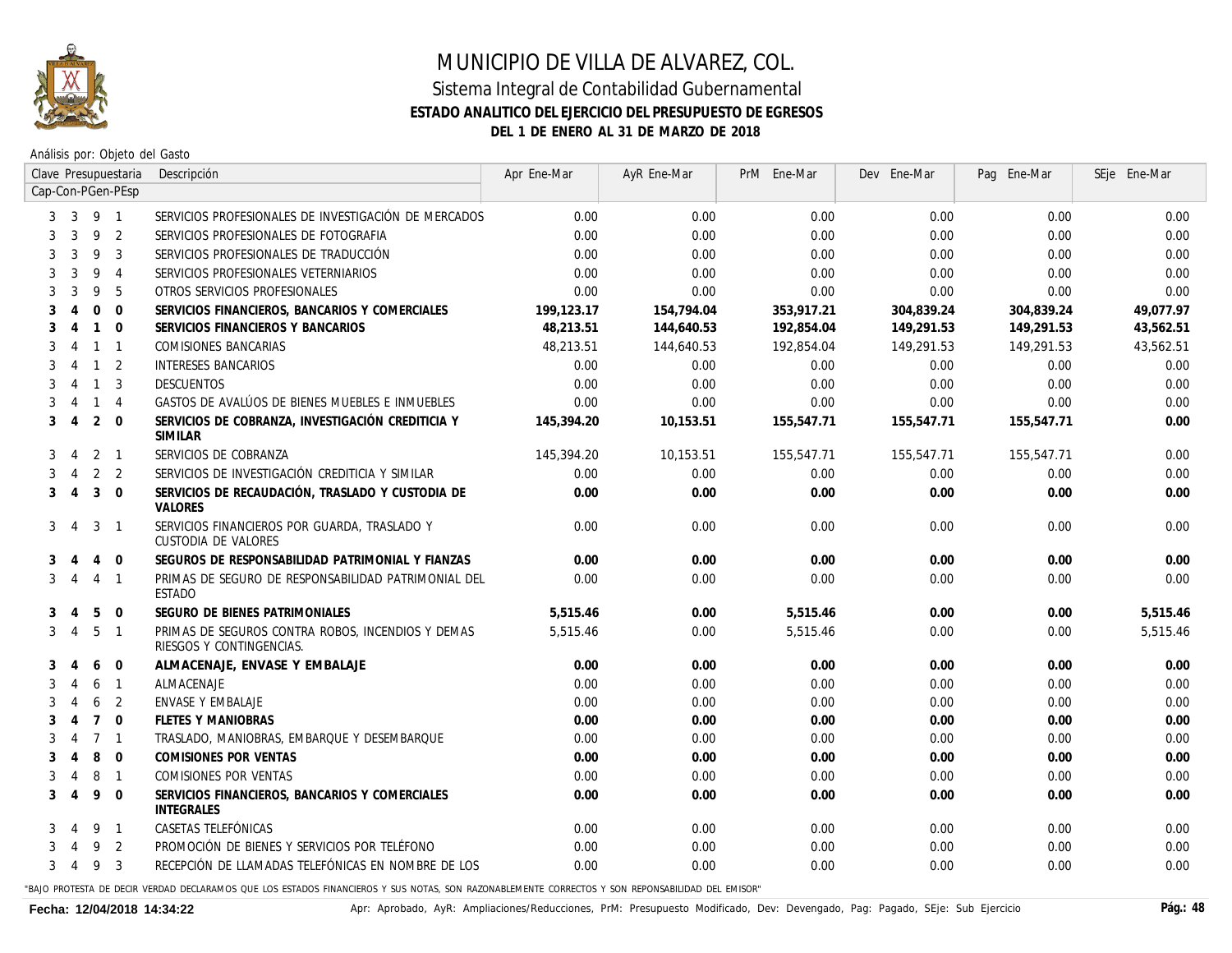# MUNICIPIO DE VILLA DE ALVAREZ, COL.

## Sistema Integral de Contabilidad Gubernamental

### ESTADO ANALITICO DEL EJERCICIO DEL PRESUPUESTO DE EGRESOS

### DEL 1 DE ENERO AL 31 DE MARZO DE 2018

Análisis por: Objeto del Gasto

| Clave Presupuestaria Cap-Con-PGen-PEsp | Descripción | Apr Ene-Mar | AyR Ene-Mar | PrM Ene-Mar | Dev Ene-Mar | Pag Ene-Mar | SEje Ene-Mar |
|---|---|---|---|---|---|---|---|
| 3 3 9 1 | SERVICIOS PROFESIONALES DE INVESTIGACIÓN DE MERCADOS | 0.00 | 0.00 | 0.00 | 0.00 | 0.00 | 0.00 |
| 3 3 9 2 | SERVICIOS PROFESIONALES DE FOTOGRAFIA | 0.00 | 0.00 | 0.00 | 0.00 | 0.00 | 0.00 |
| 3 3 9 3 | SERVICIOS PROFESIONALES DE TRADUCCIÓN | 0.00 | 0.00 | 0.00 | 0.00 | 0.00 | 0.00 |
| 3 3 9 4 | SERVICIOS PROFESIONALES VETERNIARIOS | 0.00 | 0.00 | 0.00 | 0.00 | 0.00 | 0.00 |
| 3 3 9 5 | OTROS SERVICIOS PROFESIONALES | 0.00 | 0.00 | 0.00 | 0.00 | 0.00 | 0.00 |
| **3 4 0 0** | **SERVICIOS FINANCIEROS, BANCARIOS Y COMERCIALES** | **199,123.17** | **154,794.04** | **353,917.21** | **304,839.24** | **304,839.24** | **49,077.97** |
| **3 4 1 0** | **SERVICIOS FINANCIEROS Y BANCARIOS** | **48,213.51** | **144,640.53** | **192,854.04** | **149,291.53** | **149,291.53** | **43,562.51** |
| 3 4 1 1 | COMISIONES BANCARIAS | 48,213.51 | 144,640.53 | 192,854.04 | 149,291.53 | 149,291.53 | 43,562.51 |
| 3 4 1 2 | INTERESES BANCARIOS | 0.00 | 0.00 | 0.00 | 0.00 | 0.00 | 0.00 |
| 3 4 1 3 | DESCUENTOS | 0.00 | 0.00 | 0.00 | 0.00 | 0.00 | 0.00 |
| 3 4 1 4 | GASTOS DE AVALÚOS DE BIENES MUEBLES E INMUEBLES | 0.00 | 0.00 | 0.00 | 0.00 | 0.00 | 0.00 |
| **3 4 2 0** | **SERVICIOS DE COBRANZA, INVESTIGACIÓN CREDITICIA Y SIMILAR** | **145,394.20** | **10,153.51** | **155,547.71** | **155,547.71** | **155,547.71** | **0.00** |
| 3 4 2 1 | SERVICIOS DE COBRANZA | 145,394.20 | 10,153.51 | 155,547.71 | 155,547.71 | 155,547.71 | 0.00 |
| 3 4 2 2 | SERVICIOS DE INVESTIGACIÓN CREDITICIA Y SIMILAR | 0.00 | 0.00 | 0.00 | 0.00 | 0.00 | 0.00 |
| **3 4 3 0** | **SERVICIOS DE RECAUDACIÓN, TRASLADO Y CUSTODIA DE VALORES** | **0.00** | **0.00** | **0.00** | **0.00** | **0.00** | **0.00** |
| 3 4 3 1 | SERVICIOS FINANCIEROS POR GUARDA, TRASLADO Y CUSTODIA DE VALORES | 0.00 | 0.00 | 0.00 | 0.00 | 0.00 | 0.00 |
| **3 4 4 0** | **SEGUROS DE RESPONSABILIDAD PATRIMONIAL Y FIANZAS** | **0.00** | **0.00** | **0.00** | **0.00** | **0.00** | **0.00** |
| 3 4 4 1 | PRIMAS DE SEGURO DE RESPONSABILIDAD PATRIMONIAL DEL ESTADO | 0.00 | 0.00 | 0.00 | 0.00 | 0.00 | 0.00 |
| **3 4 5 0** | **SEGURO DE BIENES PATRIMONIALES** | **5,515.46** | **0.00** | **5,515.46** | **0.00** | **0.00** | **5,515.46** |
| 3 4 5 1 | PRIMAS DE SEGUROS CONTRA ROBOS, INCENDIOS Y DEMAS RIESGOS Y CONTINGENCIAS. | 5,515.46 | 0.00 | 5,515.46 | 0.00 | 0.00 | 5,515.46 |
| **3 4 6 0** | **ALMACENAJE, ENVASE Y EMBALAJE** | **0.00** | **0.00** | **0.00** | **0.00** | **0.00** | **0.00** |
| 3 4 6 1 | ALMACENAJE | 0.00 | 0.00 | 0.00 | 0.00 | 0.00 | 0.00 |
| 3 4 6 2 | ENVASE Y EMBALAJE | 0.00 | 0.00 | 0.00 | 0.00 | 0.00 | 0.00 |
| **3 4 7 0** | **FLETES Y MANIOBRAS** | **0.00** | **0.00** | **0.00** | **0.00** | **0.00** | **0.00** |
| 3 4 7 1 | TRASLADO, MANIOBRAS, EMBARQUE Y DESEMBARQUE | 0.00 | 0.00 | 0.00 | 0.00 | 0.00 | 0.00 |
| **3 4 8 0** | **COMISIONES POR VENTAS** | **0.00** | **0.00** | **0.00** | **0.00** | **0.00** | **0.00** |
| 3 4 8 1 | COMISIONES POR VENTAS | 0.00 | 0.00 | 0.00 | 0.00 | 0.00 | 0.00 |
| **3 4 9 0** | **SERVICIOS FINANCIEROS, BANCARIOS Y COMERCIALES INTEGRALES** | **0.00** | **0.00** | **0.00** | **0.00** | **0.00** | **0.00** |
| 3 4 9 1 | CASETAS TELEFÓNICAS | 0.00 | 0.00 | 0.00 | 0.00 | 0.00 | 0.00 |
| 3 4 9 2 | PROMOCIÓN DE BIENES Y SERVICIOS POR TELÉFONO | 0.00 | 0.00 | 0.00 | 0.00 | 0.00 | 0.00 |
| 3 4 9 3 | RECEPCIÓN DE LLAMADAS TELEFÓNICAS EN NOMBRE DE LOS | 0.00 | 0.00 | 0.00 | 0.00 | 0.00 | 0.00 |

"BAJO PROTESTA DE DECIR VERDAD DECLARAMOS QUE LOS ESTADOS FINANCIEROS Y SUS NOTAS, SON RAZONABLEMENTE CORRECTOS Y SON REPONSABILIDAD DEL EMISOR"

**Fecha: 12/04/2018 14:34:22**

Apr: Aprobado, AyR: Ampliaciones/Reducciones, PrM: Presupuesto Modificado, Dev: Devengado, Pag: Pagado, SEje: Sub Ejercicio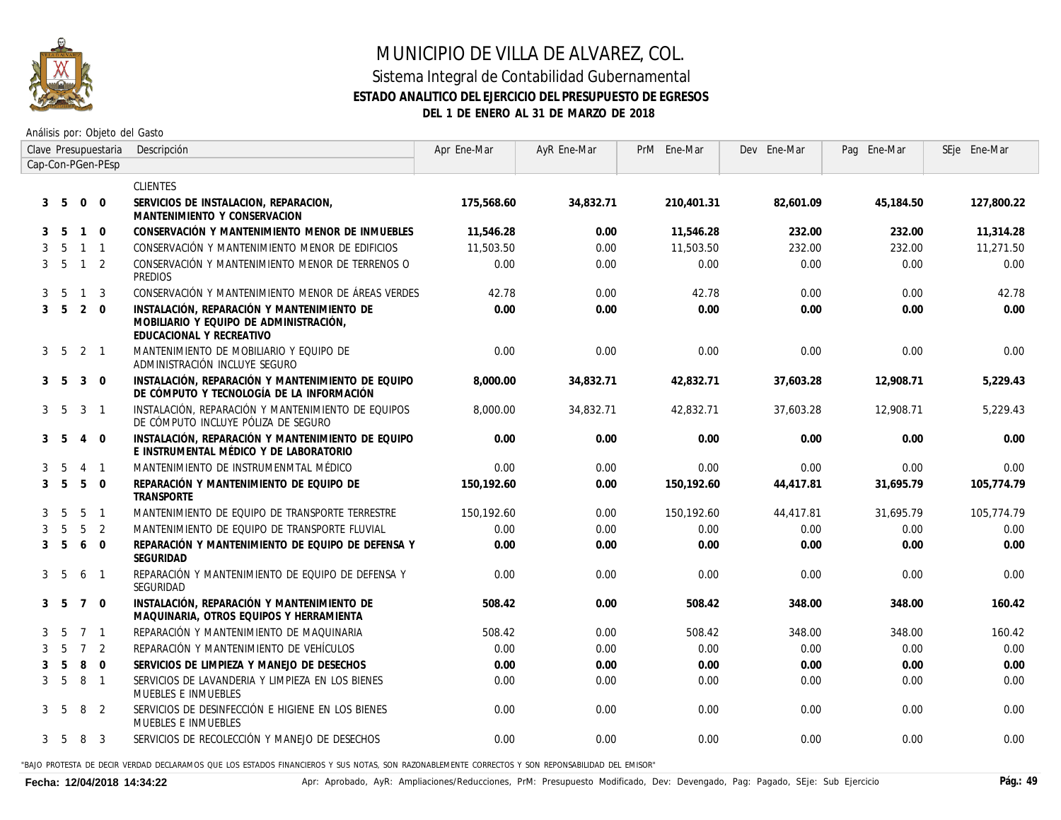# MUNICIPIO DE VILLA DE ALVAREZ, COL.

## Sistema Integral de Contabilidad Gubernamental

### ESTADO ANALITICO DEL EJERCICIO DEL PRESUPUESTO DE EGRESOS

### DEL 1 DE ENERO AL 31 DE MARZO DE 2018

Análisis por: Objeto del Gasto

| Clave Presupuestaria Cap-Con-PGen-PEsp | Descripción | Apr Ene-Mar | AyR Ene-Mar | PrM Ene-Mar | Dev Ene-Mar | Pag Ene-Mar | SEje Ene-Mar |
|---|---|---|---|---|---|---|---|
| | CLIENTES | | | | | | |
| **3 5 0 0** | **SERVICIOS DE INSTALACION, REPARACION, MANTENIMIENTO Y CONSERVACION** | **175,568.60** | **34,832.71** | **210,401.31** | **82,601.09** | **45,184.50** | **127,800.22** |
| **3 5 1 0** | **CONSERVACIÓN Y MANTENIMIENTO MENOR DE INMUEBLES** | **11,546.28** | **0.00** | **11,546.28** | **232.00** | **232.00** | **11,314.28** |
| 3 5 1 1 | CONSERVACIÓN Y MANTENIMIENTO MENOR DE EDIFICIOS | 11,503.50 | 0.00 | 11,503.50 | 232.00 | 232.00 | 11,271.50 |
| 3 5 1 2 | CONSERVACIÓN Y MANTENIMIENTO MENOR DE TERRENOS O PREDIOS | 0.00 | 0.00 | 0.00 | 0.00 | 0.00 | 0.00 |
| 3 5 1 3 | CONSERVACIÓN Y MANTENIMIENTO MENOR DE ÁREAS VERDES | 42.78 | 0.00 | 42.78 | 0.00 | 0.00 | 42.78 |
| **3 5 2 0** | **INSTALACIÓN, REPARACIÓN Y MANTENIMIENTO DE MOBILIARIO Y EQUIPO DE ADMINISTRACIÓN, EDUCACIONAL Y RECREATIVO** | **0.00** | **0.00** | **0.00** | **0.00** | **0.00** | **0.00** |
| 3 5 2 1 | MANTENIMIENTO DE MOBILIARIO Y EQUIPO DE ADMINISTRACIÓN INCLUYE SEGURO | 0.00 | 0.00 | 0.00 | 0.00 | 0.00 | 0.00 |
| **3 5 3 0** | **INSTALACIÓN, REPARACIÓN Y MANTENIMIENTO DE EQUIPO DE CÓMPUTO Y TECNOLOGÍA DE LA INFORMACIÓN** | **8,000.00** | **34,832.71** | **42,832.71** | **37,603.28** | **12,908.71** | **5,229.43** |
| 3 5 3 1 | INSTALACIÓN, REPARACIÓN Y MANTENIMIENTO DE EQUIPOS DE CÓMPUTO INCLUYE PÓLIZA DE SEGURO | 8,000.00 | 34,832.71 | 42,832.71 | 37,603.28 | 12,908.71 | 5,229.43 |
| **3 5 4 0** | **INSTALACIÓN, REPARACIÓN Y MANTENIMIENTO DE EQUIPO E INSTRUMENTAL MÉDICO Y DE LABORATORIO** | **0.00** | **0.00** | **0.00** | **0.00** | **0.00** | **0.00** |
| 3 5 4 1 | MANTENIMIENTO DE INSTRUMENMTAL MÉDICO | 0.00 | 0.00 | 0.00 | 0.00 | 0.00 | 0.00 |
| **3 5 5 0** | **REPARACIÓN Y MANTENIMIENTO DE EQUIPO DE TRANSPORTE** | **150,192.60** | **0.00** | **150,192.60** | **44,417.81** | **31,695.79** | **105,774.79** |
| 3 5 5 1 | MANTENIMIENTO DE EQUIPO DE TRANSPORTE TERRESTRE | 150,192.60 | 0.00 | 150,192.60 | 44,417.81 | 31,695.79 | 105,774.79 |
| 3 5 5 2 | MANTENIMIENTO DE EQUIPO DE TRANSPORTE FLUVIAL | 0.00 | 0.00 | 0.00 | 0.00 | 0.00 | 0.00 |
| **3 5 6 0** | **REPARACIÓN Y MANTENIMIENTO DE EQUIPO DE DEFENSA Y SEGURIDAD** | **0.00** | **0.00** | **0.00** | **0.00** | **0.00** | **0.00** |
| 3 5 6 1 | REPARACIÓN Y MANTENIMIENTO DE EQUIPO DE DEFENSA Y SEGURIDAD | 0.00 | 0.00 | 0.00 | 0.00 | 0.00 | 0.00 |
| **3 5 7 0** | **INSTALACIÓN, REPARACIÓN Y MANTENIMIENTO DE MAQUINARIA, OTROS EQUIPOS Y HERRAMIENTA** | **508.42** | **0.00** | **508.42** | **348.00** | **348.00** | **160.42** |
| 3 5 7 1 | REPARACIÓN Y MANTENIMIENTO DE MAQUINARIA | 508.42 | 0.00 | 508.42 | 348.00 | 348.00 | 160.42 |
| 3 5 7 2 | REPARACIÓN Y MANTENIMIENTO DE VEHÍCULOS | 0.00 | 0.00 | 0.00 | 0.00 | 0.00 | 0.00 |
| **3 5 8 0** | **SERVICIOS DE LIMPIEZA Y MANEJO DE DESECHOS** | **0.00** | **0.00** | **0.00** | **0.00** | **0.00** | **0.00** |
| 3 5 8 1 | SERVICIOS DE LAVANDERIA Y LIMPIEZA EN LOS BIENES MUEBLES E INMUEBLES | 0.00 | 0.00 | 0.00 | 0.00 | 0.00 | 0.00 |
| 3 5 8 2 | SERVICIOS DE DESINFECCIÓN E HIGIENE EN LOS BIENES MUEBLES E INMUEBLES | 0.00 | 0.00 | 0.00 | 0.00 | 0.00 | 0.00 |
| 3 5 8 3 | SERVICIOS DE RECOLECCIÓN Y MANEJO DE DESECHOS | 0.00 | 0.00 | 0.00 | 0.00 | 0.00 | 0.00 |

"BAJO PROTESTA DE DECIR VERDAD DECLARAMOS QUE LOS ESTADOS FINANCIEROS Y SUS NOTAS, SON RAZONABLEMENTE CORRECTOS Y SON REPONSABILIDAD DEL EMISOR"

Fecha: 12/04/2018 14:34:22

Apr: Aprobado, AyR: Ampliaciones/Reducciones, PrM: Presupuesto Modificado, Dev: Devengado, Pag: Pagado, SEje: Sub Ejercicio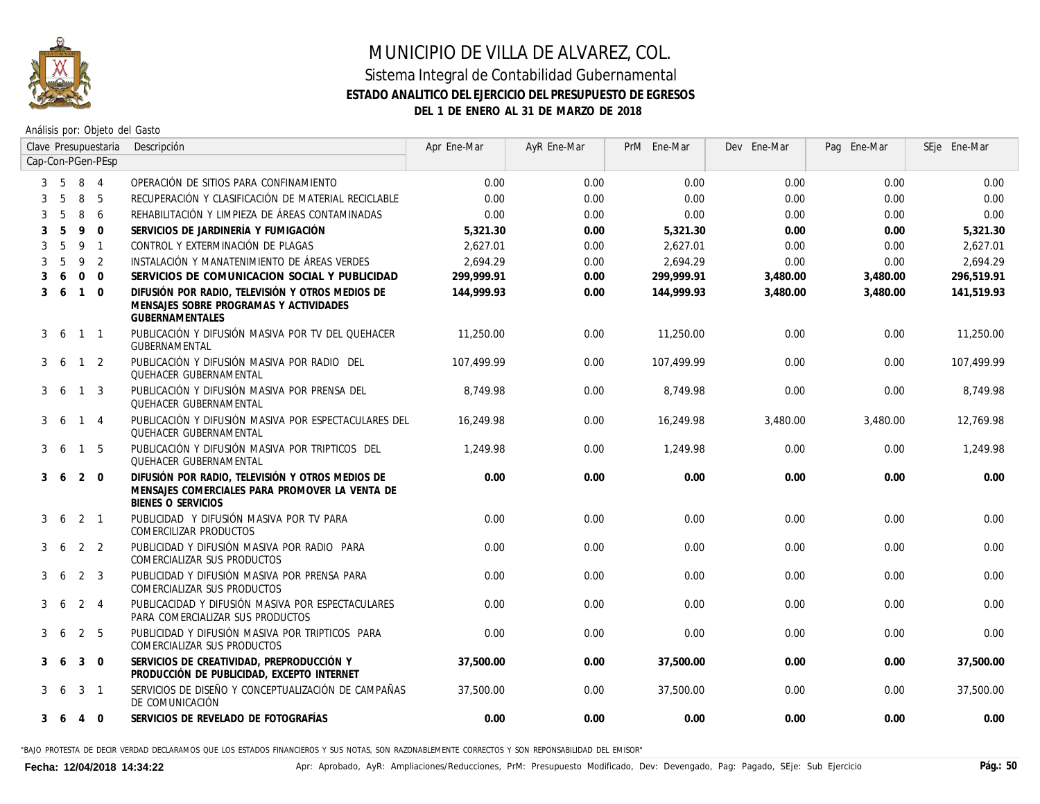# MUNICIPIO DE VILLA DE ALVAREZ, COL.

## Sistema Integral de Contabilidad Gubernamental

### ESTADO ANALITICO DEL EJERCICIO DEL PRESUPUESTO DE EGRESOS

### DEL 1 DE ENERO AL 31 DE MARZO DE 2018

Análisis por: Objeto del Gasto

| Clave Presupuestaria Cap-Con-PGen-PEsp | Descripción | Apr Ene-Mar | AyR Ene-Mar | PrM Ene-Mar | Dev Ene-Mar | Pag Ene-Mar | SEje Ene-Mar |
|---|---|---|---|---|---|---|---|
| 3 5 8 4 | OPERACIÓN DE SITIOS PARA CONFINAMIENTO | 0.00 | 0.00 | 0.00 | 0.00 | 0.00 | 0.00 |
| 3 5 8 5 | RECUPERACIÓN Y CLASIFICACIÓN DE MATERIAL RECICLABLE | 0.00 | 0.00 | 0.00 | 0.00 | 0.00 | 0.00 |
| 3 5 8 6 | REHABILITACIÓN Y LIMPIEZA DE ÁREAS CONTAMINADAS | 0.00 | 0.00 | 0.00 | 0.00 | 0.00 | 0.00 |
| **3 5 9 0** | **SERVICIOS DE JARDINERÍA Y FUMIGACIÓN** | **5,321.30** | **0.00** | **5,321.30** | **0.00** | **0.00** | **5,321.30** |
| 3 5 9 1 | CONTROL Y EXTERMINACIÓN DE PLAGAS | 2,627.01 | 0.00 | 2,627.01 | 0.00 | 0.00 | 2,627.01 |
| 3 5 9 2 | INSTALACIÓN Y MANATENIMIENTO DE ÁREAS VERDES | 2,694.29 | 0.00 | 2,694.29 | 0.00 | 0.00 | 2,694.29 |
| **3 6 0 0** | **SERVICIOS DE COMUNICACION SOCIAL Y PUBLICIDAD** | **299,999.91** | **0.00** | **299,999.91** | **3,480.00** | **3,480.00** | **296,519.91** |
| **3 6 1 0** | **DIFUSIÓN POR RADIO, TELEVISIÓN Y OTROS MEDIOS DE MENSAJES SOBRE PROGRAMAS Y ACTIVIDADES GUBERNAMENTALES** | **144,999.93** | **0.00** | **144,999.93** | **3,480.00** | **3,480.00** | **141,519.93** |
| 3 6 1 1 | PUBLICACIÓN Y DIFUSIÓN MASIVA POR TV DEL QUEHACER GUBERNAMENTAL | 11,250.00 | 0.00 | 11,250.00 | 0.00 | 0.00 | 11,250.00 |
| 3 6 1 2 | PUBLICACIÓN Y DIFUSIÓN MASIVA POR RADIO DEL QUEHACER GUBERNAMENTAL | 107,499.99 | 0.00 | 107,499.99 | 0.00 | 0.00 | 107,499.99 |
| 3 6 1 3 | PUBLICACIÓN Y DIFUSIÓN MASIVA POR PRENSA DEL QUEHACER GUBERNAMENTAL | 8,749.98 | 0.00 | 8,749.98 | 0.00 | 0.00 | 8,749.98 |
| 3 6 1 4 | PUBLICACIÓN Y DIFUSIÓN MASIVA POR ESPECTACULARES DEL QUEHACER GUBERNAMENTAL | 16,249.98 | 0.00 | 16,249.98 | 3,480.00 | 3,480.00 | 12,769.98 |
| 3 6 1 5 | PUBLICACIÓN Y DIFUSIÓN MASIVA POR TRIPTICOS DEL QUEHACER GUBERNAMENTAL | 1,249.98 | 0.00 | 1,249.98 | 0.00 | 0.00 | 1,249.98 |
| **3 6 2 0** | **DIFUSIÓN POR RADIO, TELEVISIÓN Y OTROS MEDIOS DE MENSAJES COMERCIALES PARA PROMOVER LA VENTA DE BIENES O SERVICIOS** | **0.00** | **0.00** | **0.00** | **0.00** | **0.00** | **0.00** |
| 3 6 2 1 | PUBLICIDAD Y DIFUSIÓN MASIVA POR TV PARA COMERCILIZAR PRODUCTOS | 0.00 | 0.00 | 0.00 | 0.00 | 0.00 | 0.00 |
| 3 6 2 2 | PUBLICIDAD Y DIFUSIÓN MASIVA POR RADIO PARA COMERCIALIZAR SUS PRODUCTOS | 0.00 | 0.00 | 0.00 | 0.00 | 0.00 | 0.00 |
| 3 6 2 3 | PUBLICIDAD Y DIFUSIÓN MASIVA POR PRENSA PARA COMERCIALIZAR SUS PRODUCTOS | 0.00 | 0.00 | 0.00 | 0.00 | 0.00 | 0.00 |
| 3 6 2 4 | PUBLICACIDAD Y DIFUSIÓN MASIVA POR ESPECTACULARES PARA COMERCIALIZAR SUS PRODUCTOS | 0.00 | 0.00 | 0.00 | 0.00 | 0.00 | 0.00 |
| 3 6 2 5 | PUBLICIDAD Y DIFUSIÓN MASIVA POR TRIPTICOS PARA COMERCIALIZAR SUS PRODUCTOS | 0.00 | 0.00 | 0.00 | 0.00 | 0.00 | 0.00 |
| **3 6 3 0** | **SERVICIOS DE CREATIVIDAD, PREPRODUCCIÓN Y PRODUCCIÓN DE PUBLICIDAD, EXCEPTO INTERNET** | **37,500.00** | **0.00** | **37,500.00** | **0.00** | **0.00** | **37,500.00** |
| 3 6 3 1 | SERVICIOS DE DISEÑO Y CONCEPTUALIZACIÓN DE CAMPAÑAS DE COMUNICACIÓN | 37,500.00 | 0.00 | 37,500.00 | 0.00 | 0.00 | 37,500.00 |
| **3 6 4 0** | **SERVICIOS DE REVELADO DE FOTOGRAFÍAS** | **0.00** | **0.00** | **0.00** | **0.00** | **0.00** | **0.00** |

"BAJO PROTESTA DE DECIR VERDAD DECLARAMOS QUE LOS ESTADOS FINANCIEROS Y SUS NOTAS, SON RAZONABLEMENTE CORRECTOS Y SON REPONSABILIDAD DEL EMISOR"

**Fecha: 12/04/2018 14:34:22**

Apr: Aprobado, AyR: Ampliaciones/Reducciones, PrM: Presupuesto Modificado, Dev: Devengado, Pag: Pagado, SEje: Sub Ejercicio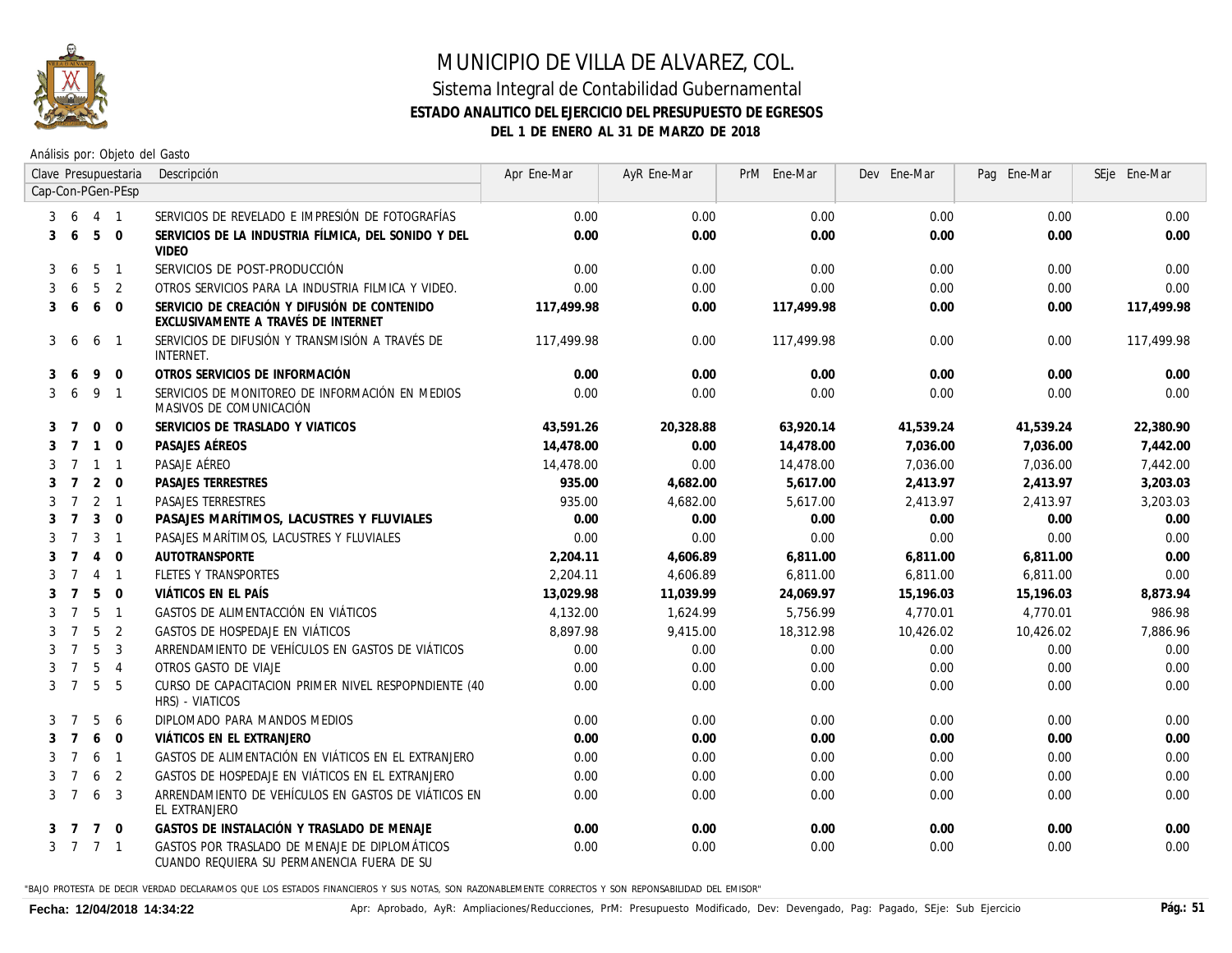# MUNICIPIO DE VILLA DE ALVAREZ, COL.

## Sistema Integral de Contabilidad Gubernamental

### ESTADO ANALITICO DEL EJERCICIO DEL PRESUPUESTO DE EGRESOS

### DEL 1 DE ENERO AL 31 DE MARZO DE 2018

Análisis por: Objeto del Gasto

| Clave Presupuestaria Cap-Con-PGen-PEsp | Descripción | Apr Ene-Mar | AyR Ene-Mar | PrM Ene-Mar | Dev Ene-Mar | Pag Ene-Mar | SEje Ene-Mar |
|---|---|---|---|---|---|---|---|
| 3 6 4 1 | SERVICIOS DE REVELADO E IMPRESIÓN DE FOTOGRAFÍAS | 0.00 | 0.00 | 0.00 | 0.00 | 0.00 | 0.00 |
| **3 6 5 0** | **SERVICIOS DE LA INDUSTRIA FÍLMICA, DEL SONIDO Y DEL VIDEO** | **0.00** | **0.00** | **0.00** | **0.00** | **0.00** | **0.00** |
| 3 6 5 1 | SERVICIOS DE POST-PRODUCCIÓN | 0.00 | 0.00 | 0.00 | 0.00 | 0.00 | 0.00 |
| 3 6 5 2 | OTROS SERVICIOS PARA LA INDUSTRIA FILMICA Y VIDEO. | 0.00 | 0.00 | 0.00 | 0.00 | 0.00 | 0.00 |
| **3 6 6 0** | **SERVICIO DE CREACIÓN Y DIFUSIÓN DE CONTENIDO EXCLUSIVAMENTE A TRAVÉS DE INTERNET** | **117,499.98** | **0.00** | **117,499.98** | **0.00** | **0.00** | **117,499.98** |
| 3 6 6 1 | SERVICIOS DE DIFUSIÓN Y TRANSMISIÓN A TRAVÉS DE INTERNET. | 117,499.98 | 0.00 | 117,499.98 | 0.00 | 0.00 | 117,499.98 |
| **3 6 9 0** | **OTROS SERVICIOS DE INFORMACIÓN** | **0.00** | **0.00** | **0.00** | **0.00** | **0.00** | **0.00** |
| 3 6 9 1 | SERVICIOS DE MONITOREO DE INFORMACIÓN EN MEDIOS MASIVOS DE COMUNICACIÓN | 0.00 | 0.00 | 0.00 | 0.00 | 0.00 | 0.00 |
| **3 7 0 0** | **SERVICIOS DE TRASLADO Y VIATICOS** | **43,591.26** | **20,328.88** | **63,920.14** | **41,539.24** | **41,539.24** | **22,380.90** |
| **3 7 1 0** | **PASAJES AÉREOS** | **14,478.00** | **0.00** | **14,478.00** | **7,036.00** | **7,036.00** | **7,442.00** |
| 3 7 1 1 | PASAJE AÉREO | 14,478.00 | 0.00 | 14,478.00 | 7,036.00 | 7,036.00 | 7,442.00 |
| **3 7 2 0** | **PASAJES TERRESTRES** | **935.00** | **4,682.00** | **5,617.00** | **2,413.97** | **2,413.97** | **3,203.03** |
| 3 7 2 1 | PASAJES TERRESTRES | 935.00 | 4,682.00 | 5,617.00 | 2,413.97 | 2,413.97 | 3,203.03 |
| **3 7 3 0** | **PASAJES MARÍTIMOS, LACUSTRES Y FLUVIALES** | **0.00** | **0.00** | **0.00** | **0.00** | **0.00** | **0.00** |
| 3 7 3 1 | PASAJES MARÍTIMOS, LACUSTRES Y FLUVIALES | 0.00 | 0.00 | 0.00 | 0.00 | 0.00 | 0.00 |
| **3 7 4 0** | **AUTOTRANSPORTE** | **2,204.11** | **4,606.89** | **6,811.00** | **6,811.00** | **6,811.00** | **0.00** |
| 3 7 4 1 | FLETES Y TRANSPORTES | 2,204.11 | 4,606.89 | 6,811.00 | 6,811.00 | 6,811.00 | 0.00 |
| **3 7 5 0** | **VIÁTICOS EN EL PAÍS** | **13,029.98** | **11,039.99** | **24,069.97** | **15,196.03** | **15,196.03** | **8,873.94** |
| 3 7 5 1 | GASTOS DE ALIMENTACCIÓN EN VIÁTICOS | 4,132.00 | 1,624.99 | 5,756.99 | 4,770.01 | 4,770.01 | 986.98 |
| 3 7 5 2 | GASTOS DE HOSPEDAJE EN VIÁTICOS | 8,897.98 | 9,415.00 | 18,312.98 | 10,426.02 | 10,426.02 | 7,886.96 |
| 3 7 5 3 | ARRENDAMIENTO DE VEHÍCULOS EN GASTOS DE VIÁTICOS | 0.00 | 0.00 | 0.00 | 0.00 | 0.00 | 0.00 |
| 3 7 5 4 | OTROS GASTO DE VIAJE | 0.00 | 0.00 | 0.00 | 0.00 | 0.00 | 0.00 |
| 3 7 5 5 | CURSO DE CAPACITACION PRIMER NIVEL RESPOPNDIENTE (40 HRS) - VIATICOS | 0.00 | 0.00 | 0.00 | 0.00 | 0.00 | 0.00 |
| 3 7 5 6 | DIPLOMADO PARA MANDOS MEDIOS | 0.00 | 0.00 | 0.00 | 0.00 | 0.00 | 0.00 |
| **3 7 6 0** | **VIÁTICOS EN EL EXTRANJERO** | **0.00** | **0.00** | **0.00** | **0.00** | **0.00** | **0.00** |
| 3 7 6 1 | GASTOS DE ALIMENTACIÓN EN VIÁTICOS EN EL EXTRANJERO | 0.00 | 0.00 | 0.00 | 0.00 | 0.00 | 0.00 |
| 3 7 6 2 | GASTOS DE HOSPEDAJE EN VIÁTICOS EN EL EXTRANJERO | 0.00 | 0.00 | 0.00 | 0.00 | 0.00 | 0.00 |
| 3 7 6 3 | ARRENDAMIENTO DE VEHÍCULOS EN GASTOS DE VIÁTICOS EN EL EXTRANJERO | 0.00 | 0.00 | 0.00 | 0.00 | 0.00 | 0.00 |
| **3 7 7 0** | **GASTOS DE INSTALACIÓN Y TRASLADO DE MENAJE** | **0.00** | **0.00** | **0.00** | **0.00** | **0.00** | **0.00** |
| 3 7 7 1 | GASTOS POR TRASLADO DE MENAJE DE DIPLOMÁTICOS CUANDO REQUIERA SU PERMANENCIA FUERA DE SU | 0.00 | 0.00 | 0.00 | 0.00 | 0.00 | 0.00 |

"BAJO PROTESTA DE DECIR VERDAD DECLARAMOS QUE LOS ESTADOS FINANCIEROS Y SUS NOTAS, SON RAZONABLEMENTE CORRECTOS Y SON REPONSABILIDAD DEL EMISOR"

Fecha: 12/04/2018 14:34:22

Apr: Aprobado, AyR: Ampliaciones/Reducciones, PrM: Presupuesto Modificado, Dev: Devengado, Pag: Pagado, SEje: Sub Ejercicio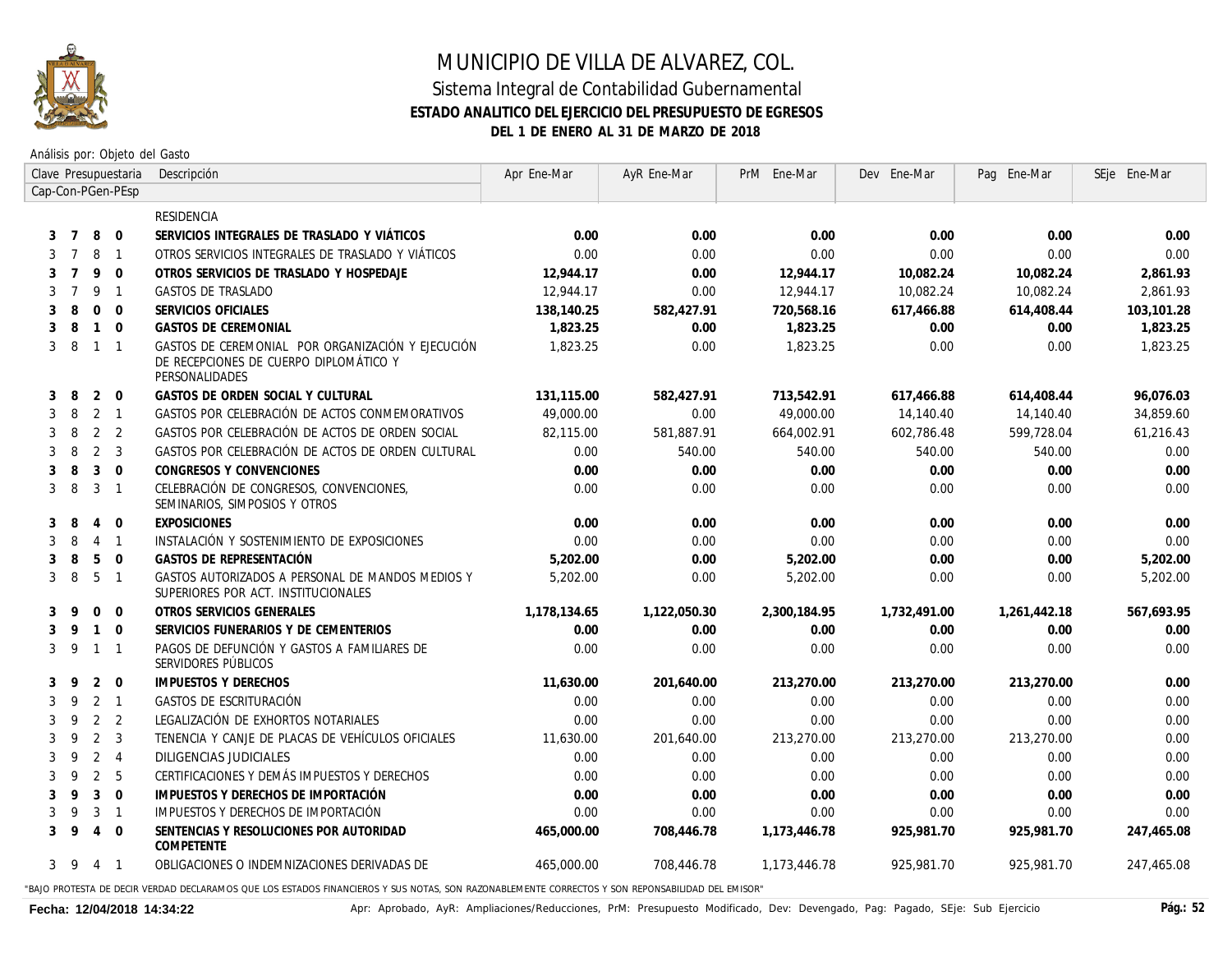# MUNICIPIO DE VILLA DE ALVAREZ, COL.

## Sistema Integral de Contabilidad Gubernamental

### ESTADO ANALITICO DEL EJERCICIO DEL PRESUPUESTO DE EGRESOS

### DEL 1 DE ENERO AL 31 DE MARZO DE 2018

Análisis por: Objeto del Gasto

| Clave Presupuestaria Cap-Con-PGen-PEsp | Descripción | Apr Ene-Mar | AyR Ene-Mar | PrM Ene-Mar | Dev Ene-Mar | Pag Ene-Mar | SEje Ene-Mar |
|---|---|---|---|---|---|---|---|
| | RESIDENCIA | | | | | | |
| **3 7 8 0** | **SERVICIOS INTEGRALES DE TRASLADO Y VIÁTICOS** | **0.00** | **0.00** | **0.00** | **0.00** | **0.00** | **0.00** |
| 3 7 8 1 | OTROS SERVICIOS INTEGRALES DE TRASLADO Y VIÁTICOS | 0.00 | 0.00 | 0.00 | 0.00 | 0.00 | 0.00 |
| **3 7 9 0** | **OTROS SERVICIOS DE TRASLADO Y HOSPEDAJE** | **12,944.17** | **0.00** | **12,944.17** | **10,082.24** | **10,082.24** | **2,861.93** |
| 3 7 9 1 | GASTOS DE TRASLADO | 12,944.17 | 0.00 | 12,944.17 | 10,082.24 | 10,082.24 | 2,861.93 |
| **3 8 0 0** | **SERVICIOS OFICIALES** | **138,140.25** | **582,427.91** | **720,568.16** | **617,466.88** | **614,408.44** | **103,101.28** |
| **3 8 1 0** | **GASTOS DE CEREMONIAL** | **1,823.25** | **0.00** | **1,823.25** | **0.00** | **0.00** | **1,823.25** |
| 3 8 1 1 | GASTOS DE CEREMONIAL POR ORGANIZACIÓN Y EJECUCIÓN DE RECEPCIONES DE CUERPO DIPLOMÁTICO Y PERSONALIDADES | 1,823.25 | 0.00 | 1,823.25 | 0.00 | 0.00 | 1,823.25 |
| **3 8 2 0** | **GASTOS DE ORDEN SOCIAL Y CULTURAL** | **131,115.00** | **582,427.91** | **713,542.91** | **617,466.88** | **614,408.44** | **96,076.03** |
| 3 8 2 1 | GASTOS POR CELEBRACIÓN DE ACTOS CONMEMORATIVOS | 49,000.00 | 0.00 | 49,000.00 | 14,140.40 | 14,140.40 | 34,859.60 |
| 3 8 2 2 | GASTOS POR CELEBRACIÓN DE ACTOS DE ORDEN SOCIAL | 82,115.00 | 581,887.91 | 664,002.91 | 602,786.48 | 599,728.04 | 61,216.43 |
| 3 8 2 3 | GASTOS POR CELEBRACIÓN DE ACTOS DE ORDEN CULTURAL | 0.00 | 540.00 | 540.00 | 540.00 | 540.00 | 0.00 |
| **3 8 3 0** | **CONGRESOS Y CONVENCIONES** | **0.00** | **0.00** | **0.00** | **0.00** | **0.00** | **0.00** |
| 3 8 3 1 | CELEBRACIÓN DE CONGRESOS, CONVENCIONES, SEMINARIOS, SIMPOSIOS Y OTROS | 0.00 | 0.00 | 0.00 | 0.00 | 0.00 | 0.00 |
| **3 8 4 0** | **EXPOSICIONES** | **0.00** | **0.00** | **0.00** | **0.00** | **0.00** | **0.00** |
| 3 8 4 1 | INSTALACIÓN Y SOSTENIMIENTO DE EXPOSICIONES | 0.00 | 0.00 | 0.00 | 0.00 | 0.00 | 0.00 |
| **3 8 5 0** | **GASTOS DE REPRESENTACIÓN** | **5,202.00** | **0.00** | **5,202.00** | **0.00** | **0.00** | **5,202.00** |
| 3 8 5 1 | GASTOS AUTORIZADOS A PERSONAL DE MANDOS MEDIOS Y SUPERIORES POR ACT. INSTITUCIONALES | 5,202.00 | 0.00 | 5,202.00 | 0.00 | 0.00 | 5,202.00 |
| **3 9 0 0** | **OTROS SERVICIOS GENERALES** | **1,178,134.65** | **1,122,050.30** | **2,300,184.95** | **1,732,491.00** | **1,261,442.18** | **567,693.95** |
| **3 9 1 0** | **SERVICIOS FUNERARIOS Y DE CEMENTERIOS** | **0.00** | **0.00** | **0.00** | **0.00** | **0.00** | **0.00** |
| 3 9 1 1 | PAGOS DE DEFUNCIÓN Y GASTOS A FAMILIARES DE SERVIDORES PÚBLICOS | 0.00 | 0.00 | 0.00 | 0.00 | 0.00 | 0.00 |
| **3 9 2 0** | **IMPUESTOS Y DERECHOS** | **11,630.00** | **201,640.00** | **213,270.00** | **213,270.00** | **213,270.00** | **0.00** |
| 3 9 2 1 | GASTOS DE ESCRITURACIÓN | 0.00 | 0.00 | 0.00 | 0.00 | 0.00 | 0.00 |
| 3 9 2 2 | LEGALIZACIÓN DE EXHORTOS NOTARIALES | 0.00 | 0.00 | 0.00 | 0.00 | 0.00 | 0.00 |
| 3 9 2 3 | TENENCIA Y CANJE DE PLACAS DE VEHÍCULOS OFICIALES | 11,630.00 | 201,640.00 | 213,270.00 | 213,270.00 | 213,270.00 | 0.00 |
| 3 9 2 4 | DILIGENCIAS JUDICIALES | 0.00 | 0.00 | 0.00 | 0.00 | 0.00 | 0.00 |
| 3 9 2 5 | CERTIFICACIONES Y DEMÁS IMPUESTOS Y DERECHOS | 0.00 | 0.00 | 0.00 | 0.00 | 0.00 | 0.00 |
| **3 9 3 0** | **IMPUESTOS Y DERECHOS DE IMPORTACIÓN** | **0.00** | **0.00** | **0.00** | **0.00** | **0.00** | **0.00** |
| 3 9 3 1 | IMPUESTOS Y DERECHOS DE IMPORTACIÓN | 0.00 | 0.00 | 0.00 | 0.00 | 0.00 | 0.00 |
| **3 9 4 0** | **SENTENCIAS Y RESOLUCIONES POR AUTORIDAD COMPETENTE** | **465,000.00** | **708,446.78** | **1,173,446.78** | **925,981.70** | **925,981.70** | **247,465.08** |
| 3 9 4 1 | OBLIGACIONES O INDEMNIZACIONES DERIVADAS DE | 465,000.00 | 708,446.78 | 1,173,446.78 | 925,981.70 | 925,981.70 | 247,465.08 |

"BAJO PROTESTA DE DECIR VERDAD DECLARAMOS QUE LOS ESTADOS FINANCIEROS Y SUS NOTAS, SON RAZONABLEMENTE CORRECTOS Y SON REPONSABILIDAD DEL EMISOR"

Fecha: 12/04/2018 14:34:22 — Apr: Aprobado, AyR: Ampliaciones/Reducciones, PrM: Presupuesto Modificado, Dev: Devengado, Pag: Pagado, SEje: Sub Ejercicio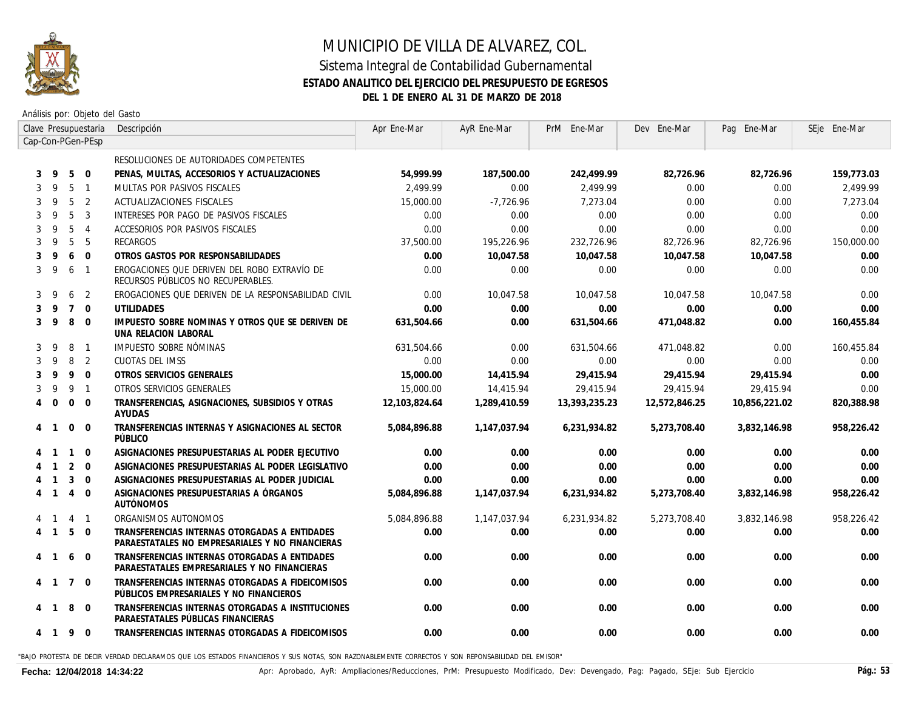# MUNICIPIO DE VILLA DE ALVAREZ, COL.

## Sistema Integral de Contabilidad Gubernamental

### ESTADO ANALITICO DEL EJERCICIO DEL PRESUPUESTO DE EGRESOS

### DEL 1 DE ENERO AL 31 DE MARZO DE 2018

Análisis por: Objeto del Gasto

| Clave Presupuestaria Cap-Con-PGen-PEsp | Descripción | Apr Ene-Mar | AyR Ene-Mar | PrM Ene-Mar | Dev Ene-Mar | Pag Ene-Mar | SEje Ene-Mar |
|---|---|---|---|---|---|---|---|
| | RESOLUCIONES DE AUTORIDADES COMPETENTES | | | | | | |
| **3 9 5 0** | **PENAS, MULTAS, ACCESORIOS Y ACTUALIZACIONES** | **54,999.99** | **187,500.00** | **242,499.99** | **82,726.96** | **82,726.96** | **159,773.03** |
| 3 9 5 1 | MULTAS POR PASIVOS FISCALES | 2,499.99 | 0.00 | 2,499.99 | 0.00 | 0.00 | 2,499.99 |
| 3 9 5 2 | ACTUALIZACIONES FISCALES | 15,000.00 | -7,726.96 | 7,273.04 | 0.00 | 0.00 | 7,273.04 |
| 3 9 5 3 | INTERESES POR PAGO DE PASIVOS FISCALES | 0.00 | 0.00 | 0.00 | 0.00 | 0.00 | 0.00 |
| 3 9 5 4 | ACCESORIOS POR PASIVOS FISCALES | 0.00 | 0.00 | 0.00 | 0.00 | 0.00 | 0.00 |
| 3 9 5 5 | RECARGOS | 37,500.00 | 195,226.96 | 232,726.96 | 82,726.96 | 82,726.96 | 150,000.00 |
| **3 9 6 0** | **OTROS GASTOS POR RESPONSABILIDADES** | **0.00** | **10,047.58** | **10,047.58** | **10,047.58** | **10,047.58** | **0.00** |
| 3 9 6 1 | EROGACIONES QUE DERIVEN DEL ROBO EXTRAVÍO DE RECURSOS PÚBLICOS NO RECUPERABLES. | 0.00 | 0.00 | 0.00 | 0.00 | 0.00 | 0.00 |
| 3 9 6 2 | EROGACIONES QUE DERIVEN DE LA RESPONSABILIDAD CIVIL | 0.00 | 10,047.58 | 10,047.58 | 10,047.58 | 10,047.58 | 0.00 |
| **3 9 7 0** | **UTILIDADES** | **0.00** | **0.00** | **0.00** | **0.00** | **0.00** | **0.00** |
| **3 9 8 0** | **IMPUESTO SOBRE NOMINAS Y OTROS QUE SE DERIVEN DE UNA RELACION LABORAL** | **631,504.66** | **0.00** | **631,504.66** | **471,048.82** | **0.00** | **160,455.84** |
| 3 9 8 1 | IMPUESTO SOBRE NÓMINAS | 631,504.66 | 0.00 | 631,504.66 | 471,048.82 | 0.00 | 160,455.84 |
| 3 9 8 2 | CUOTAS DEL IMSS | 0.00 | 0.00 | 0.00 | 0.00 | 0.00 | 0.00 |
| **3 9 9 0** | **OTROS SERVICIOS GENERALES** | **15,000.00** | **14,415.94** | **29,415.94** | **29,415.94** | **29,415.94** | **0.00** |
| 3 9 9 1 | OTROS SERVICIOS GENERALES | 15,000.00 | 14,415.94 | 29,415.94 | 29,415.94 | 29,415.94 | 0.00 |
| **4 0 0 0** | **TRANSFERENCIAS, ASIGNACIONES, SUBSIDIOS Y OTRAS AYUDAS** | **12,103,824.64** | **1,289,410.59** | **13,393,235.23** | **12,572,846.25** | **10,856,221.02** | **820,388.98** |
| **4 1 0 0** | **TRANSFERENCIAS INTERNAS Y ASIGNACIONES AL SECTOR PÚBLICO** | **5,084,896.88** | **1,147,037.94** | **6,231,934.82** | **5,273,708.40** | **3,832,146.98** | **958,226.42** |
| **4 1 1 0** | **ASIGNACIONES PRESUPUESTARIAS AL PODER EJECUTIVO** | **0.00** | **0.00** | **0.00** | **0.00** | **0.00** | **0.00** |
| **4 1 2 0** | **ASIGNACIONES PRESUPUESTARIAS AL PODER LEGISLATIVO** | **0.00** | **0.00** | **0.00** | **0.00** | **0.00** | **0.00** |
| **4 1 3 0** | **ASIGNACIONES PRESUPUESTARIAS AL PODER JUDICIAL** | **0.00** | **0.00** | **0.00** | **0.00** | **0.00** | **0.00** |
| **4 1 4 0** | **ASIGNACIONES PRESUPUESTARIAS A ÓRGANOS AUTÓNOMOS** | **5,084,896.88** | **1,147,037.94** | **6,231,934.82** | **5,273,708.40** | **3,832,146.98** | **958,226.42** |
| 4 1 4 1 | ORGANISMOS AUTONOMOS | 5,084,896.88 | 1,147,037.94 | 6,231,934.82 | 5,273,708.40 | 3,832,146.98 | 958,226.42 |
| **4 1 5 0** | **TRANSFERENCIAS INTERNAS OTORGADAS A ENTIDADES PARAESTATALES NO EMPRESARIALES Y NO FINANCIERAS** | **0.00** | **0.00** | **0.00** | **0.00** | **0.00** | **0.00** |
| **4 1 6 0** | **TRANSFERENCIAS INTERNAS OTORGADAS A ENTIDADES PARAESTATALES EMPRESARIALES Y NO FINANCIERAS** | **0.00** | **0.00** | **0.00** | **0.00** | **0.00** | **0.00** |
| **4 1 7 0** | **TRANSFERENCIAS INTERNAS OTORGADAS A FIDEICOMISOS PÚBLICOS EMPRESARIALES Y NO FINANCIEROS** | **0.00** | **0.00** | **0.00** | **0.00** | **0.00** | **0.00** |
| **4 1 8 0** | **TRANSFERENCIAS INTERNAS OTORGADAS A INSTITUCIONES PARAESTATALES PÚBLICAS FINANCIERAS** | **0.00** | **0.00** | **0.00** | **0.00** | **0.00** | **0.00** |
| **4 1 9 0** | **TRANSFERENCIAS INTERNAS OTORGADAS A FIDEICOMISOS** | **0.00** | **0.00** | **0.00** | **0.00** | **0.00** | **0.00** |

"BAJO PROTESTA DE DECIR VERDAD DECLARAMOS QUE LOS ESTADOS FINANCIEROS Y SUS NOTAS, SON RAZONABLEMENTE CORRECTOS Y SON REPONSABILIDAD DEL EMISOR"

Fecha: 12/04/2018 14:34:22

Apr: Aprobado, AyR: Ampliaciones/Reducciones, PrM: Presupuesto Modificado, Dev: Devengado, Pag: Pagado, SEje: Sub Ejercicio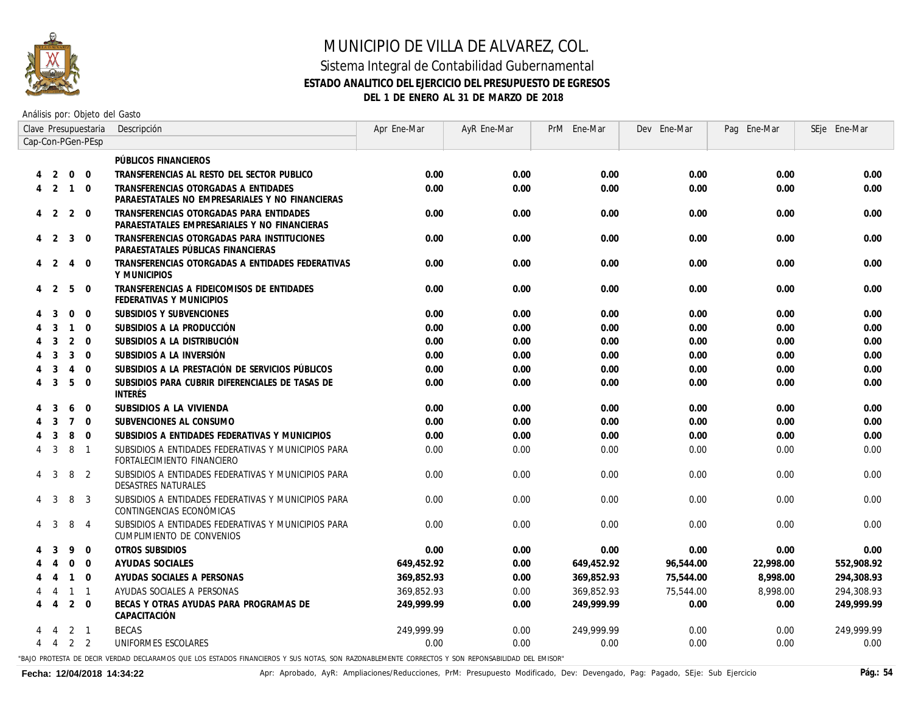# MUNICIPIO DE VILLA DE ALVAREZ, COL.

## Sistema Integral de Contabilidad Gubernamental

### ESTADO ANALITICO DEL EJERCICIO DEL PRESUPUESTO DE EGRESOS

### DEL 1 DE ENERO AL 31 DE MARZO DE 2018

Análisis por: Objeto del Gasto

| Clave Presupuestaria Cap-Con-PGen-PEsp | | | | Descripción | Apr Ene-Mar | AyR Ene-Mar | PrM Ene-Mar | Dev Ene-Mar | Pag Ene-Mar | SEje Ene-Mar |
|---|---|---|---|---|---|---|---|---|---|---|
| | | | | **PÚBLICOS FINANCIEROS** | | | | | | |
| **4** | **2** | **0** | **0** | **TRANSFERENCIAS AL RESTO DEL SECTOR PUBLICO** | **0.00** | **0.00** | **0.00** | **0.00** | **0.00** | **0.00** |
| **4** | **2** | **1** | **0** | **TRANSFERENCIAS OTORGADAS A ENTIDADES PARAESTATALES NO EMPRESARIALES Y NO FINANCIERAS** | **0.00** | **0.00** | **0.00** | **0.00** | **0.00** | **0.00** |
| **4** | **2** | **2** | **0** | **TRANSFERENCIAS OTORGADAS PARA ENTIDADES PARAESTATALES EMPRESARIALES Y NO FINANCIERAS** | **0.00** | **0.00** | **0.00** | **0.00** | **0.00** | **0.00** |
| **4** | **2** | **3** | **0** | **TRANSFERENCIAS OTORGADAS PARA INSTITUCIONES PARAESTATALES PÚBLICAS FINANCIERAS** | **0.00** | **0.00** | **0.00** | **0.00** | **0.00** | **0.00** |
| **4** | **2** | **4** | **0** | **TRANSFERENCIAS OTORGADAS A ENTIDADES FEDERATIVAS Y MUNICIPIOS** | **0.00** | **0.00** | **0.00** | **0.00** | **0.00** | **0.00** |
| **4** | **2** | **5** | **0** | **TRANSFERENCIAS A FIDEICOMISOS DE ENTIDADES FEDERATIVAS Y MUNICIPIOS** | **0.00** | **0.00** | **0.00** | **0.00** | **0.00** | **0.00** |
| **4** | **3** | **0** | **0** | **SUBSIDIOS Y SUBVENCIONES** | **0.00** | **0.00** | **0.00** | **0.00** | **0.00** | **0.00** |
| **4** | **3** | **1** | **0** | **SUBSIDIOS A LA PRODUCCIÓN** | **0.00** | **0.00** | **0.00** | **0.00** | **0.00** | **0.00** |
| **4** | **3** | **2** | **0** | **SUBSIDIOS A LA DISTRIBUCIÓN** | **0.00** | **0.00** | **0.00** | **0.00** | **0.00** | **0.00** |
| **4** | **3** | **3** | **0** | **SUBSIDIOS A LA INVERSIÓN** | **0.00** | **0.00** | **0.00** | **0.00** | **0.00** | **0.00** |
| **4** | **3** | **4** | **0** | **SUBSIDIOS A LA PRESTACIÓN DE SERVICIOS PÚBLICOS** | **0.00** | **0.00** | **0.00** | **0.00** | **0.00** | **0.00** |
| **4** | **3** | **5** | **0** | **SUBSIDIOS PARA CUBRIR DIFERENCIALES DE TASAS DE INTERÉS** | **0.00** | **0.00** | **0.00** | **0.00** | **0.00** | **0.00** |
| **4** | **3** | **6** | **0** | **SUBSIDIOS A LA VIVIENDA** | **0.00** | **0.00** | **0.00** | **0.00** | **0.00** | **0.00** |
| **4** | **3** | **7** | **0** | **SUBVENCIONES AL CONSUMO** | **0.00** | **0.00** | **0.00** | **0.00** | **0.00** | **0.00** |
| **4** | **3** | **8** | **0** | **SUBSIDIOS A ENTIDADES FEDERATIVAS Y MUNICIPIOS** | **0.00** | **0.00** | **0.00** | **0.00** | **0.00** | **0.00** |
| 4 | 3 | 8 | 1 | SUBSIDIOS A ENTIDADES FEDERATIVAS Y MUNICIPIOS PARA FORTALECIMIENTO FINANCIERO | 0.00 | 0.00 | 0.00 | 0.00 | 0.00 | 0.00 |
| 4 | 3 | 8 | 2 | SUBSIDIOS A ENTIDADES FEDERATIVAS Y MUNICIPIOS PARA DESASTRES NATURALES | 0.00 | 0.00 | 0.00 | 0.00 | 0.00 | 0.00 |
| 4 | 3 | 8 | 3 | SUBSIDIOS A ENTIDADES FEDERATIVAS Y MUNICIPIOS PARA CONTINGENCIAS ECONÓMICAS | 0.00 | 0.00 | 0.00 | 0.00 | 0.00 | 0.00 |
| 4 | 3 | 8 | 4 | SUBSIDIOS A ENTIDADES FEDERATIVAS Y MUNICIPIOS PARA CUMPLIMIENTO DE CONVENIOS | 0.00 | 0.00 | 0.00 | 0.00 | 0.00 | 0.00 |
| **4** | **3** | **9** | **0** | **OTROS SUBSIDIOS** | **0.00** | **0.00** | **0.00** | **0.00** | **0.00** | **0.00** |
| **4** | **4** | **0** | **0** | **AYUDAS SOCIALES** | **649,452.92** | **0.00** | **649,452.92** | **96,544.00** | **22,998.00** | **552,908.92** |
| **4** | **4** | **1** | **0** | **AYUDAS SOCIALES A PERSONAS** | **369,852.93** | **0.00** | **369,852.93** | **75,544.00** | **8,998.00** | **294,308.93** |
| 4 | 4 | 1 | 1 | AYUDAS SOCIALES A PERSONAS | 369,852.93 | 0.00 | 369,852.93 | 75,544.00 | 8,998.00 | 294,308.93 |
| **4** | **4** | **2** | **0** | **BECAS Y OTRAS AYUDAS PARA PROGRAMAS DE CAPACITACIÓN** | **249,999.99** | **0.00** | **249,999.99** | **0.00** | **0.00** | **249,999.99** |
| 4 | 4 | 2 | 1 | BECAS | 249,999.99 | 0.00 | 249,999.99 | 0.00 | 0.00 | 249,999.99 |
| 4 | 4 | 2 | 2 | UNIFORMES ESCOLARES | 0.00 | 0.00 | 0.00 | 0.00 | 0.00 | 0.00 |

"BAJO PROTESTA DE DECIR VERDAD DECLARAMOS QUE LOS ESTADOS FINANCIEROS Y SUS NOTAS, SON RAZONABLEMENTE CORRECTOS Y SON REPONSABILIDAD DEL EMISOR"

Fecha: 12/04/2018 14:34:22

Apr: Aprobado, AyR: Ampliaciones/Reducciones, PrM: Presupuesto Modificado, Dev: Devengado, Pag: Pagado, SEje: Sub Ejercicio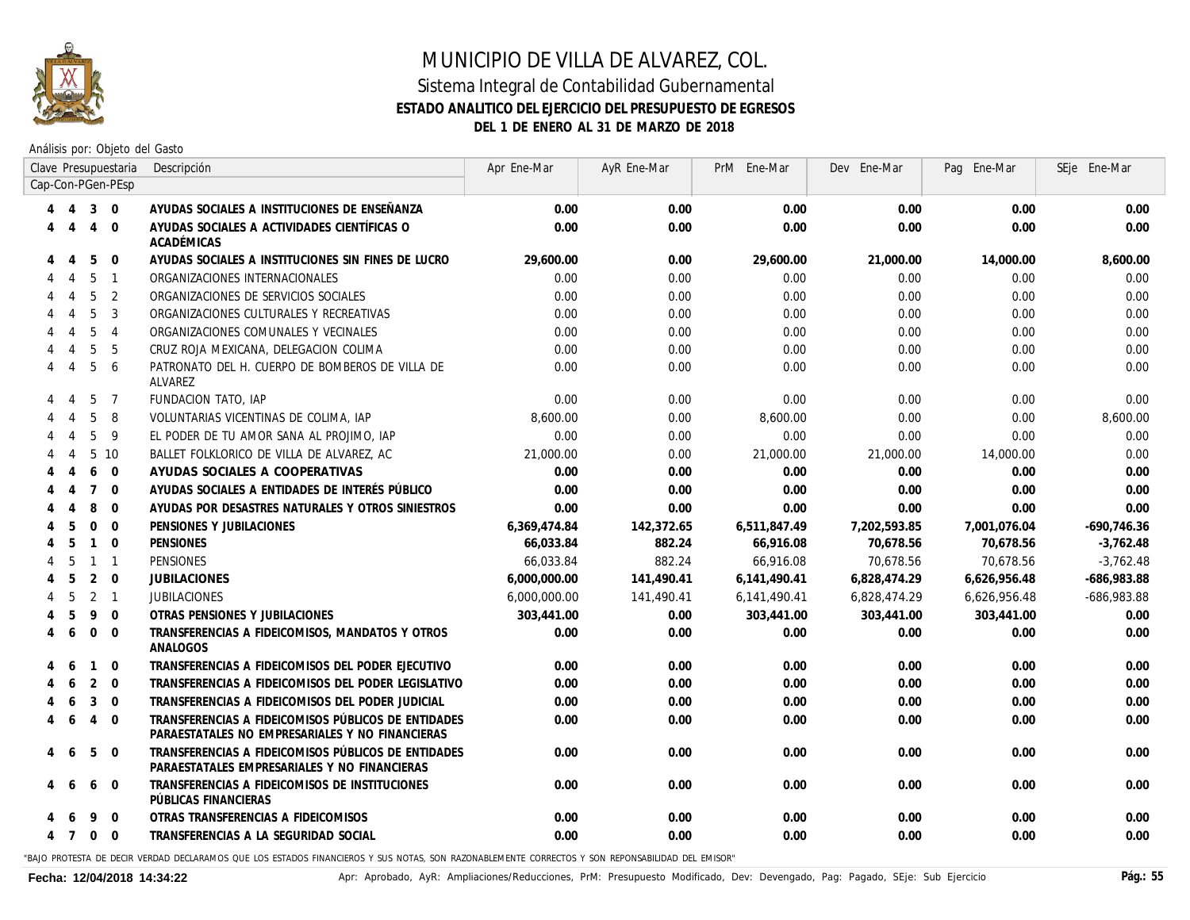# MUNICIPIO DE VILLA DE ALVAREZ, COL.

## Sistema Integral de Contabilidad Gubernamental

### ESTADO ANALITICO DEL EJERCICIO DEL PRESUPUESTO DE EGRESOS

### DEL 1 DE ENERO AL 31 DE MARZO DE 2018

Análisis por: Objeto del Gasto

| Clave Presupuestaria Cap-Con-PGen-PEsp | Descripción | Apr Ene-Mar | AyR Ene-Mar | PrM Ene-Mar | Dev Ene-Mar | Pag Ene-Mar | SEje Ene-Mar |
|---|---|---|---|---|---|---|---|
| **4 4 3 0** | **AYUDAS SOCIALES A INSTITUCIONES DE ENSEÑANZA** | **0.00** | **0.00** | **0.00** | **0.00** | **0.00** | **0.00** |
| **4 4 4 0** | **AYUDAS SOCIALES A ACTIVIDADES CIENTÍFICAS O ACADÉMICAS** | **0.00** | **0.00** | **0.00** | **0.00** | **0.00** | **0.00** |
| **4 4 5 0** | **AYUDAS SOCIALES A INSTITUCIONES SIN FINES DE LUCRO** | **29,600.00** | **0.00** | **29,600.00** | **21,000.00** | **14,000.00** | **8,600.00** |
| 4 4 5 1 | ORGANIZACIONES INTERNACIONALES | 0.00 | 0.00 | 0.00 | 0.00 | 0.00 | 0.00 |
| 4 4 5 2 | ORGANIZACIONES DE SERVICIOS SOCIALES | 0.00 | 0.00 | 0.00 | 0.00 | 0.00 | 0.00 |
| 4 4 5 3 | ORGANIZACIONES CULTURALES Y RECREATIVAS | 0.00 | 0.00 | 0.00 | 0.00 | 0.00 | 0.00 |
| 4 4 5 4 | ORGANIZACIONES COMUNALES Y VECINALES | 0.00 | 0.00 | 0.00 | 0.00 | 0.00 | 0.00 |
| 4 4 5 5 | CRUZ ROJA MEXICANA, DELEGACION COLIMA | 0.00 | 0.00 | 0.00 | 0.00 | 0.00 | 0.00 |
| 4 4 5 6 | PATRONATO DEL H. CUERPO DE BOMBEROS DE VILLA DE ALVAREZ | 0.00 | 0.00 | 0.00 | 0.00 | 0.00 | 0.00 |
| 4 4 5 7 | FUNDACION TATO, IAP | 0.00 | 0.00 | 0.00 | 0.00 | 0.00 | 0.00 |
| 4 4 5 8 | VOLUNTARIAS VICENTINAS DE COLIMA, IAP | 8,600.00 | 0.00 | 8,600.00 | 0.00 | 0.00 | 8,600.00 |
| 4 4 5 9 | EL PODER DE TU AMOR SANA AL PROJIMO, IAP | 0.00 | 0.00 | 0.00 | 0.00 | 0.00 | 0.00 |
| 4 4 5 10 | BALLET FOLKLORICO DE VILLA DE ALVAREZ, AC | 21,000.00 | 0.00 | 21,000.00 | 21,000.00 | 14,000.00 | 0.00 |
| **4 4 6 0** | **AYUDAS SOCIALES A COOPERATIVAS** | **0.00** | **0.00** | **0.00** | **0.00** | **0.00** | **0.00** |
| **4 4 7 0** | **AYUDAS SOCIALES A ENTIDADES DE INTERÉS PÚBLICO** | **0.00** | **0.00** | **0.00** | **0.00** | **0.00** | **0.00** |
| **4 4 8 0** | **AYUDAS POR DESASTRES NATURALES Y OTROS SINIESTROS** | **0.00** | **0.00** | **0.00** | **0.00** | **0.00** | **0.00** |
| **4 5 0 0** | **PENSIONES Y JUBILACIONES** | **6,369,474.84** | **142,372.65** | **6,511,847.49** | **7,202,593.85** | **7,001,076.04** | **-690,746.36** |
| **4 5 1 0** | **PENSIONES** | **66,033.84** | **882.24** | **66,916.08** | **70,678.56** | **70,678.56** | **-3,762.48** |
| 4 5 1 1 | PENSIONES | 66,033.84 | 882.24 | 66,916.08 | 70,678.56 | 70,678.56 | -3,762.48 |
| **4 5 2 0** | **JUBILACIONES** | **6,000,000.00** | **141,490.41** | **6,141,490.41** | **6,828,474.29** | **6,626,956.48** | **-686,983.88** |
| 4 5 2 1 | JUBILACIONES | 6,000,000.00 | 141,490.41 | 6,141,490.41 | 6,828,474.29 | 6,626,956.48 | -686,983.88 |
| **4 5 9 0** | **OTRAS PENSIONES Y JUBILACIONES** | **303,441.00** | **0.00** | **303,441.00** | **303,441.00** | **303,441.00** | **0.00** |
| **4 6 0 0** | **TRANSFERENCIAS A FIDEICOMISOS, MANDATOS Y OTROS ANALOGOS** | **0.00** | **0.00** | **0.00** | **0.00** | **0.00** | **0.00** |
| **4 6 1 0** | **TRANSFERENCIAS A FIDEICOMISOS DEL PODER EJECUTIVO** | **0.00** | **0.00** | **0.00** | **0.00** | **0.00** | **0.00** |
| **4 6 2 0** | **TRANSFERENCIAS A FIDEICOMISOS DEL PODER LEGISLATIVO** | **0.00** | **0.00** | **0.00** | **0.00** | **0.00** | **0.00** |
| **4 6 3 0** | **TRANSFERENCIAS A FIDEICOMISOS DEL PODER JUDICIAL** | **0.00** | **0.00** | **0.00** | **0.00** | **0.00** | **0.00** |
| **4 6 4 0** | **TRANSFERENCIAS A FIDEICOMISOS PÚBLICOS DE ENTIDADES PARAESTATALES NO EMPRESARIALES Y NO FINANCIERAS** | **0.00** | **0.00** | **0.00** | **0.00** | **0.00** | **0.00** |
| **4 6 5 0** | **TRANSFERENCIAS A FIDEICOMISOS PÚBLICOS DE ENTIDADES PARAESTATALES EMPRESARIALES Y NO FINANCIERAS** | **0.00** | **0.00** | **0.00** | **0.00** | **0.00** | **0.00** |
| **4 6 6 0** | **TRANSFERENCIAS A FIDEICOMISOS DE INSTITUCIONES PÚBLICAS FINANCIERAS** | **0.00** | **0.00** | **0.00** | **0.00** | **0.00** | **0.00** |
| **4 6 9 0** | **OTRAS TRANSFERENCIAS A FIDEICOMISOS** | **0.00** | **0.00** | **0.00** | **0.00** | **0.00** | **0.00** |
| **4 7 0 0** | **TRANSFERENCIAS A LA SEGURIDAD SOCIAL** | **0.00** | **0.00** | **0.00** | **0.00** | **0.00** | **0.00** |

"BAJO PROTESTA DE DECIR VERDAD DECLARAMOS QUE LOS ESTADOS FINANCIEROS Y SUS NOTAS, SON RAZONABLEMENTE CORRECTOS Y SON REPONSABILIDAD DEL EMISOR"

**Fecha: 12/04/2018 14:34:22**

Apr: Aprobado, AyR: Ampliaciones/Reducciones, PrM: Presupuesto Modificado, Dev: Devengado, Pag: Pagado, SEje: Sub Ejercicio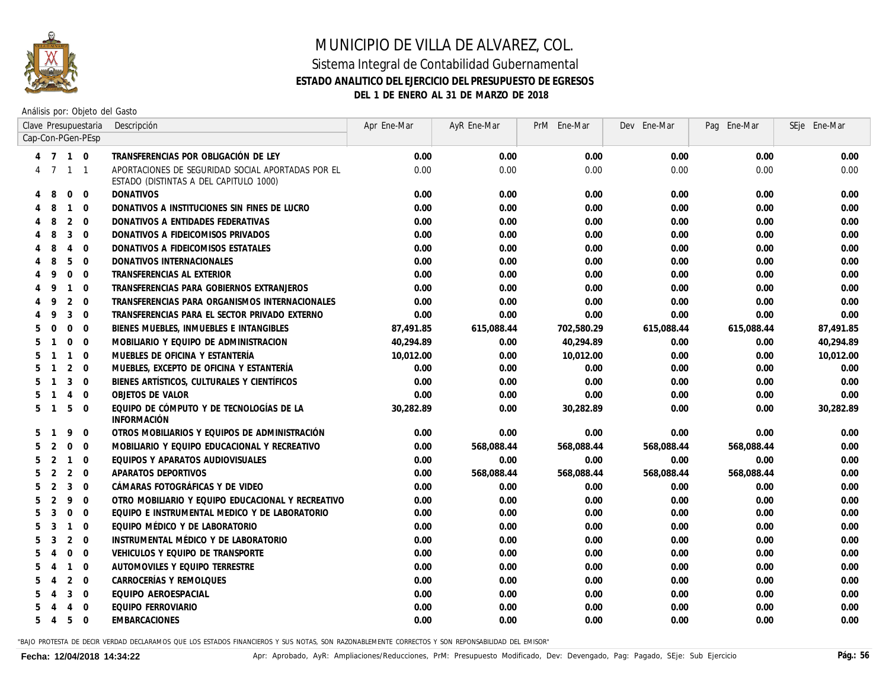# MUNICIPIO DE VILLA DE ALVAREZ, COL.

## Sistema Integral de Contabilidad Gubernamental

### ESTADO ANALITICO DEL EJERCICIO DEL PRESUPUESTO DE EGRESOS

### DEL 1 DE ENERO AL 31 DE MARZO DE 2018

Análisis por: Objeto del Gasto

| Clave Presupuestaria Cap-Con-PGen-PEsp | Descripción | Apr Ene-Mar | AyR Ene-Mar | PrM Ene-Mar | Dev Ene-Mar | Pag Ene-Mar | SEje Ene-Mar |
|---|---|---|---|---|---|---|---|
| 4 7 1 0 | **TRANSFERENCIAS POR OBLIGACIÓN DE LEY** | **0.00** | **0.00** | **0.00** | **0.00** | **0.00** | **0.00** |
| 4 7 1 1 | APORTACIONES DE SEGURIDAD SOCIAL APORTADAS POR EL ESTADO (DISTINTAS A DEL CAPITULO 1000) | 0.00 | 0.00 | 0.00 | 0.00 | 0.00 | 0.00 |
| 4 8 0 0 | **DONATIVOS** | **0.00** | **0.00** | **0.00** | **0.00** | **0.00** | **0.00** |
| 4 8 1 0 | **DONATIVOS A INSTITUCIONES SIN FINES DE LUCRO** | **0.00** | **0.00** | **0.00** | **0.00** | **0.00** | **0.00** |
| 4 8 2 0 | **DONATIVOS A ENTIDADES FEDERATIVAS** | **0.00** | **0.00** | **0.00** | **0.00** | **0.00** | **0.00** |
| 4 8 3 0 | **DONATIVOS A FIDEICOMISOS PRIVADOS** | **0.00** | **0.00** | **0.00** | **0.00** | **0.00** | **0.00** |
| 4 8 4 0 | **DONATIVOS A FIDEICOMISOS ESTATALES** | **0.00** | **0.00** | **0.00** | **0.00** | **0.00** | **0.00** |
| 4 8 5 0 | **DONATIVOS INTERNACIONALES** | **0.00** | **0.00** | **0.00** | **0.00** | **0.00** | **0.00** |
| 4 9 0 0 | **TRANSFERENCIAS AL EXTERIOR** | **0.00** | **0.00** | **0.00** | **0.00** | **0.00** | **0.00** |
| 4 9 1 0 | **TRANSFERENCIAS PARA GOBIERNOS EXTRANJEROS** | **0.00** | **0.00** | **0.00** | **0.00** | **0.00** | **0.00** |
| 4 9 2 0 | **TRANSFERENCIAS PARA ORGANISMOS INTERNACIONALES** | **0.00** | **0.00** | **0.00** | **0.00** | **0.00** | **0.00** |
| 4 9 3 0 | **TRANSFERENCIAS PARA EL SECTOR PRIVADO EXTERNO** | **0.00** | **0.00** | **0.00** | **0.00** | **0.00** | **0.00** |
| 5 0 0 0 | **BIENES MUEBLES, INMUEBLES E INTANGIBLES** | **87,491.85** | **615,088.44** | **702,580.29** | **615,088.44** | **615,088.44** | **87,491.85** |
| 5 1 0 0 | **MOBILIARIO Y EQUIPO DE ADMINISTRACION** | **40,294.89** | **0.00** | **40,294.89** | **0.00** | **0.00** | **40,294.89** |
| 5 1 1 0 | **MUEBLES DE OFICINA Y ESTANTERÍA** | **10,012.00** | **0.00** | **10,012.00** | **0.00** | **0.00** | **10,012.00** |
| 5 1 2 0 | **MUEBLES, EXCEPTO DE OFICINA Y ESTANTERÍA** | **0.00** | **0.00** | **0.00** | **0.00** | **0.00** | **0.00** |
| 5 1 3 0 | **BIENES ARTÍSTICOS, CULTURALES Y CIENTÍFICOS** | **0.00** | **0.00** | **0.00** | **0.00** | **0.00** | **0.00** |
| 5 1 4 0 | **OBJETOS DE VALOR** | **0.00** | **0.00** | **0.00** | **0.00** | **0.00** | **0.00** |
| 5 1 5 0 | **EQUIPO DE CÓMPUTO Y DE TECNOLOGÍAS DE LA INFORMACIÓN** | **30,282.89** | **0.00** | **30,282.89** | **0.00** | **0.00** | **30,282.89** |
| 5 1 9 0 | **OTROS MOBILIARIOS Y EQUIPOS DE ADMINISTRACIÓN** | **0.00** | **0.00** | **0.00** | **0.00** | **0.00** | **0.00** |
| 5 2 0 0 | **MOBILIARIO Y EQUIPO EDUCACIONAL Y RECREATIVO** | **0.00** | **568,088.44** | **568,088.44** | **568,088.44** | **568,088.44** | **0.00** |
| 5 2 1 0 | **EQUIPOS Y APARATOS AUDIOVISUALES** | **0.00** | **0.00** | **0.00** | **0.00** | **0.00** | **0.00** |
| 5 2 2 0 | **APARATOS DEPORTIVOS** | **0.00** | **568,088.44** | **568,088.44** | **568,088.44** | **568,088.44** | **0.00** |
| 5 2 3 0 | **CÁMARAS FOTOGRÁFICAS Y DE VIDEO** | **0.00** | **0.00** | **0.00** | **0.00** | **0.00** | **0.00** |
| 5 2 9 0 | **OTRO MOBILIARIO Y EQUIPO EDUCACIONAL Y RECREATIVO** | **0.00** | **0.00** | **0.00** | **0.00** | **0.00** | **0.00** |
| 5 3 0 0 | **EQUIPO E INSTRUMENTAL MEDICO Y DE LABORATORIO** | **0.00** | **0.00** | **0.00** | **0.00** | **0.00** | **0.00** |
| 5 3 1 0 | **EQUIPO MÉDICO Y DE LABORATORIO** | **0.00** | **0.00** | **0.00** | **0.00** | **0.00** | **0.00** |
| 5 3 2 0 | **INSTRUMENTAL MÉDICO Y DE LABORATORIO** | **0.00** | **0.00** | **0.00** | **0.00** | **0.00** | **0.00** |
| 5 4 0 0 | **VEHICULOS Y EQUIPO DE TRANSPORTE** | **0.00** | **0.00** | **0.00** | **0.00** | **0.00** | **0.00** |
| 5 4 1 0 | **AUTOMOVILES Y EQUIPO TERRESTRE** | **0.00** | **0.00** | **0.00** | **0.00** | **0.00** | **0.00** |
| 5 4 2 0 | **CARROCERÍAS Y REMOLQUES** | **0.00** | **0.00** | **0.00** | **0.00** | **0.00** | **0.00** |
| 5 4 3 0 | **EQUIPO AEROESPACIAL** | **0.00** | **0.00** | **0.00** | **0.00** | **0.00** | **0.00** |
| 5 4 4 0 | **EQUIPO FERROVIARIO** | **0.00** | **0.00** | **0.00** | **0.00** | **0.00** | **0.00** |
| 5 4 5 0 | **EMBARCACIONES** | **0.00** | **0.00** | **0.00** | **0.00** | **0.00** | **0.00** |

"BAJO PROTESTA DE DECIR VERDAD DECLARAMOS QUE LOS ESTADOS FINANCIEROS Y SUS NOTAS, SON RAZONABLEMENTE CORRECTOS Y SON REPONSABILIDAD DEL EMISOR"

**Fecha: 12/04/2018 14:34:22**

Apr: Aprobado, AyR: Ampliaciones/Reducciones, PrM: Presupuesto Modificado, Dev: Devengado, Pag: Pagado, SEje: Sub Ejercicio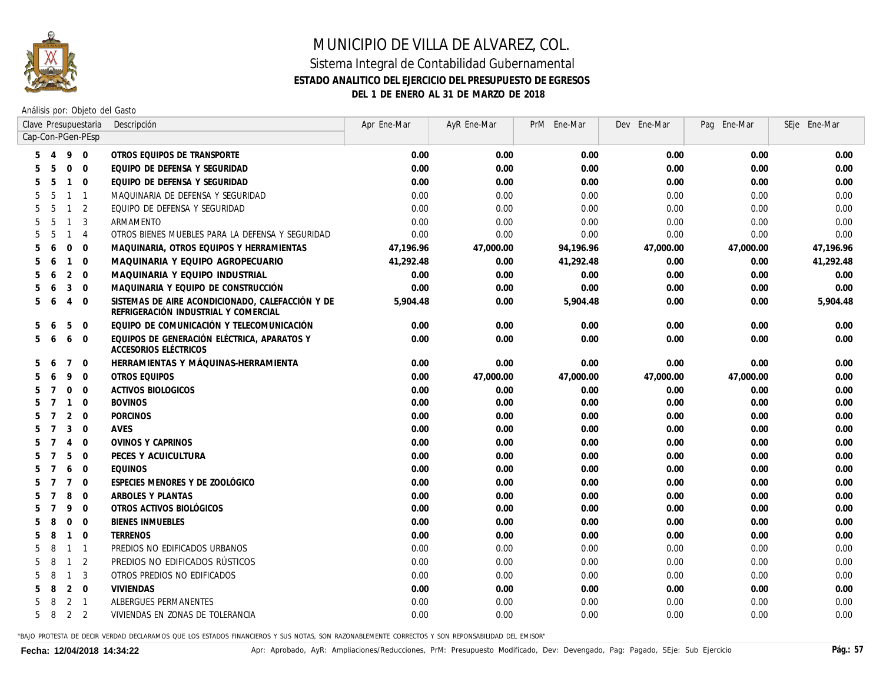# MUNICIPIO DE VILLA DE ALVAREZ, COL.

## Sistema Integral de Contabilidad Gubernamental

### ESTADO ANALITICO DEL EJERCICIO DEL PRESUPUESTO DE EGRESOS

### DEL 1 DE ENERO AL 31 DE MARZO DE 2018

Análisis por: Objeto del Gasto

| Clave Presupuestaria Cap-Con-PGen-PEsp | Descripción | Apr Ene-Mar | AyR Ene-Mar | PrM Ene-Mar | Dev Ene-Mar | Pag Ene-Mar | SEje Ene-Mar |
|---|---|---|---|---|---|---|---|
| **5 4 9 0** | **OTROS EQUIPOS DE TRANSPORTE** | **0.00** | **0.00** | **0.00** | **0.00** | **0.00** | **0.00** |
| **5 5 0 0** | **EQUIPO DE DEFENSA Y SEGURIDAD** | **0.00** | **0.00** | **0.00** | **0.00** | **0.00** | **0.00** |
| **5 5 1 0** | **EQUIPO DE DEFENSA Y SEGURIDAD** | **0.00** | **0.00** | **0.00** | **0.00** | **0.00** | **0.00** |
| 5 5 1 1 | MAQUINARIA DE DEFENSA Y SEGURIDAD | 0.00 | 0.00 | 0.00 | 0.00 | 0.00 | 0.00 |
| 5 5 1 2 | EQUIPO DE DEFENSA Y SEGURIDAD | 0.00 | 0.00 | 0.00 | 0.00 | 0.00 | 0.00 |
| 5 5 1 3 | ARMAMENTO | 0.00 | 0.00 | 0.00 | 0.00 | 0.00 | 0.00 |
| 5 5 1 4 | OTROS BIENES MUEBLES PARA LA DEFENSA Y SEGURIDAD | 0.00 | 0.00 | 0.00 | 0.00 | 0.00 | 0.00 |
| **5 6 0 0** | **MAQUINARIA, OTROS EQUIPOS Y HERRAMIENTAS** | **47,196.96** | **47,000.00** | **94,196.96** | **47,000.00** | **47,000.00** | **47,196.96** |
| **5 6 1 0** | **MAQUINARIA Y EQUIPO AGROPECUARIO** | **41,292.48** | **0.00** | **41,292.48** | **0.00** | **0.00** | **41,292.48** |
| **5 6 2 0** | **MAQUINARIA Y EQUIPO INDUSTRIAL** | **0.00** | **0.00** | **0.00** | **0.00** | **0.00** | **0.00** |
| **5 6 3 0** | **MAQUINARIA Y EQUIPO DE CONSTRUCCIÓN** | **0.00** | **0.00** | **0.00** | **0.00** | **0.00** | **0.00** |
| **5 6 4 0** | **SISTEMAS DE AIRE ACONDICIONADO, CALEFACCIÓN Y DE REFRIGERACIÓN INDUSTRIAL Y COMERCIAL** | **5,904.48** | **0.00** | **5,904.48** | **0.00** | **0.00** | **5,904.48** |
| **5 6 5 0** | **EQUIPO DE COMUNICACIÓN Y TELECOMUNICACIÓN** | **0.00** | **0.00** | **0.00** | **0.00** | **0.00** | **0.00** |
| **5 6 6 0** | **EQUIPOS DE GENERACIÓN ELÉCTRICA, APARATOS Y ACCESORIOS ELÉCTRICOS** | **0.00** | **0.00** | **0.00** | **0.00** | **0.00** | **0.00** |
| **5 6 7 0** | **HERRAMIENTAS Y MÁQUINAS-HERRAMIENTA** | **0.00** | **0.00** | **0.00** | **0.00** | **0.00** | **0.00** |
| **5 6 9 0** | **OTROS EQUIPOS** | **0.00** | **47,000.00** | **47,000.00** | **47,000.00** | **47,000.00** | **0.00** |
| **5 7 0 0** | **ACTIVOS BIOLOGICOS** | **0.00** | **0.00** | **0.00** | **0.00** | **0.00** | **0.00** |
| **5 7 1 0** | **BOVINOS** | **0.00** | **0.00** | **0.00** | **0.00** | **0.00** | **0.00** |
| **5 7 2 0** | **PORCINOS** | **0.00** | **0.00** | **0.00** | **0.00** | **0.00** | **0.00** |
| **5 7 3 0** | **AVES** | **0.00** | **0.00** | **0.00** | **0.00** | **0.00** | **0.00** |
| **5 7 4 0** | **OVINOS Y CAPRINOS** | **0.00** | **0.00** | **0.00** | **0.00** | **0.00** | **0.00** |
| **5 7 5 0** | **PECES Y ACUICULTURA** | **0.00** | **0.00** | **0.00** | **0.00** | **0.00** | **0.00** |
| **5 7 6 0** | **EQUINOS** | **0.00** | **0.00** | **0.00** | **0.00** | **0.00** | **0.00** |
| **5 7 7 0** | **ESPECIES MENORES Y DE ZOOLÓGICO** | **0.00** | **0.00** | **0.00** | **0.00** | **0.00** | **0.00** |
| **5 7 8 0** | **ARBOLES Y PLANTAS** | **0.00** | **0.00** | **0.00** | **0.00** | **0.00** | **0.00** |
| **5 7 9 0** | **OTROS ACTIVOS BIOLÓGICOS** | **0.00** | **0.00** | **0.00** | **0.00** | **0.00** | **0.00** |
| **5 8 0 0** | **BIENES INMUEBLES** | **0.00** | **0.00** | **0.00** | **0.00** | **0.00** | **0.00** |
| **5 8 1 0** | **TERRENOS** | **0.00** | **0.00** | **0.00** | **0.00** | **0.00** | **0.00** |
| 5 8 1 1 | PREDIOS NO EDIFICADOS URBANOS | 0.00 | 0.00 | 0.00 | 0.00 | 0.00 | 0.00 |
| 5 8 1 2 | PREDIOS NO EDIFICADOS RÚSTICOS | 0.00 | 0.00 | 0.00 | 0.00 | 0.00 | 0.00 |
| 5 8 1 3 | OTROS PREDIOS NO EDIFICADOS | 0.00 | 0.00 | 0.00 | 0.00 | 0.00 | 0.00 |
| **5 8 2 0** | **VIVIENDAS** | **0.00** | **0.00** | **0.00** | **0.00** | **0.00** | **0.00** |
| 5 8 2 1 | ALBERGUES PERMANENTES | 0.00 | 0.00 | 0.00 | 0.00 | 0.00 | 0.00 |
| 5 8 2 2 | VIVIENDAS EN ZONAS DE TOLERANCIA | 0.00 | 0.00 | 0.00 | 0.00 | 0.00 | 0.00 |

"BAJO PROTESTA DE DECIR VERDAD DECLARAMOS QUE LOS ESTADOS FINANCIEROS Y SUS NOTAS, SON RAZONABLEMENTE CORRECTOS Y SON REPONSABILIDAD DEL EMISOR"

Fecha: 12/04/2018 14:34:22 — Apr: Aprobado, AyR: Ampliaciones/Reducciones, PrM: Presupuesto Modificado, Dev: Devengado, Pag: Pagado, SEje: Sub Ejercicio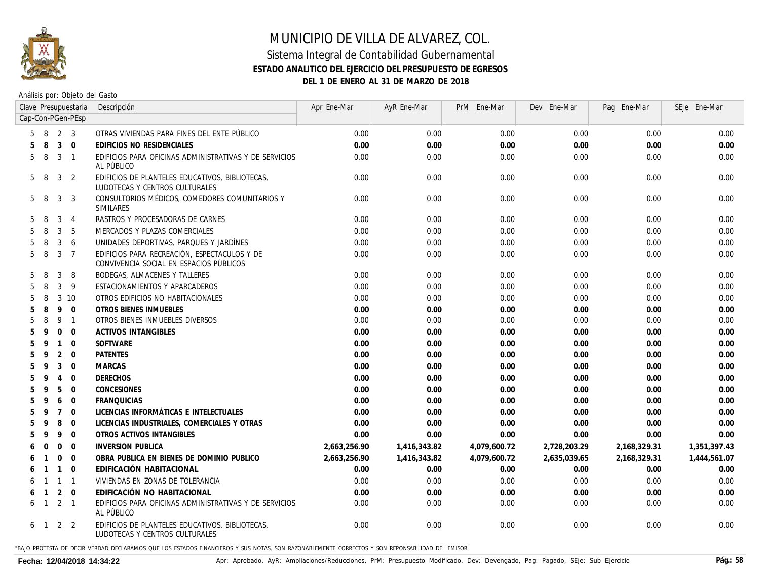# MUNICIPIO DE VILLA DE ALVAREZ, COL.

## Sistema Integral de Contabilidad Gubernamental

### ESTADO ANALITICO DEL EJERCICIO DEL PRESUPUESTO DE EGRESOS

### DEL 1 DE ENERO AL 31 DE MARZO DE 2018

Análisis por: Objeto del Gasto

| Clave Presupuestaria Cap-Con-PGen-PEsp | Descripción | Apr Ene-Mar | AyR Ene-Mar | PrM Ene-Mar | Dev Ene-Mar | Pag Ene-Mar | SEje Ene-Mar |
|---|---|---|---|---|---|---|---|
| 5 8 2 3 | OTRAS VIVIENDAS PARA FINES DEL ENTE PÚBLICO | 0.00 | 0.00 | 0.00 | 0.00 | 0.00 | 0.00 |
| **5 8 3 0** | **EDIFICIOS NO RESIDENCIALES** | **0.00** | **0.00** | **0.00** | **0.00** | **0.00** | **0.00** |
| 5 8 3 1 | EDIFICIOS PARA OFICINAS ADMINISTRATIVAS Y DE SERVICIOS AL PÚBLICO | 0.00 | 0.00 | 0.00 | 0.00 | 0.00 | 0.00 |
| 5 8 3 2 | EDIFICIOS DE PLANTELES EDUCATIVOS, BIBLIOTECAS, LUDOTECAS Y CENTROS CULTURALES | 0.00 | 0.00 | 0.00 | 0.00 | 0.00 | 0.00 |
| 5 8 3 3 | CONSULTORIOS MÉDICOS, COMEDORES COMUNITARIOS Y SIMILARES | 0.00 | 0.00 | 0.00 | 0.00 | 0.00 | 0.00 |
| 5 8 3 4 | RASTROS Y PROCESADORAS DE CARNES | 0.00 | 0.00 | 0.00 | 0.00 | 0.00 | 0.00 |
| 5 8 3 5 | MERCADOS Y PLAZAS COMERCIALES | 0.00 | 0.00 | 0.00 | 0.00 | 0.00 | 0.00 |
| 5 8 3 6 | UNIDADES DEPORTIVAS, PARQUES Y JARDÍNES | 0.00 | 0.00 | 0.00 | 0.00 | 0.00 | 0.00 |
| 5 8 3 7 | EDIFICIOS PARA RECREACIÓN, ESPECTACULOS Y DE CONVIVENCIA SOCIAL EN ESPACIOS PÚBLICOS | 0.00 | 0.00 | 0.00 | 0.00 | 0.00 | 0.00 |
| 5 8 3 8 | BODEGAS, ALMACENES Y TALLERES | 0.00 | 0.00 | 0.00 | 0.00 | 0.00 | 0.00 |
| 5 8 3 9 | ESTACIONAMIENTOS Y APARCADEROS | 0.00 | 0.00 | 0.00 | 0.00 | 0.00 | 0.00 |
| 5 8 3 10 | OTROS EDIFICIOS NO HABITACIONALES | 0.00 | 0.00 | 0.00 | 0.00 | 0.00 | 0.00 |
| **5 8 9 0** | **OTROS BIENES INMUEBLES** | **0.00** | **0.00** | **0.00** | **0.00** | **0.00** | **0.00** |
| 5 8 9 1 | OTROS BIENES INMUEBLES DIVERSOS | 0.00 | 0.00 | 0.00 | 0.00 | 0.00 | 0.00 |
| **5 9 0 0** | **ACTIVOS INTANGIBLES** | **0.00** | **0.00** | **0.00** | **0.00** | **0.00** | **0.00** |
| **5 9 1 0** | **SOFTWARE** | **0.00** | **0.00** | **0.00** | **0.00** | **0.00** | **0.00** |
| **5 9 2 0** | **PATENTES** | **0.00** | **0.00** | **0.00** | **0.00** | **0.00** | **0.00** |
| **5 9 3 0** | **MARCAS** | **0.00** | **0.00** | **0.00** | **0.00** | **0.00** | **0.00** |
| **5 9 4 0** | **DERECHOS** | **0.00** | **0.00** | **0.00** | **0.00** | **0.00** | **0.00** |
| **5 9 5 0** | **CONCESIONES** | **0.00** | **0.00** | **0.00** | **0.00** | **0.00** | **0.00** |
| **5 9 6 0** | **FRANQUICIAS** | **0.00** | **0.00** | **0.00** | **0.00** | **0.00** | **0.00** |
| **5 9 7 0** | **LICENCIAS INFORMÁTICAS E INTELECTUALES** | **0.00** | **0.00** | **0.00** | **0.00** | **0.00** | **0.00** |
| **5 9 8 0** | **LICENCIAS INDUSTRIALES, COMERCIALES Y OTRAS** | **0.00** | **0.00** | **0.00** | **0.00** | **0.00** | **0.00** |
| **5 9 9 0** | **OTROS ACTIVOS INTANGIBLES** | **0.00** | **0.00** | **0.00** | **0.00** | **0.00** | **0.00** |
| **6 0 0 0** | **INVERSION PUBLICA** | **2,663,256.90** | **1,416,343.82** | **4,079,600.72** | **2,728,203.29** | **2,168,329.31** | **1,351,397.43** |
| **6 1 0 0** | **OBRA PUBLICA EN BIENES DE DOMINIO PUBLICO** | **2,663,256.90** | **1,416,343.82** | **4,079,600.72** | **2,635,039.65** | **2,168,329.31** | **1,444,561.07** |
| **6 1 1 0** | **EDIFICACIÓN HABITACIONAL** | **0.00** | **0.00** | **0.00** | **0.00** | **0.00** | **0.00** |
| 6 1 1 1 | VIVIENDAS EN ZONAS DE TOLERANCIA | 0.00 | 0.00 | 0.00 | 0.00 | 0.00 | 0.00 |
| **6 1 2 0** | **EDIFICACIÓN NO HABITACIONAL** | **0.00** | **0.00** | **0.00** | **0.00** | **0.00** | **0.00** |
| 6 1 2 1 | EDIFICIOS PARA OFICINAS ADMINISTRATIVAS Y DE SERVICIOS AL PÚBLICO | 0.00 | 0.00 | 0.00 | 0.00 | 0.00 | 0.00 |
| 6 1 2 2 | EDIFICIOS DE PLANTELES EDUCATIVOS, BIBLIOTECAS, LUDOTECAS Y CENTROS CULTURALES | 0.00 | 0.00 | 0.00 | 0.00 | 0.00 | 0.00 |

"BAJO PROTESTA DE DECIR VERDAD DECLARAMOS QUE LOS ESTADOS FINANCIEROS Y SUS NOTAS, SON RAZONABLEMENTE CORRECTOS Y SON REPONSABILIDAD DEL EMISOR"

**Fecha: 12/04/2018 14:34:22**

Apr: Aprobado, AyR: Ampliaciones/Reducciones, PrM: Presupuesto Modificado, Dev: Devengado, Pag: Pagado, SEje: Sub Ejercicio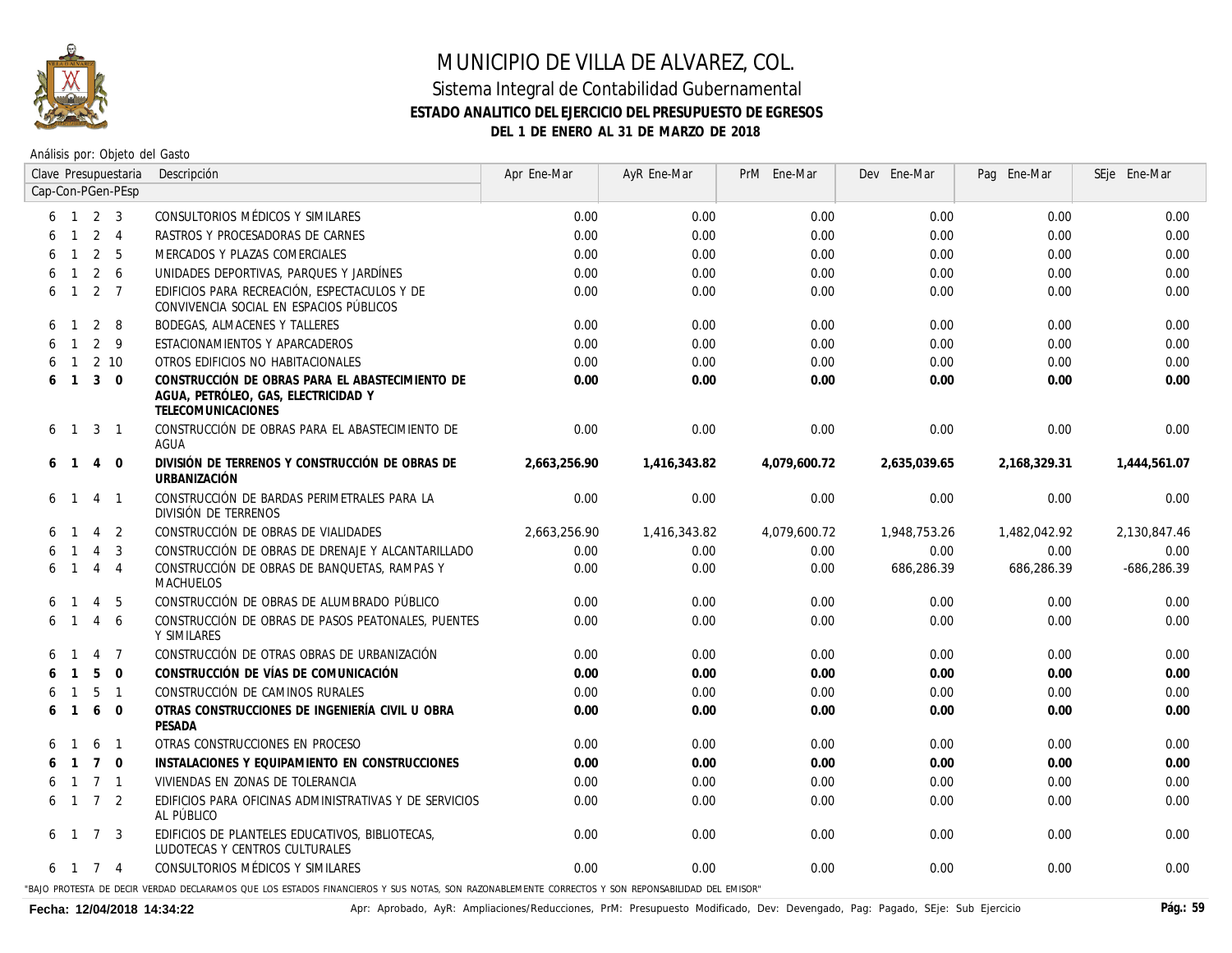# MUNICIPIO DE VILLA DE ALVAREZ, COL.

## Sistema Integral de Contabilidad Gubernamental

### ESTADO ANALITICO DEL EJERCICIO DEL PRESUPUESTO DE EGRESOS

### DEL 1 DE ENERO AL 31 DE MARZO DE 2018

Análisis por: Objeto del Gasto

| Clave Presupuestaria Cap-Con-PGen-PEsp | Descripción | Apr Ene-Mar | AyR Ene-Mar | PrM Ene-Mar | Dev Ene-Mar | Pag Ene-Mar | SEje Ene-Mar |
|---|---|---|---|---|---|---|---|
| 6 1 2 3 | CONSULTORIOS MÉDICOS Y SIMILARES | 0.00 | 0.00 | 0.00 | 0.00 | 0.00 | 0.00 |
| 6 1 2 4 | RASTROS Y PROCESADORAS DE CARNES | 0.00 | 0.00 | 0.00 | 0.00 | 0.00 | 0.00 |
| 6 1 2 5 | MERCADOS Y PLAZAS COMERCIALES | 0.00 | 0.00 | 0.00 | 0.00 | 0.00 | 0.00 |
| 6 1 2 6 | UNIDADES DEPORTIVAS, PARQUES Y JARDÍNES | 0.00 | 0.00 | 0.00 | 0.00 | 0.00 | 0.00 |
| 6 1 2 7 | EDIFICIOS PARA RECREACIÓN, ESPECTACULOS Y DE CONVIVENCIA SOCIAL EN ESPACIOS PÚBLICOS | 0.00 | 0.00 | 0.00 | 0.00 | 0.00 | 0.00 |
| 6 1 2 8 | BODEGAS, ALMACENES Y TALLERES | 0.00 | 0.00 | 0.00 | 0.00 | 0.00 | 0.00 |
| 6 1 2 9 | ESTACIONAMIENTOS Y APARCADEROS | 0.00 | 0.00 | 0.00 | 0.00 | 0.00 | 0.00 |
| 6 1 2 10 | OTROS EDIFICIOS NO HABITACIONALES | 0.00 | 0.00 | 0.00 | 0.00 | 0.00 | 0.00 |
| **6 1 3 0** | **CONSTRUCCIÓN DE OBRAS PARA EL ABASTECIMIENTO DE AGUA, PETRÓLEO, GAS, ELECTRICIDAD Y TELECOMUNICACIONES** | **0.00** | **0.00** | **0.00** | **0.00** | **0.00** | **0.00** |
| 6 1 3 1 | CONSTRUCCIÓN DE OBRAS PARA EL ABASTECIMIENTO DE AGUA | 0.00 | 0.00 | 0.00 | 0.00 | 0.00 | 0.00 |
| **6 1 4 0** | **DIVISIÓN DE TERRENOS Y CONSTRUCCIÓN DE OBRAS DE URBANIZACIÓN** | **2,663,256.90** | **1,416,343.82** | **4,079,600.72** | **2,635,039.65** | **2,168,329.31** | **1,444,561.07** |
| 6 1 4 1 | CONSTRUCCIÓN DE BARDAS PERIMETRALES PARA LA DIVISIÓN DE TERRENOS | 0.00 | 0.00 | 0.00 | 0.00 | 0.00 | 0.00 |
| 6 1 4 2 | CONSTRUCCIÓN DE OBRAS DE VIALIDADES | 2,663,256.90 | 1,416,343.82 | 4,079,600.72 | 1,948,753.26 | 1,482,042.92 | 2,130,847.46 |
| 6 1 4 3 | CONSTRUCCIÓN DE OBRAS DE DRENAJE Y ALCANTARILLADO | 0.00 | 0.00 | 0.00 | 0.00 | 0.00 | 0.00 |
| 6 1 4 4 | CONSTRUCCIÓN DE OBRAS DE BANQUETAS, RAMPAS Y MACHUELOS | 0.00 | 0.00 | 0.00 | 686,286.39 | 686,286.39 | -686,286.39 |
| 6 1 4 5 | CONSTRUCCIÓN DE OBRAS DE ALUMBRADO PÚBLICO | 0.00 | 0.00 | 0.00 | 0.00 | 0.00 | 0.00 |
| 6 1 4 6 | CONSTRUCCIÓN DE OBRAS DE PASOS PEATONALES, PUENTES Y SIMILARES | 0.00 | 0.00 | 0.00 | 0.00 | 0.00 | 0.00 |
| 6 1 4 7 | CONSTRUCCIÓN DE OTRAS OBRAS DE URBANIZACIÓN | 0.00 | 0.00 | 0.00 | 0.00 | 0.00 | 0.00 |
| **6 1 5 0** | **CONSTRUCCIÓN DE VÍAS DE COMUNICACIÓN** | **0.00** | **0.00** | **0.00** | **0.00** | **0.00** | **0.00** |
| 6 1 5 1 | CONSTRUCCIÓN DE CAMINOS RURALES | 0.00 | 0.00 | 0.00 | 0.00 | 0.00 | 0.00 |
| **6 1 6 0** | **OTRAS CONSTRUCCIONES DE INGENIERÍA CIVIL U OBRA PESADA** | **0.00** | **0.00** | **0.00** | **0.00** | **0.00** | **0.00** |
| 6 1 6 1 | OTRAS CONSTRUCCIONES EN PROCESO | 0.00 | 0.00 | 0.00 | 0.00 | 0.00 | 0.00 |
| **6 1 7 0** | **INSTALACIONES Y EQUIPAMIENTO EN CONSTRUCCIONES** | **0.00** | **0.00** | **0.00** | **0.00** | **0.00** | **0.00** |
| 6 1 7 1 | VIVIENDAS EN ZONAS DE TOLERANCIA | 0.00 | 0.00 | 0.00 | 0.00 | 0.00 | 0.00 |
| 6 1 7 2 | EDIFICIOS PARA OFICINAS ADMINISTRATIVAS Y DE SERVICIOS AL PÚBLICO | 0.00 | 0.00 | 0.00 | 0.00 | 0.00 | 0.00 |
| 6 1 7 3 | EDIFICIOS DE PLANTELES EDUCATIVOS, BIBLIOTECAS, LUDOTECAS Y CENTROS CULTURALES | 0.00 | 0.00 | 0.00 | 0.00 | 0.00 | 0.00 |
| 6 1 7 4 | CONSULTORIOS MÉDICOS Y SIMILARES | 0.00 | 0.00 | 0.00 | 0.00 | 0.00 | 0.00 |

"BAJO PROTESTA DE DECIR VERDAD DECLARAMOS QUE LOS ESTADOS FINANCIEROS Y SUS NOTAS, SON RAZONABLEMENTE CORRECTOS Y SON REPONSABILIDAD DEL EMISOR"

**Fecha: 12/04/2018 14:34:22** Apr: Aprobado, AyR: Ampliaciones/Reducciones, PrM: Presupuesto Modificado, Dev: Devengado, Pag: Pagado, SEje: Sub Ejercicio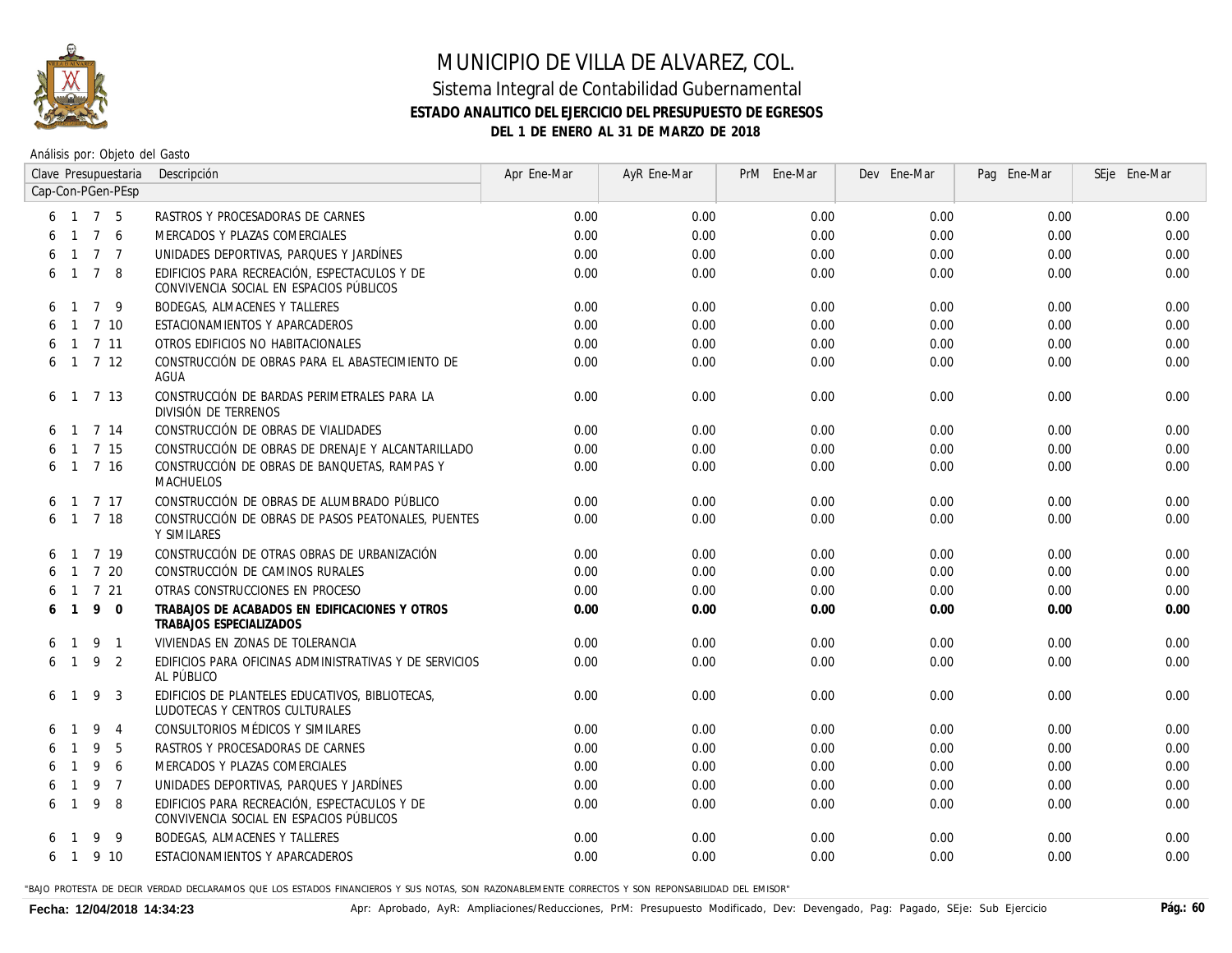# MUNICIPIO DE VILLA DE ALVAREZ, COL.

## Sistema Integral de Contabilidad Gubernamental

### ESTADO ANALITICO DEL EJERCICIO DEL PRESUPUESTO DE EGRESOS

### DEL 1 DE ENERO AL 31 DE MARZO DE 2018

Análisis por: Objeto del Gasto

| Clave Presupuestaria Cap-Con-PGen-PEsp | Descripción | Apr Ene-Mar | AyR Ene-Mar | PrM Ene-Mar | Dev Ene-Mar | Pag Ene-Mar | SEje Ene-Mar |
|---|---|---|---|---|---|---|---|
| 6 1 7 5 | RASTROS Y PROCESADORAS DE CARNES | 0.00 | 0.00 | 0.00 | 0.00 | 0.00 | 0.00 |
| 6 1 7 6 | MERCADOS Y PLAZAS COMERCIALES | 0.00 | 0.00 | 0.00 | 0.00 | 0.00 | 0.00 |
| 6 1 7 7 | UNIDADES DEPORTIVAS, PARQUES Y JARDÍNES | 0.00 | 0.00 | 0.00 | 0.00 | 0.00 | 0.00 |
| 6 1 7 8 | EDIFICIOS PARA RECREACIÓN, ESPECTACULOS Y DE CONVIVENCIA SOCIAL EN ESPACIOS PÚBLICOS | 0.00 | 0.00 | 0.00 | 0.00 | 0.00 | 0.00 |
| 6 1 7 9 | BODEGAS, ALMACENES Y TALLERES | 0.00 | 0.00 | 0.00 | 0.00 | 0.00 | 0.00 |
| 6 1 7 10 | ESTACIONAMIENTOS Y APARCADEROS | 0.00 | 0.00 | 0.00 | 0.00 | 0.00 | 0.00 |
| 6 1 7 11 | OTROS EDIFICIOS NO HABITACIONALES | 0.00 | 0.00 | 0.00 | 0.00 | 0.00 | 0.00 |
| 6 1 7 12 | CONSTRUCCIÓN DE OBRAS PARA EL ABASTECIMIENTO DE AGUA | 0.00 | 0.00 | 0.00 | 0.00 | 0.00 | 0.00 |
| 6 1 7 13 | CONSTRUCCIÓN DE BARDAS PERIMETRALES PARA LA DIVISIÓN DE TERRENOS | 0.00 | 0.00 | 0.00 | 0.00 | 0.00 | 0.00 |
| 6 1 7 14 | CONSTRUCCIÓN DE OBRAS DE VIALIDADES | 0.00 | 0.00 | 0.00 | 0.00 | 0.00 | 0.00 |
| 6 1 7 15 | CONSTRUCCIÓN DE OBRAS DE DRENAJE Y ALCANTARILLADO | 0.00 | 0.00 | 0.00 | 0.00 | 0.00 | 0.00 |
| 6 1 7 16 | CONSTRUCCIÓN DE OBRAS DE BANQUETAS, RAMPAS Y MACHUELOS | 0.00 | 0.00 | 0.00 | 0.00 | 0.00 | 0.00 |
| 6 1 7 17 | CONSTRUCCIÓN DE OBRAS DE ALUMBRADO PÚBLICO | 0.00 | 0.00 | 0.00 | 0.00 | 0.00 | 0.00 |
| 6 1 7 18 | CONSTRUCCIÓN DE OBRAS DE PASOS PEATONALES, PUENTES Y SIMILARES | 0.00 | 0.00 | 0.00 | 0.00 | 0.00 | 0.00 |
| 6 1 7 19 | CONSTRUCCIÓN DE OTRAS OBRAS DE URBANIZACIÓN | 0.00 | 0.00 | 0.00 | 0.00 | 0.00 | 0.00 |
| 6 1 7 20 | CONSTRUCCIÓN DE CAMINOS RURALES | 0.00 | 0.00 | 0.00 | 0.00 | 0.00 | 0.00 |
| 6 1 7 21 | OTRAS CONSTRUCCIONES EN PROCESO | 0.00 | 0.00 | 0.00 | 0.00 | 0.00 | 0.00 |
| **6 1 9 0** | **TRABAJOS DE ACABADOS EN EDIFICACIONES Y OTROS TRABAJOS ESPECIALIZADOS** | **0.00** | **0.00** | **0.00** | **0.00** | **0.00** | **0.00** |
| 6 1 9 1 | VIVIENDAS EN ZONAS DE TOLERANCIA | 0.00 | 0.00 | 0.00 | 0.00 | 0.00 | 0.00 |
| 6 1 9 2 | EDIFICIOS PARA OFICINAS ADMINISTRATIVAS Y DE SERVICIOS AL PÚBLICO | 0.00 | 0.00 | 0.00 | 0.00 | 0.00 | 0.00 |
| 6 1 9 3 | EDIFICIOS DE PLANTELES EDUCATIVOS, BIBLIOTECAS, LUDOTECAS Y CENTROS CULTURALES | 0.00 | 0.00 | 0.00 | 0.00 | 0.00 | 0.00 |
| 6 1 9 4 | CONSULTORIOS MÉDICOS Y SIMILARES | 0.00 | 0.00 | 0.00 | 0.00 | 0.00 | 0.00 |
| 6 1 9 5 | RASTROS Y PROCESADORAS DE CARNES | 0.00 | 0.00 | 0.00 | 0.00 | 0.00 | 0.00 |
| 6 1 9 6 | MERCADOS Y PLAZAS COMERCIALES | 0.00 | 0.00 | 0.00 | 0.00 | 0.00 | 0.00 |
| 6 1 9 7 | UNIDADES DEPORTIVAS, PARQUES Y JARDÍNES | 0.00 | 0.00 | 0.00 | 0.00 | 0.00 | 0.00 |
| 6 1 9 8 | EDIFICIOS PARA RECREACIÓN, ESPECTACULOS Y DE CONVIVENCIA SOCIAL EN ESPACIOS PÚBLICOS | 0.00 | 0.00 | 0.00 | 0.00 | 0.00 | 0.00 |
| 6 1 9 9 | BODEGAS, ALMACENES Y TALLERES | 0.00 | 0.00 | 0.00 | 0.00 | 0.00 | 0.00 |
| 6 1 9 10 | ESTACIONAMIENTOS Y APARCADEROS | 0.00 | 0.00 | 0.00 | 0.00 | 0.00 | 0.00 |

"BAJO PROTESTA DE DECIR VERDAD DECLARAMOS QUE LOS ESTADOS FINANCIEROS Y SUS NOTAS, SON RAZONABLEMENTE CORRECTOS Y SON REPONSABILIDAD DEL EMISOR"

**Fecha: 12/04/2018 14:34:23**

Apr: Aprobado, AyR: Ampliaciones/Reducciones, PrM: Presupuesto Modificado, Dev: Devengado, Pag: Pagado, SEje: Sub Ejercicio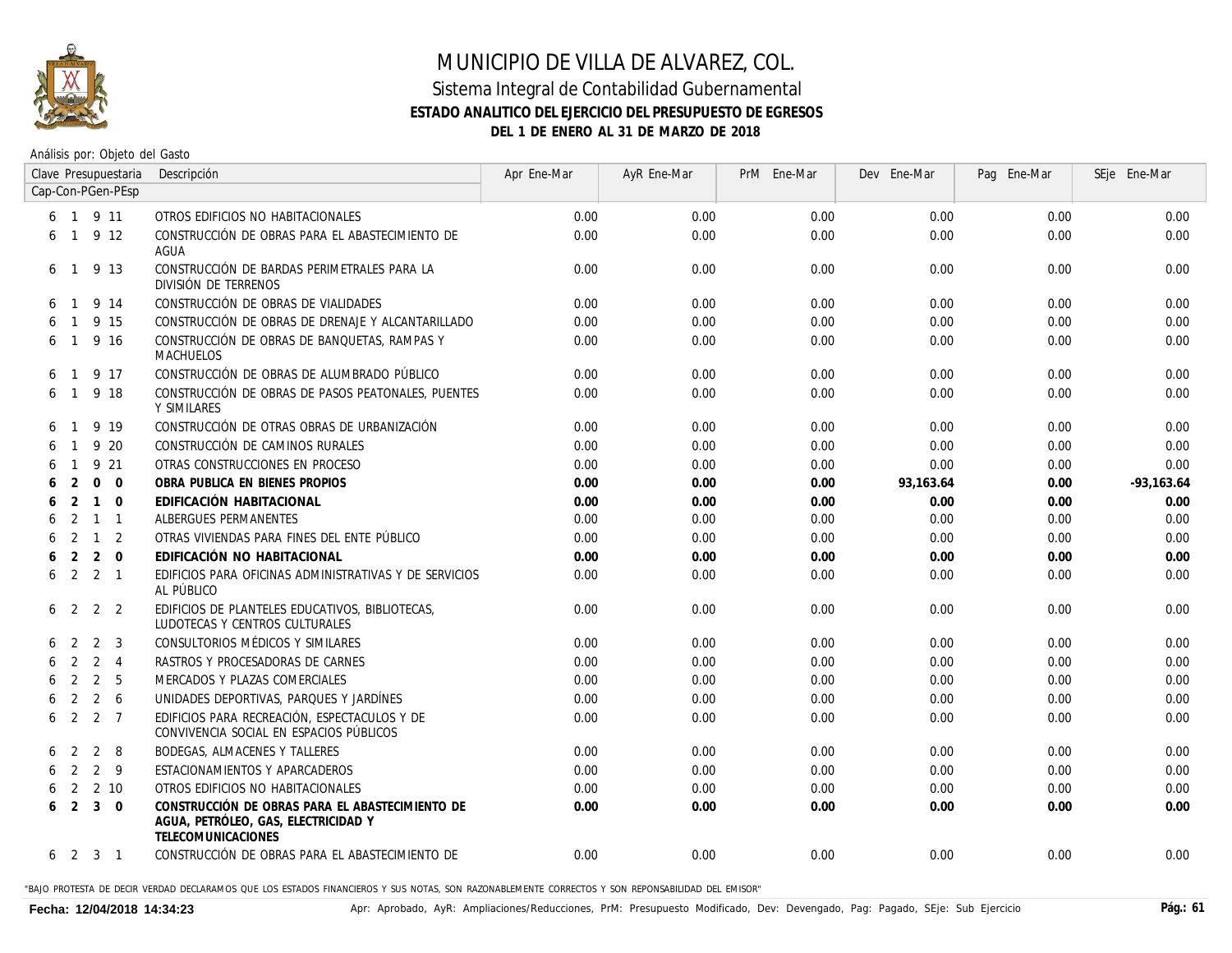# MUNICIPIO DE VILLA DE ALVAREZ, COL.

## Sistema Integral de Contabilidad Gubernamental

### ESTADO ANALITICO DEL EJERCICIO DEL PRESUPUESTO DE EGRESOS

### DEL 1 DE ENERO AL 31 DE MARZO DE 2018

Análisis por: Objeto del Gasto

| Clave Presupuestaria Cap-Con-PGen-PEsp | Descripción | Apr Ene-Mar | AyR Ene-Mar | PrM Ene-Mar | Dev Ene-Mar | Pag Ene-Mar | SEje Ene-Mar |
|---|---|---|---|---|---|---|---|
| 6 1 9 11 | OTROS EDIFICIOS NO HABITACIONALES | 0.00 | 0.00 | 0.00 | 0.00 | 0.00 | 0.00 |
| 6 1 9 12 | CONSTRUCCIÓN DE OBRAS PARA EL ABASTECIMIENTO DE AGUA | 0.00 | 0.00 | 0.00 | 0.00 | 0.00 | 0.00 |
| 6 1 9 13 | CONSTRUCCIÓN DE BARDAS PERIMETRALES PARA LA DIVISIÓN DE TERRENOS | 0.00 | 0.00 | 0.00 | 0.00 | 0.00 | 0.00 |
| 6 1 9 14 | CONSTRUCCIÓN DE OBRAS DE VIALIDADES | 0.00 | 0.00 | 0.00 | 0.00 | 0.00 | 0.00 |
| 6 1 9 15 | CONSTRUCCIÓN DE OBRAS DE DRENAJE Y ALCANTARILLADO | 0.00 | 0.00 | 0.00 | 0.00 | 0.00 | 0.00 |
| 6 1 9 16 | CONSTRUCCIÓN DE OBRAS DE BANQUETAS, RAMPAS Y MACHUELOS | 0.00 | 0.00 | 0.00 | 0.00 | 0.00 | 0.00 |
| 6 1 9 17 | CONSTRUCCIÓN DE OBRAS DE ALUMBRADO PÚBLICO | 0.00 | 0.00 | 0.00 | 0.00 | 0.00 | 0.00 |
| 6 1 9 18 | CONSTRUCCIÓN DE OBRAS DE PASOS PEATONALES, PUENTES Y SIMILARES | 0.00 | 0.00 | 0.00 | 0.00 | 0.00 | 0.00 |
| 6 1 9 19 | CONSTRUCCIÓN DE OTRAS OBRAS DE URBANIZACIÓN | 0.00 | 0.00 | 0.00 | 0.00 | 0.00 | 0.00 |
| 6 1 9 20 | CONSTRUCCIÓN DE CAMINOS RURALES | 0.00 | 0.00 | 0.00 | 0.00 | 0.00 | 0.00 |
| 6 1 9 21 | OTRAS CONSTRUCCIONES EN PROCESO | 0.00 | 0.00 | 0.00 | 0.00 | 0.00 | 0.00 |
| **6 2 0 0** | **OBRA PUBLICA EN BIENES PROPIOS** | **0.00** | **0.00** | **0.00** | **93,163.64** | **0.00** | **-93,163.64** |
| **6 2 1 0** | **EDIFICACIÓN HABITACIONAL** | **0.00** | **0.00** | **0.00** | **0.00** | **0.00** | **0.00** |
| 6 2 1 1 | ALBERGUES PERMANENTES | 0.00 | 0.00 | 0.00 | 0.00 | 0.00 | 0.00 |
| 6 2 1 2 | OTRAS VIVIENDAS PARA FINES DEL ENTE PÚBLICO | 0.00 | 0.00 | 0.00 | 0.00 | 0.00 | 0.00 |
| **6 2 2 0** | **EDIFICACIÓN NO HABITACIONAL** | **0.00** | **0.00** | **0.00** | **0.00** | **0.00** | **0.00** |
| 6 2 2 1 | EDIFICIOS PARA OFICINAS ADMINISTRATIVAS Y DE SERVICIOS AL PÚBLICO | 0.00 | 0.00 | 0.00 | 0.00 | 0.00 | 0.00 |
| 6 2 2 2 | EDIFICIOS DE PLANTELES EDUCATIVOS, BIBLIOTECAS, LUDOTECAS Y CENTROS CULTURALES | 0.00 | 0.00 | 0.00 | 0.00 | 0.00 | 0.00 |
| 6 2 2 3 | CONSULTORIOS MÉDICOS Y SIMILARES | 0.00 | 0.00 | 0.00 | 0.00 | 0.00 | 0.00 |
| 6 2 2 4 | RASTROS Y PROCESADORAS DE CARNES | 0.00 | 0.00 | 0.00 | 0.00 | 0.00 | 0.00 |
| 6 2 2 5 | MERCADOS Y PLAZAS COMERCIALES | 0.00 | 0.00 | 0.00 | 0.00 | 0.00 | 0.00 |
| 6 2 2 6 | UNIDADES DEPORTIVAS, PARQUES Y JARDÍNES | 0.00 | 0.00 | 0.00 | 0.00 | 0.00 | 0.00 |
| 6 2 2 7 | EDIFICIOS PARA RECREACIÓN, ESPECTACULOS Y DE CONVIVENCIA SOCIAL EN ESPACIOS PÚBLICOS | 0.00 | 0.00 | 0.00 | 0.00 | 0.00 | 0.00 |
| 6 2 2 8 | BODEGAS, ALMACENES Y TALLERES | 0.00 | 0.00 | 0.00 | 0.00 | 0.00 | 0.00 |
| 6 2 2 9 | ESTACIONAMIENTOS Y APARCADEROS | 0.00 | 0.00 | 0.00 | 0.00 | 0.00 | 0.00 |
| 6 2 2 10 | OTROS EDIFICIOS NO HABITACIONALES | 0.00 | 0.00 | 0.00 | 0.00 | 0.00 | 0.00 |
| **6 2 3 0** | **CONSTRUCCIÓN DE OBRAS PARA EL ABASTECIMIENTO DE AGUA, PETRÓLEO, GAS, ELECTRICIDAD Y TELECOMUNICACIONES** | **0.00** | **0.00** | **0.00** | **0.00** | **0.00** | **0.00** |
| 6 2 3 1 | CONSTRUCCIÓN DE OBRAS PARA EL ABASTECIMIENTO DE | 0.00 | 0.00 | 0.00 | 0.00 | 0.00 | 0.00 |

"BAJO PROTESTA DE DECIR VERDAD DECLARAMOS QUE LOS ESTADOS FINANCIEROS Y SUS NOTAS, SON RAZONABLEMENTE CORRECTOS Y SON REPONSABILIDAD DEL EMISOR"

Fecha: 12/04/2018 14:34:23

Apr: Aprobado, AyR: Ampliaciones/Reducciones, PrM: Presupuesto Modificado, Dev: Devengado, Pag: Pagado, SEje: Sub Ejercicio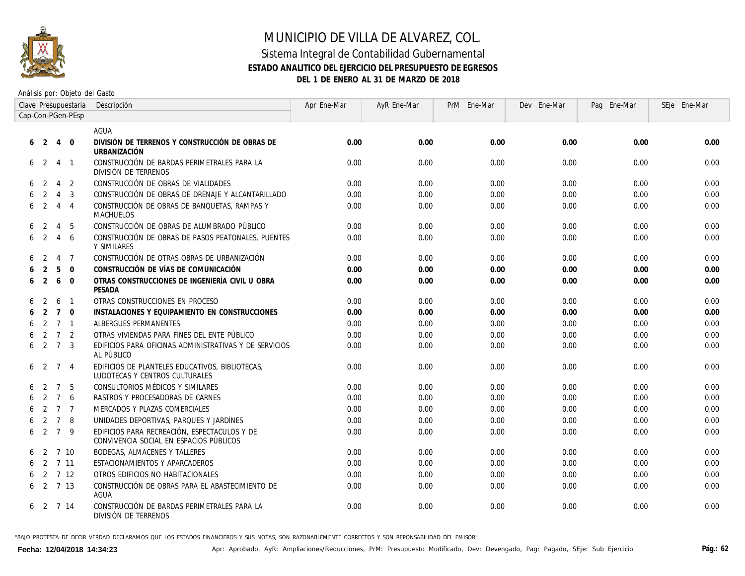# MUNICIPIO DE VILLA DE ALVAREZ, COL.

## Sistema Integral de Contabilidad Gubernamental

### ESTADO ANALITICO DEL EJERCICIO DEL PRESUPUESTO DE EGRESOS

### DEL 1 DE ENERO AL 31 DE MARZO DE 2018

Análisis por: Objeto del Gasto

| Clave Presupuestaria Cap-Con-PGen-PEsp | Descripción | Apr Ene-Mar | AyR Ene-Mar | PrM Ene-Mar | Dev Ene-Mar | Pag Ene-Mar | SEje Ene-Mar |
|---|---|---|---|---|---|---|---|
| | AGUA | | | | | | |
| **6 2 4 0** | **DIVISIÓN DE TERRENOS Y CONSTRUCCIÓN DE OBRAS DE URBANIZACIÓN** | **0.00** | **0.00** | **0.00** | **0.00** | **0.00** | **0.00** |
| 6 2 4 1 | CONSTRUCCIÓN DE BARDAS PERIMETRALES PARA LA DIVISIÓN DE TERRENOS | 0.00 | 0.00 | 0.00 | 0.00 | 0.00 | 0.00 |
| 6 2 4 2 | CONSTRUCCIÓN DE OBRAS DE VIALIDADES | 0.00 | 0.00 | 0.00 | 0.00 | 0.00 | 0.00 |
| 6 2 4 3 | CONSTRUCCIÓN DE OBRAS DE DRENAJE Y ALCANTARILLADO | 0.00 | 0.00 | 0.00 | 0.00 | 0.00 | 0.00 |
| 6 2 4 4 | CONSTRUCCIÓN DE OBRAS DE BANQUETAS, RAMPAS Y MACHUELOS | 0.00 | 0.00 | 0.00 | 0.00 | 0.00 | 0.00 |
| 6 2 4 5 | CONSTRUCCIÓN DE OBRAS DE ALUMBRADO PÚBLICO | 0.00 | 0.00 | 0.00 | 0.00 | 0.00 | 0.00 |
| 6 2 4 6 | CONSTRUCCIÓN DE OBRAS DE PASOS PEATONALES, PUENTES Y SIMILARES | 0.00 | 0.00 | 0.00 | 0.00 | 0.00 | 0.00 |
| 6 2 4 7 | CONSTRUCCIÓN DE OTRAS OBRAS DE URBANIZACIÓN | 0.00 | 0.00 | 0.00 | 0.00 | 0.00 | 0.00 |
| **6 2 5 0** | **CONSTRUCCIÓN DE VÍAS DE COMUNICACIÓN** | **0.00** | **0.00** | **0.00** | **0.00** | **0.00** | **0.00** |
| **6 2 6 0** | **OTRAS CONSTRUCCIONES DE INGENIERÍA CIVIL U OBRA PESADA** | **0.00** | **0.00** | **0.00** | **0.00** | **0.00** | **0.00** |
| 6 2 6 1 | OTRAS CONSTRUCCIONES EN PROCESO | 0.00 | 0.00 | 0.00 | 0.00 | 0.00 | 0.00 |
| **6 2 7 0** | **INSTALACIONES Y EQUIPAMIENTO EN CONSTRUCCIONES** | **0.00** | **0.00** | **0.00** | **0.00** | **0.00** | **0.00** |
| 6 2 7 1 | ALBERGUES PERMANENTES | 0.00 | 0.00 | 0.00 | 0.00 | 0.00 | 0.00 |
| 6 2 7 2 | OTRAS VIVIENDAS PARA FINES DEL ENTE PÚBLICO | 0.00 | 0.00 | 0.00 | 0.00 | 0.00 | 0.00 |
| 6 2 7 3 | EDIFICIOS PARA OFICINAS ADMINISTRATIVAS Y DE SERVICIOS AL PÚBLICO | 0.00 | 0.00 | 0.00 | 0.00 | 0.00 | 0.00 |
| 6 2 7 4 | EDIFICIOS DE PLANTELES EDUCATIVOS, BIBLIOTECAS, LUDOTECAS Y CENTROS CULTURALES | 0.00 | 0.00 | 0.00 | 0.00 | 0.00 | 0.00 |
| 6 2 7 5 | CONSULTORIOS MÉDICOS Y SIMILARES | 0.00 | 0.00 | 0.00 | 0.00 | 0.00 | 0.00 |
| 6 2 7 6 | RASTROS Y PROCESADORAS DE CARNES | 0.00 | 0.00 | 0.00 | 0.00 | 0.00 | 0.00 |
| 6 2 7 7 | MERCADOS Y PLAZAS COMERCIALES | 0.00 | 0.00 | 0.00 | 0.00 | 0.00 | 0.00 |
| 6 2 7 8 | UNIDADES DEPORTIVAS, PARQUES Y JARDÍNES | 0.00 | 0.00 | 0.00 | 0.00 | 0.00 | 0.00 |
| 6 2 7 9 | EDIFICIOS PARA RECREACIÓN, ESPECTACULOS Y DE CONVIVENCIA SOCIAL EN ESPACIOS PÚBLICOS | 0.00 | 0.00 | 0.00 | 0.00 | 0.00 | 0.00 |
| 6 2 7 10 | BODEGAS, ALMACENES Y TALLERES | 0.00 | 0.00 | 0.00 | 0.00 | 0.00 | 0.00 |
| 6 2 7 11 | ESTACIONAMIENTOS Y APARCADEROS | 0.00 | 0.00 | 0.00 | 0.00 | 0.00 | 0.00 |
| 6 2 7 12 | OTROS EDIFICIOS NO HABITACIONALES | 0.00 | 0.00 | 0.00 | 0.00 | 0.00 | 0.00 |
| 6 2 7 13 | CONSTRUCCIÓN DE OBRAS PARA EL ABASTECIMIENTO DE AGUA | 0.00 | 0.00 | 0.00 | 0.00 | 0.00 | 0.00 |
| 6 2 7 14 | CONSTRUCCIÓN DE BARDAS PERIMETRALES PARA LA DIVISIÓN DE TERRENOS | 0.00 | 0.00 | 0.00 | 0.00 | 0.00 | 0.00 |

"BAJO PROTESTA DE DECIR VERDAD DECLARAMOS QUE LOS ESTADOS FINANCIEROS Y SUS NOTAS, SON RAZONABLEMENTE CORRECTOS Y SON REPONSABILIDAD DEL EMISOR"

**Fecha: 12/04/2018 14:34:23**

Apr: Aprobado, AyR: Ampliaciones/Reducciones, PrM: Presupuesto Modificado, Dev: Devengado, Pag: Pagado, SEje: Sub Ejercicio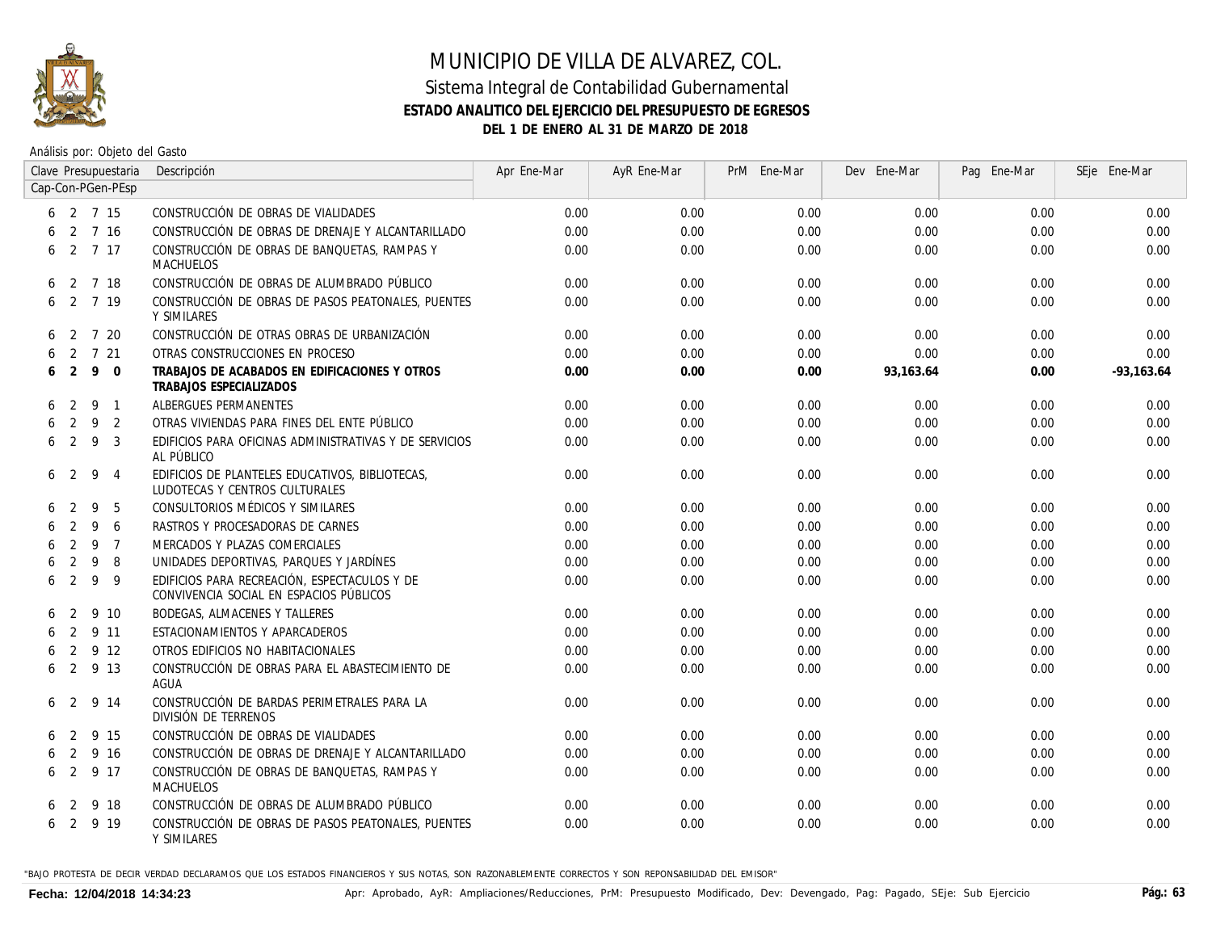# MUNICIPIO DE VILLA DE ALVAREZ, COL.

## Sistema Integral de Contabilidad Gubernamental

### ESTADO ANALITICO DEL EJERCICIO DEL PRESUPUESTO DE EGRESOS

### DEL 1 DE ENERO AL 31 DE MARZO DE 2018

Análisis por: Objeto del Gasto

| Clave Presupuestaria Cap-Con-PGen-PEsp | Descripción | Apr Ene-Mar | AyR Ene-Mar | PrM Ene-Mar | Dev Ene-Mar | Pag Ene-Mar | SEje Ene-Mar |
|---|---|---|---|---|---|---|---|
| 6 2 7 15 | CONSTRUCCIÓN DE OBRAS DE VIALIDADES | 0.00 | 0.00 | 0.00 | 0.00 | 0.00 | 0.00 |
| 6 2 7 16 | CONSTRUCCIÓN DE OBRAS DE DRENAJE Y ALCANTARILLADO | 0.00 | 0.00 | 0.00 | 0.00 | 0.00 | 0.00 |
| 6 2 7 17 | CONSTRUCCIÓN DE OBRAS DE BANQUETAS, RAMPAS Y MACHUELOS | 0.00 | 0.00 | 0.00 | 0.00 | 0.00 | 0.00 |
| 6 2 7 18 | CONSTRUCCIÓN DE OBRAS DE ALUMBRADO PÚBLICO | 0.00 | 0.00 | 0.00 | 0.00 | 0.00 | 0.00 |
| 6 2 7 19 | CONSTRUCCIÓN DE OBRAS DE PASOS PEATONALES, PUENTES Y SIMILARES | 0.00 | 0.00 | 0.00 | 0.00 | 0.00 | 0.00 |
| 6 2 7 20 | CONSTRUCCIÓN DE OTRAS OBRAS DE URBANIZACIÓN | 0.00 | 0.00 | 0.00 | 0.00 | 0.00 | 0.00 |
| 6 2 7 21 | OTRAS CONSTRUCCIONES EN PROCESO | 0.00 | 0.00 | 0.00 | 0.00 | 0.00 | 0.00 |
| **6 2 9 0** | **TRABAJOS DE ACABADOS EN EDIFICACIONES Y OTROS TRABAJOS ESPECIALIZADOS** | **0.00** | **0.00** | **0.00** | **93,163.64** | **0.00** | **-93,163.64** |
| 6 2 9 1 | ALBERGUES PERMANENTES | 0.00 | 0.00 | 0.00 | 0.00 | 0.00 | 0.00 |
| 6 2 9 2 | OTRAS VIVIENDAS PARA FINES DEL ENTE PÚBLICO | 0.00 | 0.00 | 0.00 | 0.00 | 0.00 | 0.00 |
| 6 2 9 3 | EDIFICIOS PARA OFICINAS ADMINISTRATIVAS Y DE SERVICIOS AL PÚBLICO | 0.00 | 0.00 | 0.00 | 0.00 | 0.00 | 0.00 |
| 6 2 9 4 | EDIFICIOS DE PLANTELES EDUCATIVOS, BIBLIOTECAS, LUDOTECAS Y CENTROS CULTURALES | 0.00 | 0.00 | 0.00 | 0.00 | 0.00 | 0.00 |
| 6 2 9 5 | CONSULTORIOS MÉDICOS Y SIMILARES | 0.00 | 0.00 | 0.00 | 0.00 | 0.00 | 0.00 |
| 6 2 9 6 | RASTROS Y PROCESADORAS DE CARNES | 0.00 | 0.00 | 0.00 | 0.00 | 0.00 | 0.00 |
| 6 2 9 7 | MERCADOS Y PLAZAS COMERCIALES | 0.00 | 0.00 | 0.00 | 0.00 | 0.00 | 0.00 |
| 6 2 9 8 | UNIDADES DEPORTIVAS, PARQUES Y JARDÍNES | 0.00 | 0.00 | 0.00 | 0.00 | 0.00 | 0.00 |
| 6 2 9 9 | EDIFICIOS PARA RECREACIÓN, ESPECTACULOS Y DE CONVIVENCIA SOCIAL EN ESPACIOS PÚBLICOS | 0.00 | 0.00 | 0.00 | 0.00 | 0.00 | 0.00 |
| 6 2 9 10 | BODEGAS, ALMACENES Y TALLERES | 0.00 | 0.00 | 0.00 | 0.00 | 0.00 | 0.00 |
| 6 2 9 11 | ESTACIONAMIENTOS Y APARCADEROS | 0.00 | 0.00 | 0.00 | 0.00 | 0.00 | 0.00 |
| 6 2 9 12 | OTROS EDIFICIOS NO HABITACIONALES | 0.00 | 0.00 | 0.00 | 0.00 | 0.00 | 0.00 |
| 6 2 9 13 | CONSTRUCCIÓN DE OBRAS PARA EL ABASTECIMIENTO DE AGUA | 0.00 | 0.00 | 0.00 | 0.00 | 0.00 | 0.00 |
| 6 2 9 14 | CONSTRUCCIÓN DE BARDAS PERIMETRALES PARA LA DIVISIÓN DE TERRENOS | 0.00 | 0.00 | 0.00 | 0.00 | 0.00 | 0.00 |
| 6 2 9 15 | CONSTRUCCIÓN DE OBRAS DE VIALIDADES | 0.00 | 0.00 | 0.00 | 0.00 | 0.00 | 0.00 |
| 6 2 9 16 | CONSTRUCCIÓN DE OBRAS DE DRENAJE Y ALCANTARILLADO | 0.00 | 0.00 | 0.00 | 0.00 | 0.00 | 0.00 |
| 6 2 9 17 | CONSTRUCCIÓN DE OBRAS DE BANQUETAS, RAMPAS Y MACHUELOS | 0.00 | 0.00 | 0.00 | 0.00 | 0.00 | 0.00 |
| 6 2 9 18 | CONSTRUCCIÓN DE OBRAS DE ALUMBRADO PÚBLICO | 0.00 | 0.00 | 0.00 | 0.00 | 0.00 | 0.00 |
| 6 2 9 19 | CONSTRUCCIÓN DE OBRAS DE PASOS PEATONALES, PUENTES Y SIMILARES | 0.00 | 0.00 | 0.00 | 0.00 | 0.00 | 0.00 |

"BAJO PROTESTA DE DECIR VERDAD DECLARAMOS QUE LOS ESTADOS FINANCIEROS Y SUS NOTAS, SON RAZONABLEMENTE CORRECTOS Y SON REPONSABILIDAD DEL EMISOR"

**Fecha: 12/04/2018 14:34:23**

Apr: Aprobado, AyR: Ampliaciones/Reducciones, PrM: Presupuesto Modificado, Dev: Devengado, Pag: Pagado, SEje: Sub Ejercicio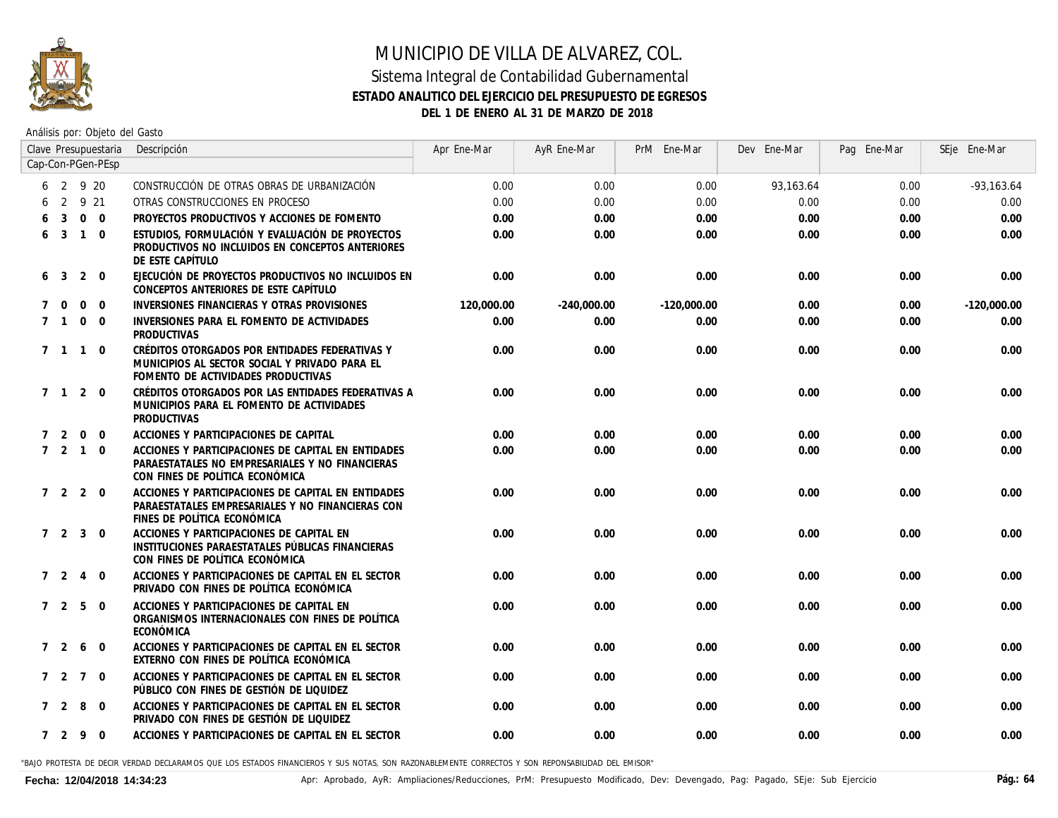# MUNICIPIO DE VILLA DE ALVAREZ, COL.

## Sistema Integral de Contabilidad Gubernamental

### ESTADO ANALITICO DEL EJERCICIO DEL PRESUPUESTO DE EGRESOS

### DEL 1 DE ENERO AL 31 DE MARZO DE 2018

Análisis por: Objeto del Gasto

| Clave Presupuestaria Cap-Con-PGen-PEsp | Descripción | Apr Ene-Mar | AyR Ene-Mar | PrM Ene-Mar | Dev Ene-Mar | Pag Ene-Mar | SEje Ene-Mar |
|---|---|---|---|---|---|---|---|
| 6 2 9 20 | CONSTRUCCIÓN DE OTRAS OBRAS DE URBANIZACIÓN | 0.00 | 0.00 | 0.00 | 93,163.64 | 0.00 | -93,163.64 |
| 6 2 9 21 | OTRAS CONSTRUCCIONES EN PROCESO | 0.00 | 0.00 | 0.00 | 0.00 | 0.00 | 0.00 |
| **6 3 0 0** | **PROYECTOS PRODUCTIVOS Y ACCIONES DE FOMENTO** | **0.00** | **0.00** | **0.00** | **0.00** | **0.00** | **0.00** |
| **6 3 1 0** | **ESTUDIOS, FORMULACIÓN Y EVALUACIÓN DE PROYECTOS PRODUCTIVOS NO INCLUIDOS EN CONCEPTOS ANTERIORES DE ESTE CAPÍTULO** | **0.00** | **0.00** | **0.00** | **0.00** | **0.00** | **0.00** |
| **6 3 2 0** | **EJECUCIÓN DE PROYECTOS PRODUCTIVOS NO INCLUIDOS EN CONCEPTOS ANTERIORES DE ESTE CAPÍTULO** | **0.00** | **0.00** | **0.00** | **0.00** | **0.00** | **0.00** |
| **7 0 0 0** | **INVERSIONES FINANCIERAS Y OTRAS PROVISIONES** | **120,000.00** | **-240,000.00** | **-120,000.00** | **0.00** | **0.00** | **-120,000.00** |
| **7 1 0 0** | **INVERSIONES PARA EL FOMENTO DE ACTIVIDADES PRODUCTIVAS** | **0.00** | **0.00** | **0.00** | **0.00** | **0.00** | **0.00** |
| **7 1 1 0** | **CRÉDITOS OTORGADOS POR ENTIDADES FEDERATIVAS Y MUNICIPIOS AL SECTOR SOCIAL Y PRIVADO PARA EL FOMENTO DE ACTIVIDADES PRODUCTIVAS** | **0.00** | **0.00** | **0.00** | **0.00** | **0.00** | **0.00** |
| **7 1 2 0** | **CRÉDITOS OTORGADOS POR LAS ENTIDADES FEDERATIVAS A MUNICIPIOS PARA EL FOMENTO DE ACTIVIDADES PRODUCTIVAS** | **0.00** | **0.00** | **0.00** | **0.00** | **0.00** | **0.00** |
| **7 2 0 0** | **ACCIONES Y PARTICIPACIONES DE CAPITAL** | **0.00** | **0.00** | **0.00** | **0.00** | **0.00** | **0.00** |
| **7 2 1 0** | **ACCIONES Y PARTICIPACIONES DE CAPITAL EN ENTIDADES PARAESTATALES NO EMPRESARIALES Y NO FINANCIERAS CON FINES DE POLÍTICA ECONÓMICA** | **0.00** | **0.00** | **0.00** | **0.00** | **0.00** | **0.00** |
| **7 2 2 0** | **ACCIONES Y PARTICIPACIONES DE CAPITAL EN ENTIDADES PARAESTATALES EMPRESARIALES Y NO FINANCIERAS CON FINES DE POLÍTICA ECONÓMICA** | **0.00** | **0.00** | **0.00** | **0.00** | **0.00** | **0.00** |
| **7 2 3 0** | **ACCIONES Y PARTICIPACIONES DE CAPITAL EN INSTITUCIONES PARAESTATALES PÚBLICAS FINANCIERAS CON FINES DE POLÍTICA ECONÓMICA** | **0.00** | **0.00** | **0.00** | **0.00** | **0.00** | **0.00** |
| **7 2 4 0** | **ACCIONES Y PARTICIPACIONES DE CAPITAL EN EL SECTOR PRIVADO CON FINES DE POLÍTICA ECONÓMICA** | **0.00** | **0.00** | **0.00** | **0.00** | **0.00** | **0.00** |
| **7 2 5 0** | **ACCIONES Y PARTICIPACIONES DE CAPITAL EN ORGANISMOS INTERNACIONALES CON FINES DE POLÍTICA ECONÓMICA** | **0.00** | **0.00** | **0.00** | **0.00** | **0.00** | **0.00** |
| **7 2 6 0** | **ACCIONES Y PARTICIPACIONES DE CAPITAL EN EL SECTOR EXTERNO CON FINES DE POLÍTICA ECONÓMICA** | **0.00** | **0.00** | **0.00** | **0.00** | **0.00** | **0.00** |
| **7 2 7 0** | **ACCIONES Y PARTICIPACIONES DE CAPITAL EN EL SECTOR PÚBLICO CON FINES DE GESTIÓN DE LIQUIDEZ** | **0.00** | **0.00** | **0.00** | **0.00** | **0.00** | **0.00** |
| **7 2 8 0** | **ACCIONES Y PARTICIPACIONES DE CAPITAL EN EL SECTOR PRIVADO CON FINES DE GESTIÓN DE LIQUIDEZ** | **0.00** | **0.00** | **0.00** | **0.00** | **0.00** | **0.00** |
| **7 2 9 0** | **ACCIONES Y PARTICIPACIONES DE CAPITAL EN EL SECTOR** | **0.00** | **0.00** | **0.00** | **0.00** | **0.00** | **0.00** |

"BAJO PROTESTA DE DECIR VERDAD DECLARAMOS QUE LOS ESTADOS FINANCIEROS Y SUS NOTAS, SON RAZONABLEMENTE CORRECTOS Y SON REPONSABILIDAD DEL EMISOR"

Fecha: 12/04/2018 14:34:23

Apr: Aprobado, AyR: Ampliaciones/Reducciones, PrM: Presupuesto Modificado, Dev: Devengado, Pag: Pagado, SEje: Sub Ejercicio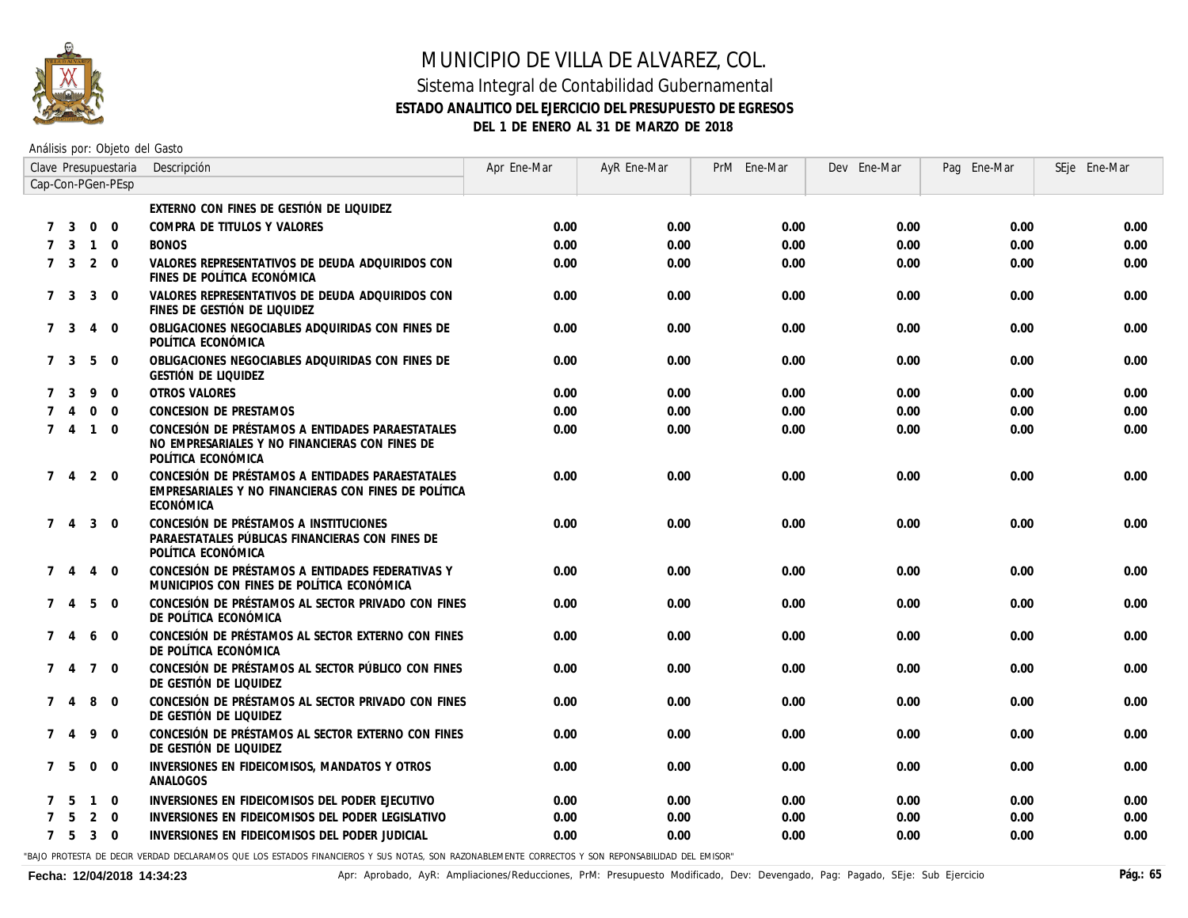# MUNICIPIO DE VILLA DE ALVAREZ, COL.

## Sistema Integral de Contabilidad Gubernamental

### ESTADO ANALITICO DEL EJERCICIO DEL PRESUPUESTO DE EGRESOS

### DEL 1 DE ENERO AL 31 DE MARZO DE 2018

Análisis por: Objeto del Gasto

| Clave Presupuestaria Cap-Con-PGen-PEsp | | | | Descripción | Apr Ene-Mar | AyR Ene-Mar | PrM Ene-Mar | Dev Ene-Mar | Pag Ene-Mar | SEje Ene-Mar |
|---|---|---|---|---|---|---|---|---|---|---|
| | | | | EXTERNO CON FINES DE GESTIÓN DE LIQUIDEZ | | | | | | |
| 7 | 3 | 0 | 0 | COMPRA DE TITULOS Y VALORES | 0.00 | 0.00 | 0.00 | 0.00 | 0.00 | 0.00 |
| 7 | 3 | 1 | 0 | BONOS | 0.00 | 0.00 | 0.00 | 0.00 | 0.00 | 0.00 |
| 7 | 3 | 2 | 0 | VALORES REPRESENTATIVOS DE DEUDA ADQUIRIDOS CON FINES DE POLÍTICA ECONÓMICA | 0.00 | 0.00 | 0.00 | 0.00 | 0.00 | 0.00 |
| 7 | 3 | 3 | 0 | VALORES REPRESENTATIVOS DE DEUDA ADQUIRIDOS CON FINES DE GESTIÓN DE LIQUIDEZ | 0.00 | 0.00 | 0.00 | 0.00 | 0.00 | 0.00 |
| 7 | 3 | 4 | 0 | OBLIGACIONES NEGOCIABLES ADQUIRIDAS CON FINES DE POLÍTICA ECONÓMICA | 0.00 | 0.00 | 0.00 | 0.00 | 0.00 | 0.00 |
| 7 | 3 | 5 | 0 | OBLIGACIONES NEGOCIABLES ADQUIRIDAS CON FINES DE GESTIÓN DE LIQUIDEZ | 0.00 | 0.00 | 0.00 | 0.00 | 0.00 | 0.00 |
| 7 | 3 | 9 | 0 | OTROS VALORES | 0.00 | 0.00 | 0.00 | 0.00 | 0.00 | 0.00 |
| 7 | 4 | 0 | 0 | CONCESION DE PRESTAMOS | 0.00 | 0.00 | 0.00 | 0.00 | 0.00 | 0.00 |
| 7 | 4 | 1 | 0 | CONCESIÓN DE PRÉSTAMOS A ENTIDADES PARAESTATALES NO EMPRESARIALES Y NO FINANCIERAS CON FINES DE POLÍTICA ECONÓMICA | 0.00 | 0.00 | 0.00 | 0.00 | 0.00 | 0.00 |
| 7 | 4 | 2 | 0 | CONCESIÓN DE PRÉSTAMOS A ENTIDADES PARAESTATALES EMPRESARIALES Y NO FINANCIERAS CON FINES DE POLÍTICA ECONÓMICA | 0.00 | 0.00 | 0.00 | 0.00 | 0.00 | 0.00 |
| 7 | 4 | 3 | 0 | CONCESIÓN DE PRÉSTAMOS A INSTITUCIONES PARAESTATALES PÚBLICAS FINANCIERAS CON FINES DE POLÍTICA ECONÓMICA | 0.00 | 0.00 | 0.00 | 0.00 | 0.00 | 0.00 |
| 7 | 4 | 4 | 0 | CONCESIÓN DE PRÉSTAMOS A ENTIDADES FEDERATIVAS Y MUNICIPIOS CON FINES DE POLÍTICA ECONÓMICA | 0.00 | 0.00 | 0.00 | 0.00 | 0.00 | 0.00 |
| 7 | 4 | 5 | 0 | CONCESIÓN DE PRÉSTAMOS AL SECTOR PRIVADO CON FINES DE POLÍTICA ECONÓMICA | 0.00 | 0.00 | 0.00 | 0.00 | 0.00 | 0.00 |
| 7 | 4 | 6 | 0 | CONCESIÓN DE PRÉSTAMOS AL SECTOR EXTERNO CON FINES DE POLÍTICA ECONÓMICA | 0.00 | 0.00 | 0.00 | 0.00 | 0.00 | 0.00 |
| 7 | 4 | 7 | 0 | CONCESIÓN DE PRÉSTAMOS AL SECTOR PÚBLICO CON FINES DE GESTIÓN DE LIQUIDEZ | 0.00 | 0.00 | 0.00 | 0.00 | 0.00 | 0.00 |
| 7 | 4 | 8 | 0 | CONCESIÓN DE PRÉSTAMOS AL SECTOR PRIVADO CON FINES DE GESTIÓN DE LIQUIDEZ | 0.00 | 0.00 | 0.00 | 0.00 | 0.00 | 0.00 |
| 7 | 4 | 9 | 0 | CONCESIÓN DE PRÉSTAMOS AL SECTOR EXTERNO CON FINES DE GESTIÓN DE LIQUIDEZ | 0.00 | 0.00 | 0.00 | 0.00 | 0.00 | 0.00 |
| 7 | 5 | 0 | 0 | INVERSIONES EN FIDEICOMISOS, MANDATOS Y OTROS ANALOGOS | 0.00 | 0.00 | 0.00 | 0.00 | 0.00 | 0.00 |
| 7 | 5 | 1 | 0 | INVERSIONES EN FIDEICOMISOS DEL PODER EJECUTIVO | 0.00 | 0.00 | 0.00 | 0.00 | 0.00 | 0.00 |
| 7 | 5 | 2 | 0 | INVERSIONES EN FIDEICOMISOS DEL PODER LEGISLATIVO | 0.00 | 0.00 | 0.00 | 0.00 | 0.00 | 0.00 |
| 7 | 5 | 3 | 0 | INVERSIONES EN FIDEICOMISOS DEL PODER JUDICIAL | 0.00 | 0.00 | 0.00 | 0.00 | 0.00 | 0.00 |

"BAJO PROTESTA DE DECIR VERDAD DECLARAMOS QUE LOS ESTADOS FINANCIEROS Y SUS NOTAS, SON RAZONABLEMENTE CORRECTOS Y SON REPONSABILIDAD DEL EMISOR"

**Fecha: 12/04/2018 14:34:23**

Apr: Aprobado, AyR: Ampliaciones/Reducciones, PrM: Presupuesto Modificado, Dev: Devengado, Pag: Pagado, SEje: Sub Ejercicio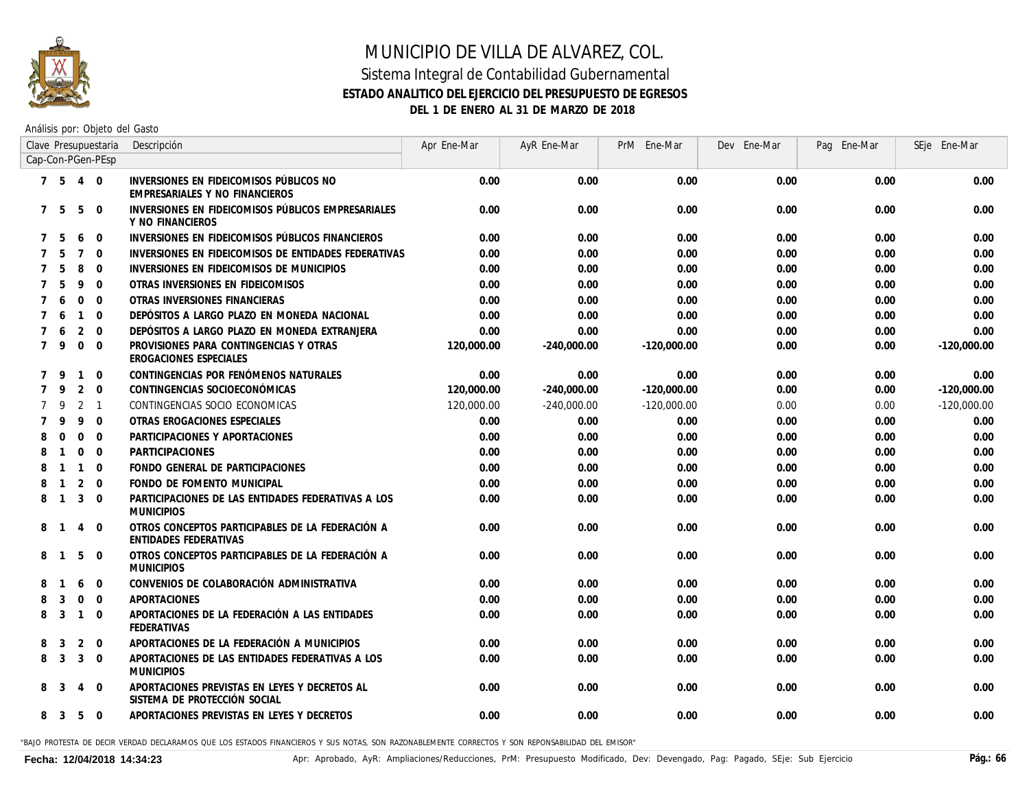# MUNICIPIO DE VILLA DE ALVAREZ, COL.

## Sistema Integral de Contabilidad Gubernamental

### ESTADO ANALITICO DEL EJERCICIO DEL PRESUPUESTO DE EGRESOS

### DEL 1 DE ENERO AL 31 DE MARZO DE 2018

Análisis por: Objeto del Gasto

| Clave Presupuestaria Cap-Con-PGen-PEsp | Descripción | Apr Ene-Mar | AyR Ene-Mar | PrM Ene-Mar | Dev Ene-Mar | Pag Ene-Mar | SEje Ene-Mar |
|---|---|---|---|---|---|---|---|
| 7 5 4 0 | **INVERSIONES EN FIDEICOMISOS PÚBLICOS NO EMPRESARIALES Y NO FINANCIEROS** | **0.00** | **0.00** | **0.00** | **0.00** | **0.00** | **0.00** |
| 7 5 5 0 | **INVERSIONES EN FIDEICOMISOS PÚBLICOS EMPRESARIALES Y NO FINANCIEROS** | **0.00** | **0.00** | **0.00** | **0.00** | **0.00** | **0.00** |
| 7 5 6 0 | **INVERSIONES EN FIDEICOMISOS PÚBLICOS FINANCIEROS** | **0.00** | **0.00** | **0.00** | **0.00** | **0.00** | **0.00** |
| 7 5 7 0 | **INVERSIONES EN FIDEICOMISOS DE ENTIDADES FEDERATIVAS** | **0.00** | **0.00** | **0.00** | **0.00** | **0.00** | **0.00** |
| 7 5 8 0 | **INVERSIONES EN FIDEICOMISOS DE MUNICIPIOS** | **0.00** | **0.00** | **0.00** | **0.00** | **0.00** | **0.00** |
| 7 5 9 0 | **OTRAS INVERSIONES EN FIDEICOMISOS** | **0.00** | **0.00** | **0.00** | **0.00** | **0.00** | **0.00** |
| 7 6 0 0 | **OTRAS INVERSIONES FINANCIERAS** | **0.00** | **0.00** | **0.00** | **0.00** | **0.00** | **0.00** |
| 7 6 1 0 | **DEPÓSITOS A LARGO PLAZO EN MONEDA NACIONAL** | **0.00** | **0.00** | **0.00** | **0.00** | **0.00** | **0.00** |
| 7 6 2 0 | **DEPÓSITOS A LARGO PLAZO EN MONEDA EXTRANJERA** | **0.00** | **0.00** | **0.00** | **0.00** | **0.00** | **0.00** |
| 7 9 0 0 | **PROVISIONES PARA CONTINGENCIAS Y OTRAS EROGACIONES ESPECIALES** | **120,000.00** | **-240,000.00** | **-120,000.00** | **0.00** | **0.00** | **-120,000.00** |
| 7 9 1 0 | **CONTINGENCIAS POR FENÓMENOS NATURALES** | **0.00** | **0.00** | **0.00** | **0.00** | **0.00** | **0.00** |
| 7 9 2 0 | **CONTINGENCIAS SOCIOECONÓMICAS** | **120,000.00** | **-240,000.00** | **-120,000.00** | **0.00** | **0.00** | **-120,000.00** |
| 7 9 2 1 | CONTINGENCIAS SOCIO ECONOMICAS | 120,000.00 | -240,000.00 | -120,000.00 | 0.00 | 0.00 | -120,000.00 |
| 7 9 9 0 | **OTRAS EROGACIONES ESPECIALES** | **0.00** | **0.00** | **0.00** | **0.00** | **0.00** | **0.00** |
| 8 0 0 0 | **PARTICIPACIONES Y APORTACIONES** | **0.00** | **0.00** | **0.00** | **0.00** | **0.00** | **0.00** |
| 8 1 0 0 | **PARTICIPACIONES** | **0.00** | **0.00** | **0.00** | **0.00** | **0.00** | **0.00** |
| 8 1 1 0 | **FONDO GENERAL DE PARTICIPACIONES** | **0.00** | **0.00** | **0.00** | **0.00** | **0.00** | **0.00** |
| 8 1 2 0 | **FONDO DE FOMENTO MUNICIPAL** | **0.00** | **0.00** | **0.00** | **0.00** | **0.00** | **0.00** |
| 8 1 3 0 | **PARTICIPACIONES DE LAS ENTIDADES FEDERATIVAS A LOS MUNICIPIOS** | **0.00** | **0.00** | **0.00** | **0.00** | **0.00** | **0.00** |
| 8 1 4 0 | **OTROS CONCEPTOS PARTICIPABLES DE LA FEDERACIÓN A ENTIDADES FEDERATIVAS** | **0.00** | **0.00** | **0.00** | **0.00** | **0.00** | **0.00** |
| 8 1 5 0 | **OTROS CONCEPTOS PARTICIPABLES DE LA FEDERACIÓN A MUNICIPIOS** | **0.00** | **0.00** | **0.00** | **0.00** | **0.00** | **0.00** |
| 8 1 6 0 | **CONVENIOS DE COLABORACIÓN ADMINISTRATIVA** | **0.00** | **0.00** | **0.00** | **0.00** | **0.00** | **0.00** |
| 8 3 0 0 | **APORTACIONES** | **0.00** | **0.00** | **0.00** | **0.00** | **0.00** | **0.00** |
| 8 3 1 0 | **APORTACIONES DE LA FEDERACIÓN A LAS ENTIDADES FEDERATIVAS** | **0.00** | **0.00** | **0.00** | **0.00** | **0.00** | **0.00** |
| 8 3 2 0 | **APORTACIONES DE LA FEDERACIÓN A MUNICIPIOS** | **0.00** | **0.00** | **0.00** | **0.00** | **0.00** | **0.00** |
| 8 3 3 0 | **APORTACIONES DE LAS ENTIDADES FEDERATIVAS A LOS MUNICIPIOS** | **0.00** | **0.00** | **0.00** | **0.00** | **0.00** | **0.00** |
| 8 3 4 0 | **APORTACIONES PREVISTAS EN LEYES Y DECRETOS AL SISTEMA DE PROTECCIÓN SOCIAL** | **0.00** | **0.00** | **0.00** | **0.00** | **0.00** | **0.00** |
| 8 3 5 0 | **APORTACIONES PREVISTAS EN LEYES Y DECRETOS** | **0.00** | **0.00** | **0.00** | **0.00** | **0.00** | **0.00** |

"BAJO PROTESTA DE DECIR VERDAD DECLARAMOS QUE LOS ESTADOS FINANCIEROS Y SUS NOTAS, SON RAZONABLEMENTE CORRECTOS Y SON REPONSABILIDAD DEL EMISOR"

**Fecha: 12/04/2018 14:34:23**

Apr: Aprobado, AyR: Ampliaciones/Reducciones, PrM: Presupuesto Modificado, Dev: Devengado, Pag: Pagado, SEje: Sub Ejercicio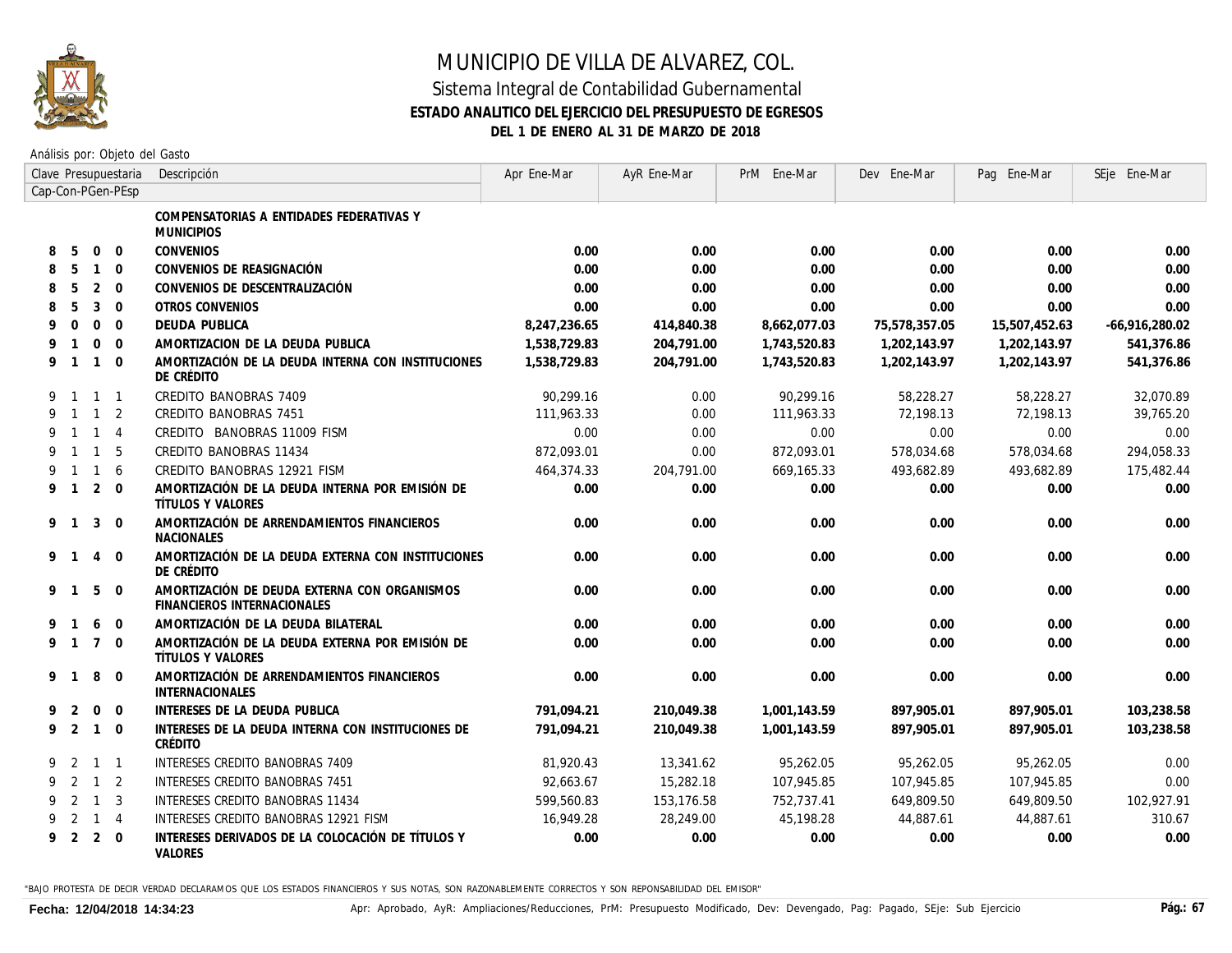# MUNICIPIO DE VILLA DE ALVAREZ, COL.

## Sistema Integral de Contabilidad Gubernamental

### ESTADO ANALITICO DEL EJERCICIO DEL PRESUPUESTO DE EGRESOS

### DEL 1 DE ENERO AL 31 DE MARZO DE 2018

Análisis por: Objeto del Gasto

| Clave Presupuestaria Cap-Con-PGen-PEsp | Descripción | Apr Ene-Mar | AyR Ene-Mar | PrM Ene-Mar | Dev Ene-Mar | Pag Ene-Mar | SEje Ene-Mar |
|---|---|---|---|---|---|---|---|
| | **COMPENSATORIAS A ENTIDADES FEDERATIVAS Y MUNICIPIOS** | | | | | | |
| **8 5 0 0** | **CONVENIOS** | **0.00** | **0.00** | **0.00** | **0.00** | **0.00** | **0.00** |
| **8 5 1 0** | **CONVENIOS DE REASIGNACIÓN** | **0.00** | **0.00** | **0.00** | **0.00** | **0.00** | **0.00** |
| **8 5 2 0** | **CONVENIOS DE DESCENTRALIZACIÓN** | **0.00** | **0.00** | **0.00** | **0.00** | **0.00** | **0.00** |
| **8 5 3 0** | **OTROS CONVENIOS** | **0.00** | **0.00** | **0.00** | **0.00** | **0.00** | **0.00** |
| **9 0 0 0** | **DEUDA PUBLICA** | **8,247,236.65** | **414,840.38** | **8,662,077.03** | **75,578,357.05** | **15,507,452.63** | **-66,916,280.02** |
| **9 1 0 0** | **AMORTIZACION DE LA DEUDA PUBLICA** | **1,538,729.83** | **204,791.00** | **1,743,520.83** | **1,202,143.97** | **1,202,143.97** | **541,376.86** |
| **9 1 1 0** | **AMORTIZACIÓN DE LA DEUDA INTERNA CON INSTITUCIONES DE CRÉDITO** | **1,538,729.83** | **204,791.00** | **1,743,520.83** | **1,202,143.97** | **1,202,143.97** | **541,376.86** |
| 9 1 1 1 | CREDITO BANOBRAS 7409 | 90,299.16 | 0.00 | 90,299.16 | 58,228.27 | 58,228.27 | 32,070.89 |
| 9 1 1 2 | CREDITO BANOBRAS 7451 | 111,963.33 | 0.00 | 111,963.33 | 72,198.13 | 72,198.13 | 39,765.20 |
| 9 1 1 4 | CREDITO BANOBRAS 11009 FISM | 0.00 | 0.00 | 0.00 | 0.00 | 0.00 | 0.00 |
| 9 1 1 5 | CREDITO BANOBRAS 11434 | 872,093.01 | 0.00 | 872,093.01 | 578,034.68 | 578,034.68 | 294,058.33 |
| 9 1 1 6 | CREDITO BANOBRAS 12921 FISM | 464,374.33 | 204,791.00 | 669,165.33 | 493,682.89 | 493,682.89 | 175,482.44 |
| **9 1 2 0** | **AMORTIZACIÓN DE LA DEUDA INTERNA POR EMISIÓN DE TÍTULOS Y VALORES** | **0.00** | **0.00** | **0.00** | **0.00** | **0.00** | **0.00** |
| **9 1 3 0** | **AMORTIZACIÓN DE ARRENDAMIENTOS FINANCIEROS NACIONALES** | **0.00** | **0.00** | **0.00** | **0.00** | **0.00** | **0.00** |
| **9 1 4 0** | **AMORTIZACIÓN DE LA DEUDA EXTERNA CON INSTITUCIONES DE CRÉDITO** | **0.00** | **0.00** | **0.00** | **0.00** | **0.00** | **0.00** |
| **9 1 5 0** | **AMORTIZACIÓN DE DEUDA EXTERNA CON ORGANISMOS FINANCIEROS INTERNACIONALES** | **0.00** | **0.00** | **0.00** | **0.00** | **0.00** | **0.00** |
| **9 1 6 0** | **AMORTIZACIÓN DE LA DEUDA BILATERAL** | **0.00** | **0.00** | **0.00** | **0.00** | **0.00** | **0.00** |
| **9 1 7 0** | **AMORTIZACIÓN DE LA DEUDA EXTERNA POR EMISIÓN DE TÍTULOS Y VALORES** | **0.00** | **0.00** | **0.00** | **0.00** | **0.00** | **0.00** |
| **9 1 8 0** | **AMORTIZACIÓN DE ARRENDAMIENTOS FINANCIEROS INTERNACIONALES** | **0.00** | **0.00** | **0.00** | **0.00** | **0.00** | **0.00** |
| **9 2 0 0** | **INTERESES DE LA DEUDA PUBLICA** | **791,094.21** | **210,049.38** | **1,001,143.59** | **897,905.01** | **897,905.01** | **103,238.58** |
| **9 2 1 0** | **INTERESES DE LA DEUDA INTERNA CON INSTITUCIONES DE CRÉDITO** | **791,094.21** | **210,049.38** | **1,001,143.59** | **897,905.01** | **897,905.01** | **103,238.58** |
| 9 2 1 1 | INTERESES CREDITO BANOBRAS 7409 | 81,920.43 | 13,341.62 | 95,262.05 | 95,262.05 | 95,262.05 | 0.00 |
| 9 2 1 2 | INTERESES CREDITO BANOBRAS 7451 | 92,663.67 | 15,282.18 | 107,945.85 | 107,945.85 | 107,945.85 | 0.00 |
| 9 2 1 3 | INTERESES CREDITO BANOBRAS 11434 | 599,560.83 | 153,176.58 | 752,737.41 | 649,809.50 | 649,809.50 | 102,927.91 |
| 9 2 1 4 | INTERESES CREDITO BANOBRAS 12921 FISM | 16,949.28 | 28,249.00 | 45,198.28 | 44,887.61 | 44,887.61 | 310.67 |
| **9 2 2 0** | **INTERESES DERIVADOS DE LA COLOCACIÓN DE TÍTULOS Y VALORES** | **0.00** | **0.00** | **0.00** | **0.00** | **0.00** | **0.00** |

"BAJO PROTESTA DE DECIR VERDAD DECLARAMOS QUE LOS ESTADOS FINANCIEROS Y SUS NOTAS, SON RAZONABLEMENTE CORRECTOS Y SON REPONSABILIDAD DEL EMISOR"

**Fecha: 12/04/2018 14:34:23** Apr: Aprobado, AyR: Ampliaciones/Reducciones, PrM: Presupuesto Modificado, Dev: Devengado, Pag: Pagado, SEje: Sub Ejercicio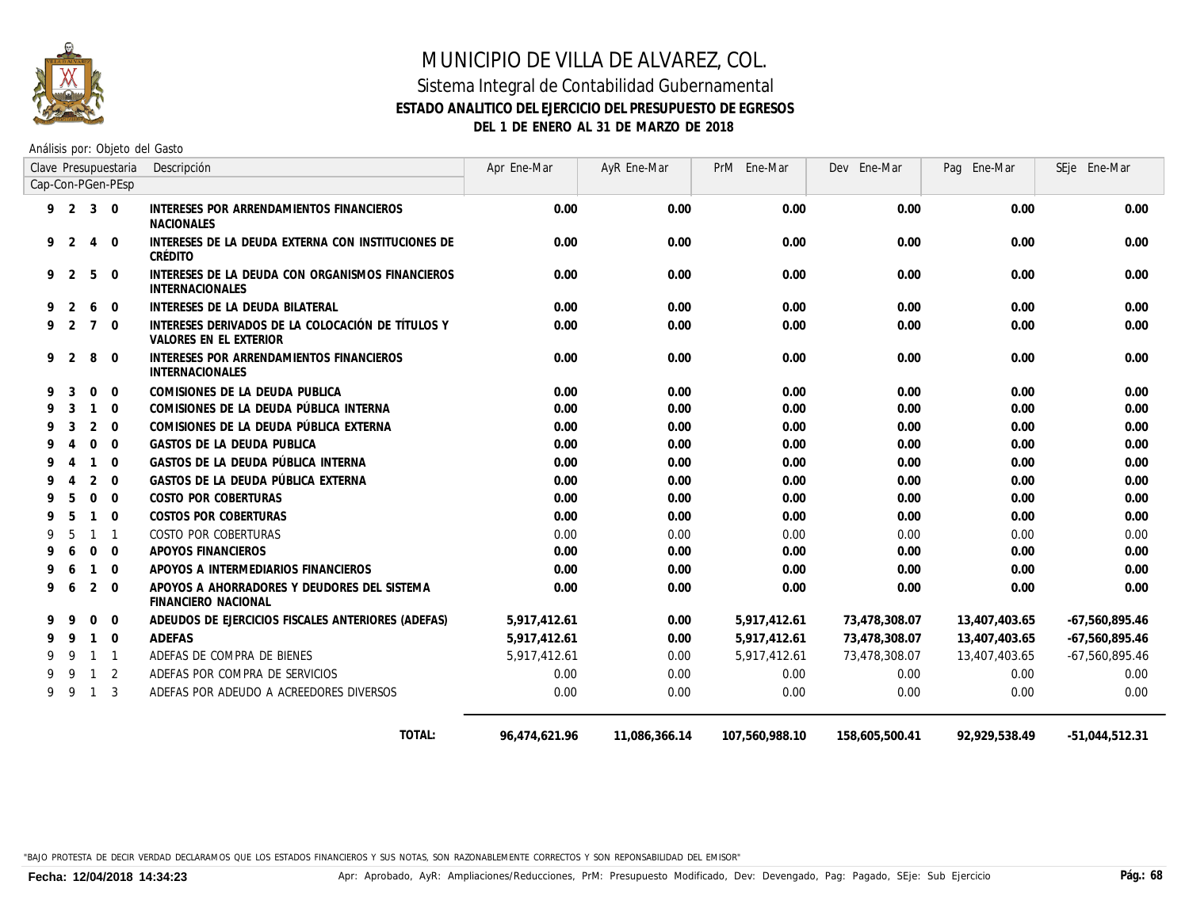# MUNICIPIO DE VILLA DE ALVAREZ, COL.

## Sistema Integral de Contabilidad Gubernamental

### ESTADO ANALITICO DEL EJERCICIO DEL PRESUPUESTO DE EGRESOS

### DEL 1 DE ENERO AL 31 DE MARZO DE 2018

Análisis por: Objeto del Gasto

| Clave Presupuestaria Cap-Con-PGen-PEsp | Descripción | Apr Ene-Mar | AyR Ene-Mar | PrM Ene-Mar | Dev Ene-Mar | Pag Ene-Mar | SEje Ene-Mar |
|---|---|---|---|---|---|---|---|
| **9 2 3 0** | **INTERESES POR ARRENDAMIENTOS FINANCIEROS NACIONALES** | **0.00** | **0.00** | **0.00** | **0.00** | **0.00** | **0.00** |
| **9 2 4 0** | **INTERESES DE LA DEUDA EXTERNA CON INSTITUCIONES DE CRÉDITO** | **0.00** | **0.00** | **0.00** | **0.00** | **0.00** | **0.00** |
| **9 2 5 0** | **INTERESES DE LA DEUDA CON ORGANISMOS FINANCIEROS INTERNACIONALES** | **0.00** | **0.00** | **0.00** | **0.00** | **0.00** | **0.00** |
| **9 2 6 0** | **INTERESES DE LA DEUDA BILATERAL** | **0.00** | **0.00** | **0.00** | **0.00** | **0.00** | **0.00** |
| **9 2 7 0** | **INTERESES DERIVADOS DE LA COLOCACIÓN DE TÍTULOS Y VALORES EN EL EXTERIOR** | **0.00** | **0.00** | **0.00** | **0.00** | **0.00** | **0.00** |
| **9 2 8 0** | **INTERESES POR ARRENDAMIENTOS FINANCIEROS INTERNACIONALES** | **0.00** | **0.00** | **0.00** | **0.00** | **0.00** | **0.00** |
| **9 3 0 0** | **COMISIONES DE LA DEUDA PUBLICA** | **0.00** | **0.00** | **0.00** | **0.00** | **0.00** | **0.00** |
| **9 3 1 0** | **COMISIONES DE LA DEUDA PÚBLICA INTERNA** | **0.00** | **0.00** | **0.00** | **0.00** | **0.00** | **0.00** |
| **9 3 2 0** | **COMISIONES DE LA DEUDA PÚBLICA EXTERNA** | **0.00** | **0.00** | **0.00** | **0.00** | **0.00** | **0.00** |
| **9 4 0 0** | **GASTOS DE LA DEUDA PUBLICA** | **0.00** | **0.00** | **0.00** | **0.00** | **0.00** | **0.00** |
| **9 4 1 0** | **GASTOS DE LA DEUDA PÚBLICA INTERNA** | **0.00** | **0.00** | **0.00** | **0.00** | **0.00** | **0.00** |
| **9 4 2 0** | **GASTOS DE LA DEUDA PÚBLICA EXTERNA** | **0.00** | **0.00** | **0.00** | **0.00** | **0.00** | **0.00** |
| **9 5 0 0** | **COSTO POR COBERTURAS** | **0.00** | **0.00** | **0.00** | **0.00** | **0.00** | **0.00** |
| **9 5 1 0** | **COSTOS POR COBERTURAS** | **0.00** | **0.00** | **0.00** | **0.00** | **0.00** | **0.00** |
| 9 5 1 1 | COSTO POR COBERTURAS | 0.00 | 0.00 | 0.00 | 0.00 | 0.00 | 0.00 |
| **9 6 0 0** | **APOYOS FINANCIEROS** | **0.00** | **0.00** | **0.00** | **0.00** | **0.00** | **0.00** |
| **9 6 1 0** | **APOYOS A INTERMEDIARIOS FINANCIEROS** | **0.00** | **0.00** | **0.00** | **0.00** | **0.00** | **0.00** |
| **9 6 2 0** | **APOYOS A AHORRADORES Y DEUDORES DEL SISTEMA FINANCIERO NACIONAL** | **0.00** | **0.00** | **0.00** | **0.00** | **0.00** | **0.00** |
| **9 9 0 0** | **ADEUDOS DE EJERCICIOS FISCALES ANTERIORES (ADEFAS)** | **5,917,412.61** | **0.00** | **5,917,412.61** | **73,478,308.07** | **13,407,403.65** | **-67,560,895.46** |
| **9 9 1 0** | **ADEFAS** | **5,917,412.61** | **0.00** | **5,917,412.61** | **73,478,308.07** | **13,407,403.65** | **-67,560,895.46** |
| 9 9 1 1 | ADEFAS DE COMPRA DE BIENES | 5,917,412.61 | 0.00 | 5,917,412.61 | 73,478,308.07 | 13,407,403.65 | -67,560,895.46 |
| 9 9 1 2 | ADEFAS POR COMPRA DE SERVICIOS | 0.00 | 0.00 | 0.00 | 0.00 | 0.00 | 0.00 |
| 9 9 1 3 | ADEFAS POR ADEUDO A ACREEDORES DIVERSOS | 0.00 | 0.00 | 0.00 | 0.00 | 0.00 | 0.00 |
| | **TOTAL:** | **96,474,621.96** | **11,086,366.14** | **107,560,988.10** | **158,605,500.41** | **92,929,538.49** | **-51,044,512.31** |

"BAJO PROTESTA DE DECIR VERDAD DECLARAMOS QUE LOS ESTADOS FINANCIEROS Y SUS NOTAS, SON RAZONABLEMENTE CORRECTOS Y SON REPONSABILIDAD DEL EMISOR"

**Fecha: 12/04/2018 14:34:23**

Apr: Aprobado, AyR: Ampliaciones/Reducciones, PrM: Presupuesto Modificado, Dev: Devengado, Pag: Pagado, SEje: Sub Ejercicio